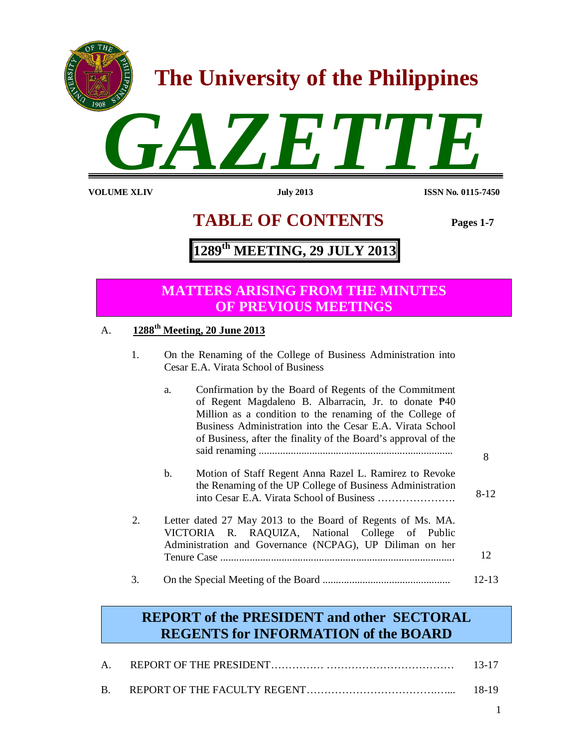# The University of the Philippines

# GAZETTE

**VOLUME XLIV** **July 2013** **ISSN No. 0115-7450**

## TABLE OF CONTENTS

**Pages 1-7**

## 1289th MEETING, 29 JULY 2013

### MATTERS ARISING FROM THE MINUTES OF PREVIOUS MEETINGS

A. **1288th Meeting, 20 June 2013**

1. On the Renaming of the College of Business Administration into Cesar E.A. Virata School of Business

   a. Confirmation by the Board of Regents of the Commitment of Regent Magdaleno B. Albarracin, Jr. to donate ₱40 Million as a condition to the renaming of the College of Business Administration into the Cesar E.A. Virata School of Business, after the finality of the Board's approval of the said renaming ........................................................................ 8

   b. Motion of Staff Regent Anna Razel L. Ramirez to Revoke the Renaming of the UP College of Business Administration into Cesar E.A. Virata School of Business …………………. 8-12

2. Letter dated 27 May 2013 to the Board of Regents of Ms. MA. VICTORIA R. RAQUIZA, National College of Public Administration and Governance (NCPAG), UP Diliman on her Tenure Case ........................................................................................ 12

3. On the Special Meeting of the Board ................................................ 12-13

### REPORT of the PRESIDENT and other SECTORAL REGENTS for INFORMATION of the BOARD

A. REPORT OF THE PRESIDENT…………… ……………………………… 13-17

B. REPORT OF THE FACULTY REGENT…………………………………..…... 18-19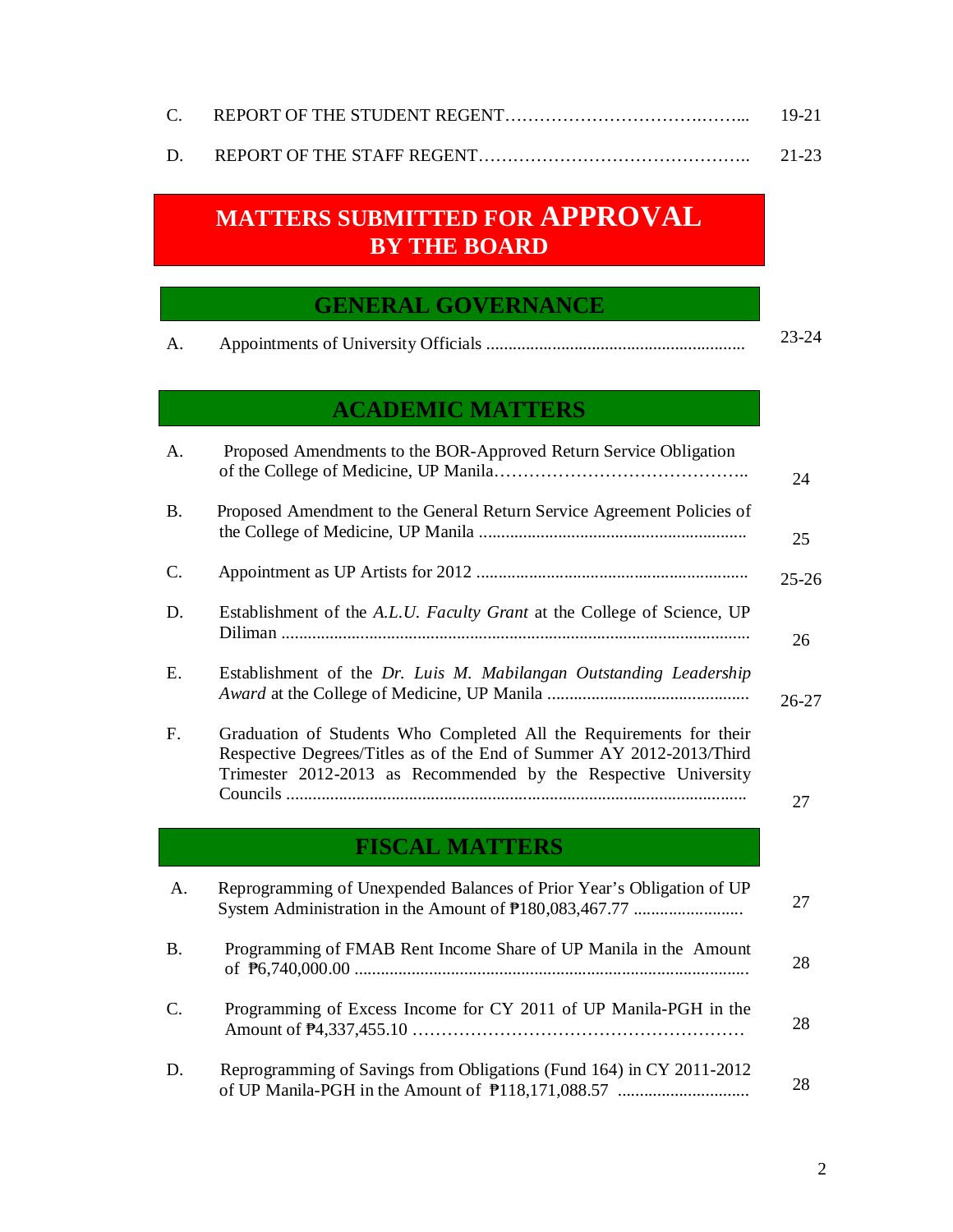C. REPORT OF THE STUDENT REGENT…………………………………….….... 19-21

D. REPORT OF THE STAFF REGENT……………………………………….. 21-23

# MATTERS SUBMITTED FOR APPROVAL BY THE BOARD

## GENERAL GOVERNANCE

A. Appointments of University Officials .......................................................... 23-24

## ACADEMIC MATTERS

A. Proposed Amendments to the BOR-Approved Return Service Obligation of the College of Medicine, UP Manila…………………………………….. 24

B. Proposed Amendment to the General Return Service Agreement Policies of the College of Medicine, UP Manila ............................................................ 25

C. Appointment as UP Artists for 2012 ............................................................. 25-26

D. Establishment of the *A.L.U. Faculty Grant* at the College of Science, UP Diliman .......................................................................................................... 26

E. Establishment of the *Dr. Luis M. Mabilangan Outstanding Leadership Award* at the College of Medicine, UP Manila ............................................. 26-27

F. Graduation of Students Who Completed All the Requirements for their Respective Degrees/Titles as of the End of Summer AY 2012-2013/Third Trimester 2012-2013 as Recommended by the Respective University Councils ........................................................................................................ 27

## FISCAL MATTERS

A. Reprogramming of Unexpended Balances of Prior Year's Obligation of UP System Administration in the Amount of ₱180,083,467.77 ......................... 27

B. Programming of FMAB Rent Income Share of UP Manila in the Amount of ₱6,740,000.00 ......................................................................................... 28

C. Programming of Excess Income for CY 2011 of UP Manila-PGH in the Amount of ₱4,337,455.10 ………………………………………………… 28

D. Reprogramming of Savings from Obligations (Fund 164) in CY 2011-2012 of UP Manila-PGH in the Amount of ₱118,171,088.57 ............................. 28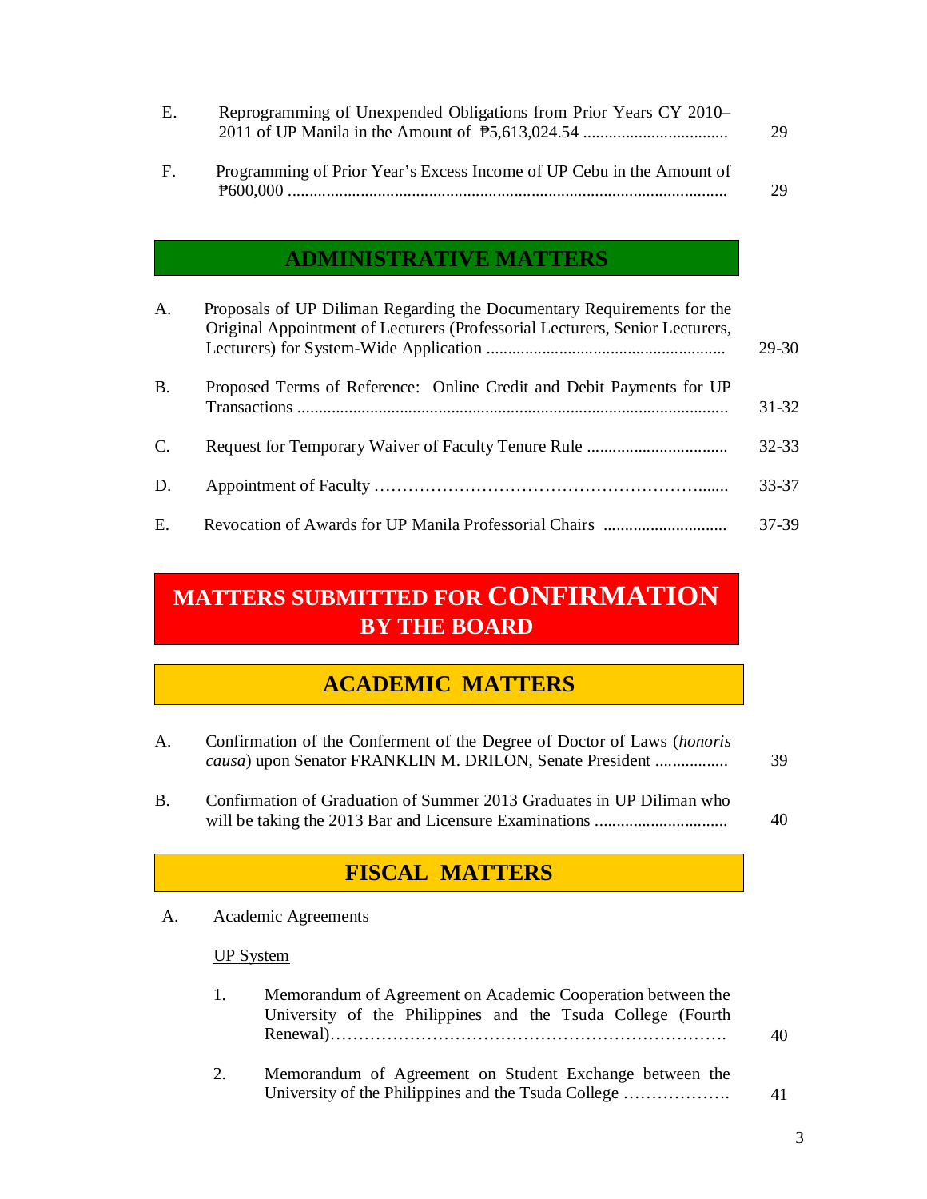E. Reprogramming of Unexpended Obligations from Prior Years CY 2010–2011 of UP Manila in the Amount of ₱5,613,024.54 ................................. 29

F. Programming of Prior Year's Excess Income of UP Cebu in the Amount of ₱600,000 ........................................................................................................ 29

## ADMINISTRATIVE MATTERS

A. Proposals of UP Diliman Regarding the Documentary Requirements for the Original Appointment of Lecturers (Professorial Lecturers, Senior Lecturers, Lecturers) for System-Wide Application ....................................................... 29-30

B. Proposed Terms of Reference: Online Credit and Debit Payments for UP Transactions .................................................................................................... 31-32

C. Request for Temporary Waiver of Faculty Tenure Rule ................................ 32-33

D. Appointment of Faculty …………………………………………………...... 33-37

E. Revocation of Awards for UP Manila Professorial Chairs ............................ 37-39

# MATTERS SUBMITTED FOR CONFIRMATION BY THE BOARD

## ACADEMIC MATTERS

A. Confirmation of the Conferment of the Degree of Doctor of Laws (*honoris causa*) upon Senator FRANKLIN M. DRILON, Senate President ................ 39

B. Confirmation of Graduation of Summer 2013 Graduates in UP Diliman who will be taking the 2013 Bar and Licensure Examinations .............................. 40

## FISCAL MATTERS

A. Academic Agreements

UP System

1. Memorandum of Agreement on Academic Cooperation between the University of the Philippines and the Tsuda College (Fourth Renewal)………………………………………………………… 40

2. Memorandum of Agreement on Student Exchange between the University of the Philippines and the Tsuda College ………………. 41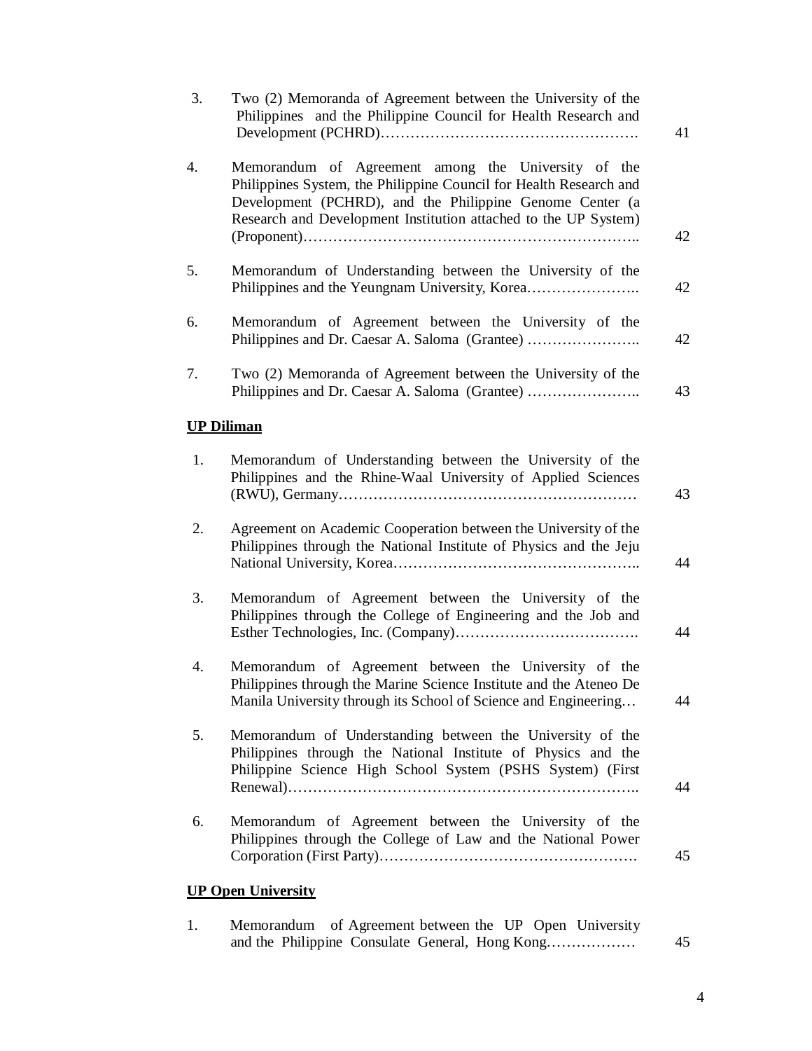3. Two (2) Memoranda of Agreement between the University of the Philippines and the Philippine Council for Health Research and Development (PCHRD)……………………………………………. 41

4. Memorandum of Agreement among the University of the Philippines System, the Philippine Council for Health Research and Development (PCHRD), and the Philippine Genome Center (a Research and Development Institution attached to the UP System) (Proponent)………………………………………………………….. 42

5. Memorandum of Understanding between the University of the Philippines and the Yeungnam University, Korea………………….. 42

6. Memorandum of Agreement between the University of the Philippines and Dr. Caesar A. Saloma (Grantee) ………………….. 42

7. Two (2) Memoranda of Agreement between the University of the Philippines and Dr. Caesar A. Saloma (Grantee) ………………….. 43

**UP Diliman**

1. Memorandum of Understanding between the University of the Philippines and the Rhine-Waal University of Applied Sciences (RWU), Germany…………………………………………………… 43

2. Agreement on Academic Cooperation between the University of the Philippines through the National Institute of Physics and the Jeju National University, Korea………………………………………….. 44

3. Memorandum of Agreement between the University of the Philippines through the College of Engineering and the Job and Esther Technologies, Inc. (Company)………………………………. 44

4. Memorandum of Agreement between the University of the Philippines through the Marine Science Institute and the Ateneo De Manila University through its School of Science and Engineering… 44

5. Memorandum of Understanding between the University of the Philippines through the National Institute of Physics and the Philippine Science High School System (PSHS System) (First Renewal)……………………………………………………………….. 44

6. Memorandum of Agreement between the University of the Philippines through the College of Law and the National Power Corporation (First Party)……………………………………………. 45

**UP Open University**

1. Memorandum of Agreement between the UP Open University and the Philippine Consulate General, Hong Kong……………… 45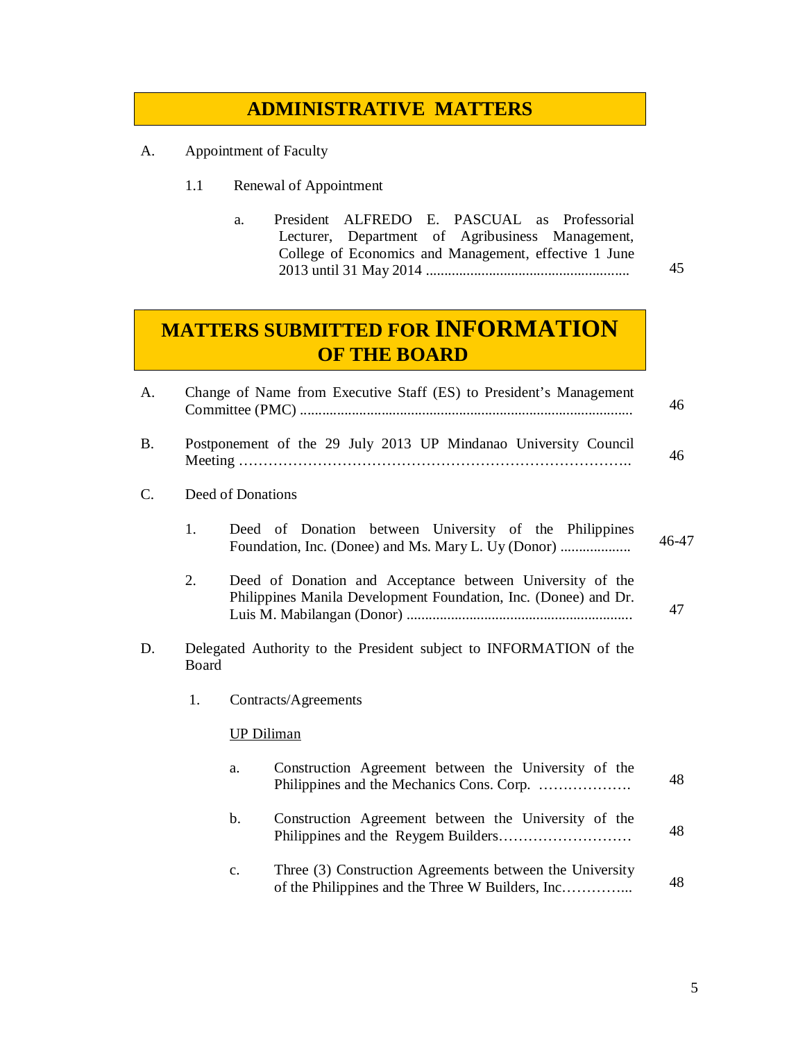## ADMINISTRATIVE MATTERS

A. Appointment of Faculty

1.1 Renewal of Appointment

a. President ALFREDO E. PASCUAL as Professorial Lecturer, Department of Agribusiness Management, College of Economics and Management, effective 1 June 2013 until 31 May 2014 ....................................................... 45

## MATTERS SUBMITTED FOR INFORMATION OF THE BOARD

A. Change of Name from Executive Staff (ES) to President's Management Committee (PMC) ......................................................................................... 46

B. Postponement of the 29 July 2013 UP Mindanao University Council Meeting …………………………………………………………………….. 46

C. Deed of Donations

1. Deed of Donation between University of the Philippines Foundation, Inc. (Donee) and Ms. Mary L. Uy (Donor) ................... 46-47

2. Deed of Donation and Acceptance between University of the Philippines Manila Development Foundation, Inc. (Donee) and Dr. Luis M. Mabilangan (Donor) ............................................................ 47

D. Delegated Authority to the President subject to INFORMATION of the Board

1. Contracts/Agreements

<u>UP Diliman</u>

a. Construction Agreement between the University of the Philippines and the Mechanics Cons. Corp. ………………. 48

b. Construction Agreement between the University of the Philippines and the Reygem Builders……………………… 48

c. Three (3) Construction Agreements between the University of the Philippines and the Three W Builders, Inc…………... 48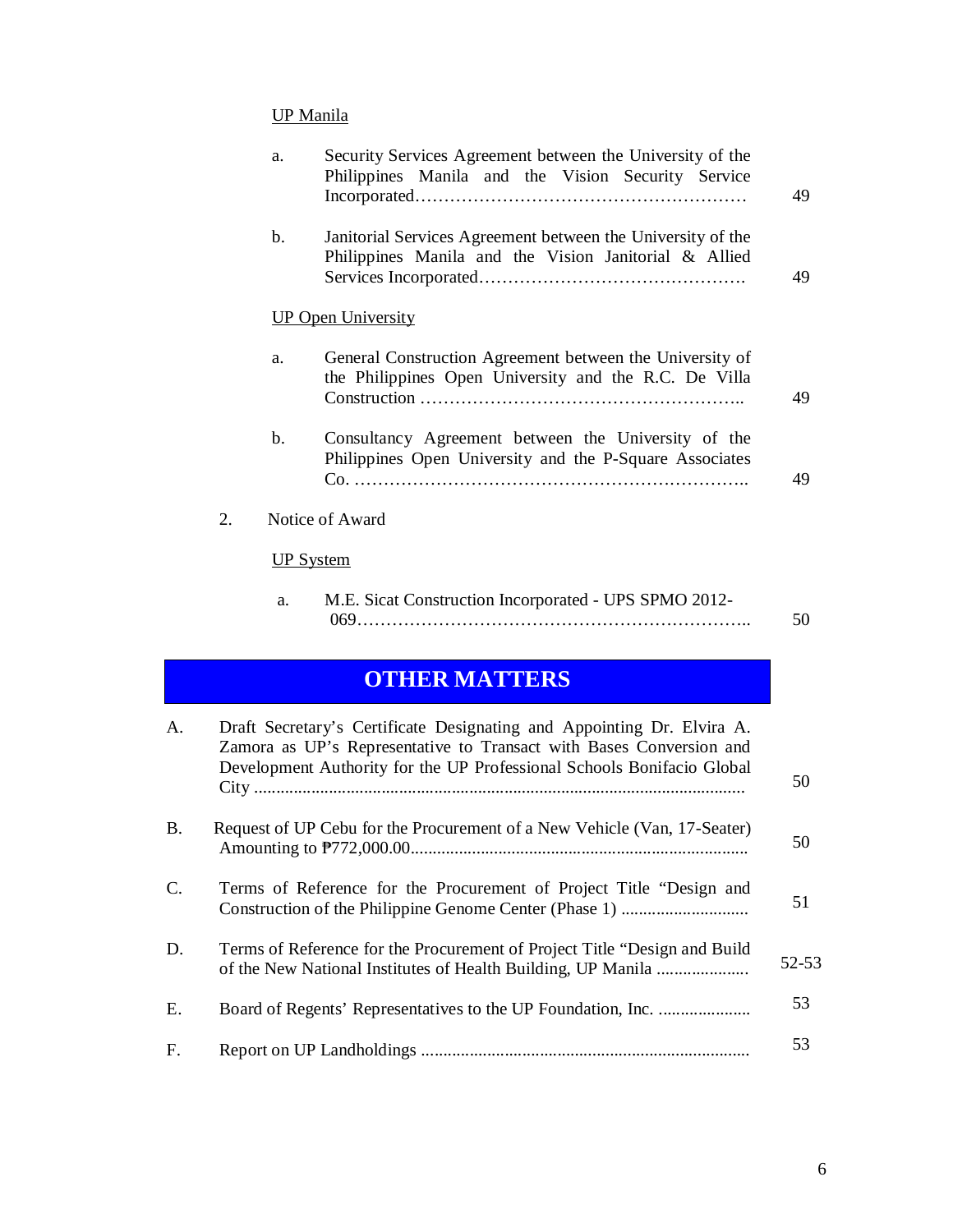UP Manila

a. Security Services Agreement between the University of the Philippines Manila and the Vision Security Service Incorporated………………………………………………… 49

b. Janitorial Services Agreement between the University of the Philippines Manila and the Vision Janitorial & Allied Services Incorporated………………………………………. 49

UP Open University

a. General Construction Agreement between the University of the Philippines Open University and the R.C. De Villa Construction ……………………………………………….. 49

b. Consultancy Agreement between the University of the Philippines Open University and the P-Square Associates Co. ………………………………………………………….. 49

2. Notice of Award

UP System

a. M.E. Sicat Construction Incorporated - UPS SPMO 2012-069………………………………………………………….. 50

## OTHER MATTERS

A. Draft Secretary's Certificate Designating and Appointing Dr. Elvira A. Zamora as UP's Representative to Transact with Bases Conversion and Development Authority for the UP Professional Schools Bonifacio Global City ................................................................................................... 50

B. Request of UP Cebu for the Procurement of a New Vehicle (Van, 17-Seater) Amounting to ₱772,000.00............................................................................ 50

C. Terms of Reference for the Procurement of Project Title "Design and Construction of the Philippine Genome Center (Phase 1) ............................ 51

D. Terms of Reference for the Procurement of Project Title "Design and Build of the New National Institutes of Health Building, UP Manila ..................... 52-53

E. Board of Regents' Representatives to the UP Foundation, Inc. ..................... 53

F. Report on UP Landholdings .......................................................................... 53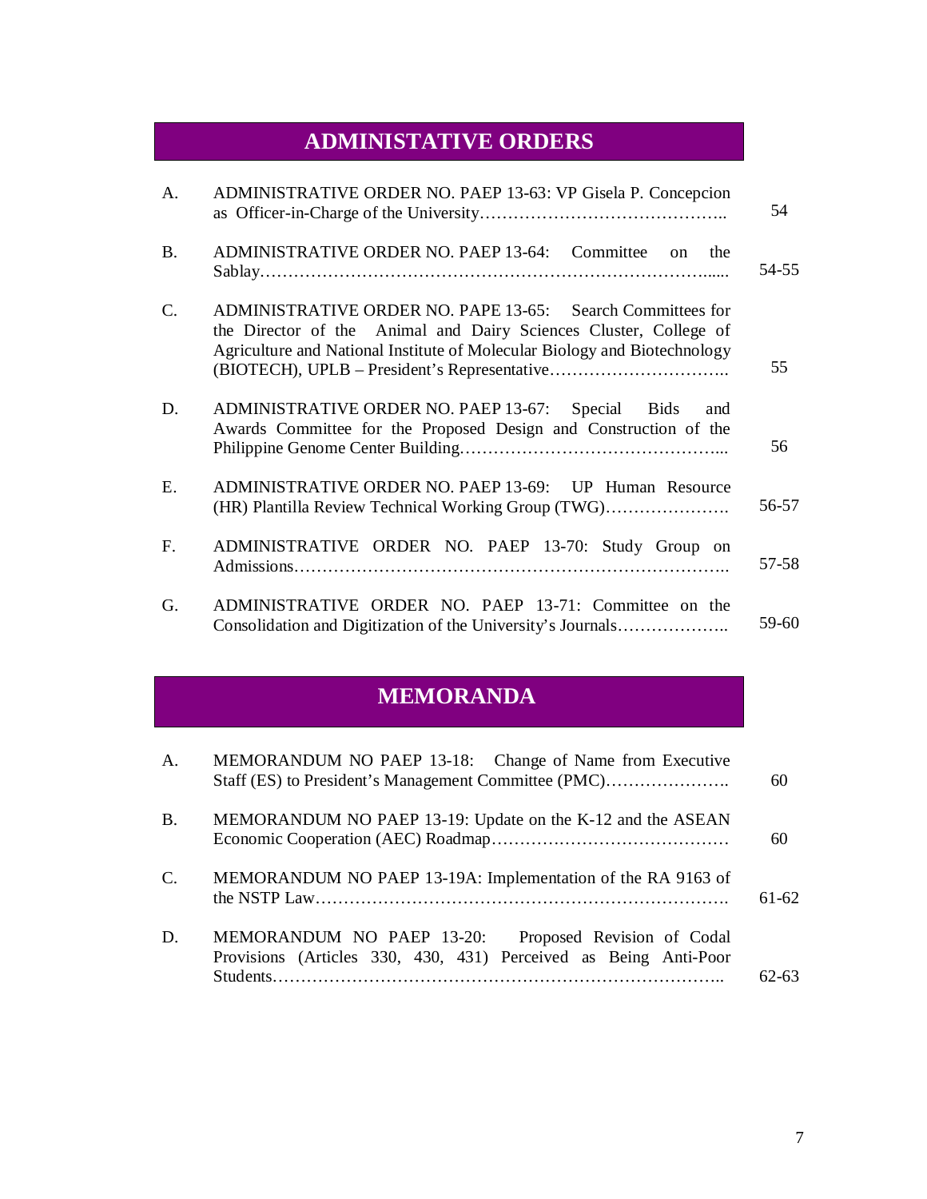## ADMINISTATIVE ORDERS

| | | |
|---|---|---|
| A. | ADMINISTRATIVE ORDER NO. PAEP 13-63: VP Gisela P. Concepcion as Officer-in-Charge of the University…………………………………….. | 54 |
| B. | ADMINISTRATIVE ORDER NO. PAEP 13-64: Committee on the Sablay……………………………………………………………………...... | 54-55 |
| C. | ADMINISTRATIVE ORDER NO. PAPE 13-65: Search Committees for the Director of the Animal and Dairy Sciences Cluster, College of Agriculture and National Institute of Molecular Biology and Biotechnology (BIOTECH), UPLB – President's Representative………………………….. | 55 |
| D. | ADMINISTRATIVE ORDER NO. PAEP 13-67: Special Bids and Awards Committee for the Proposed Design and Construction of the Philippine Genome Center Building……………………………………... | 56 |
| E. | ADMINISTRATIVE ORDER NO. PAEP 13-69: UP Human Resource (HR) Plantilla Review Technical Working Group (TWG)…………………. | 56-57 |
| F. | ADMINISTRATIVE ORDER NO. PAEP 13-70: Study Group on Admissions……………………………………………………………….. | 57-58 |
| G. | ADMINISTRATIVE ORDER NO. PAEP 13-71: Committee on the Consolidation and Digitization of the University's Journals……………….. | 59-60 |

## MEMORANDA

| | | |
|---|---|---|
| A. | MEMORANDUM NO PAEP 13-18: Change of Name from Executive Staff (ES) to President's Management Committee (PMC)…………………. | 60 |
| B. | MEMORANDUM NO PAEP 13-19: Update on the K-12 and the ASEAN Economic Cooperation (AEC) Roadmap…………………………………… | 60 |
| C. | MEMORANDUM NO PAEP 13-19A: Implementation of the RA 9163 of the NSTP Law………………………………………………………………. | 61-62 |
| D. | MEMORANDUM NO PAEP 13-20: Proposed Revision of Codal Provisions (Articles 330, 430, 431) Perceived as Being Anti-Poor Students………………………………………………………………….. | 62-63 |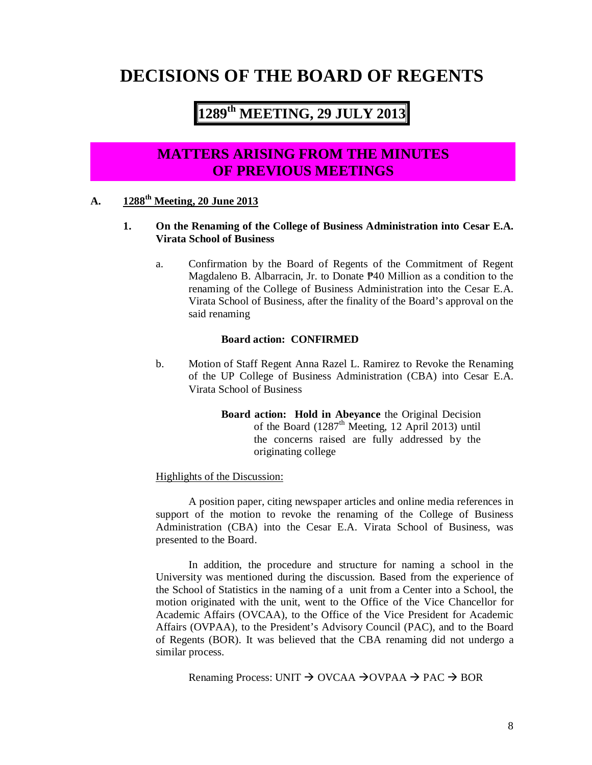# DECISIONS OF THE BOARD OF REGENTS

## 1289th MEETING, 29 JULY 2013

## MATTERS ARISING FROM THE MINUTES OF PREVIOUS MEETINGS

### A. 1288th Meeting, 20 June 2013

**1. On the Renaming of the College of Business Administration into Cesar E.A. Virata School of Business**

a. Confirmation by the Board of Regents of the Commitment of Regent Magdaleno B. Albarracin, Jr. to Donate ₱40 Million as a condition to the renaming of the College of Business Administration into the Cesar E.A. Virata School of Business, after the finality of the Board's approval on the said renaming

**Board action: CONFIRMED**

b. Motion of Staff Regent Anna Razel L. Ramirez to Revoke the Renaming of the UP College of Business Administration (CBA) into Cesar E.A. Virata School of Business

**Board action: Hold in Abeyance** the Original Decision of the Board (1287th Meeting, 12 April 2013) until the concerns raised are fully addressed by the originating college

Highlights of the Discussion:

A position paper, citing newspaper articles and online media references in support of the motion to revoke the renaming of the College of Business Administration (CBA) into the Cesar E.A. Virata School of Business, was presented to the Board.

In addition, the procedure and structure for naming a school in the University was mentioned during the discussion. Based from the experience of the School of Statistics in the naming of a unit from a Center into a School, the motion originated with the unit, went to the Office of the Vice Chancellor for Academic Affairs (OVCAA), to the Office of the Vice President for Academic Affairs (OVPAA), to the President's Advisory Council (PAC), and to the Board of Regents (BOR). It was believed that the CBA renaming did not undergo a similar process.

Renaming Process: UNIT → OVCAA →OVPAA → PAC → BOR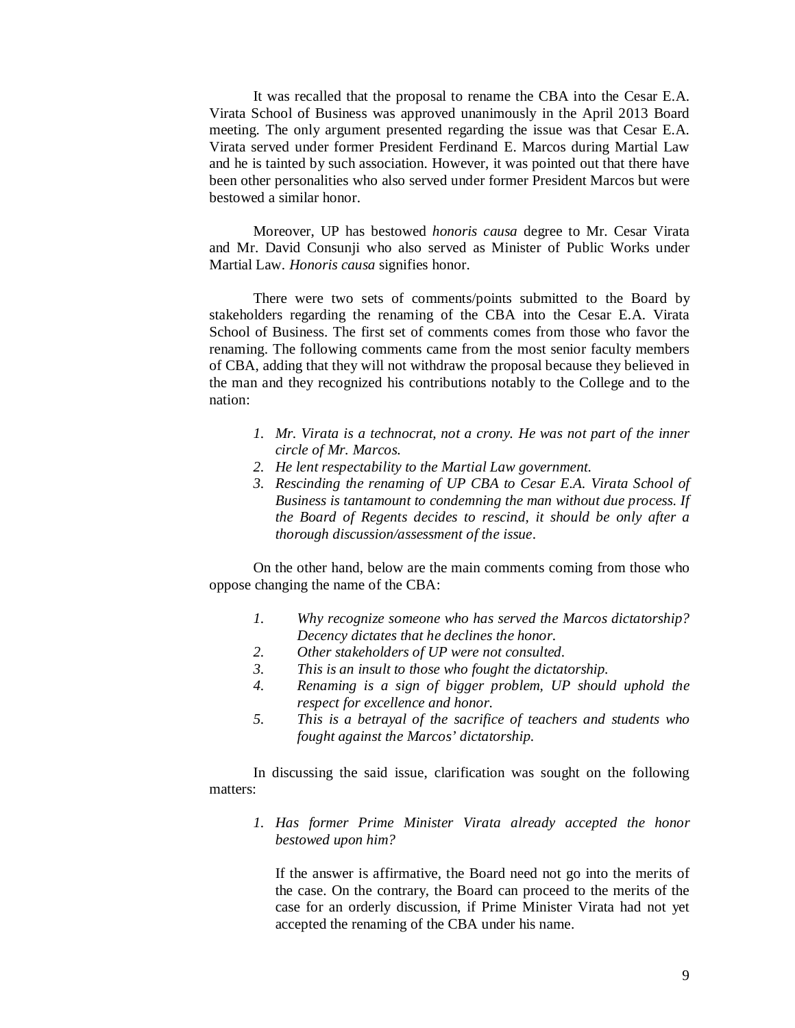It was recalled that the proposal to rename the CBA into the Cesar E.A. Virata School of Business was approved unanimously in the April 2013 Board meeting. The only argument presented regarding the issue was that Cesar E.A. Virata served under former President Ferdinand E. Marcos during Martial Law and he is tainted by such association. However, it was pointed out that there have been other personalities who also served under former President Marcos but were bestowed a similar honor.

Moreover, UP has bestowed *honoris causa* degree to Mr. Cesar Virata and Mr. David Consunji who also served as Minister of Public Works under Martial Law. *Honoris causa* signifies honor.

There were two sets of comments/points submitted to the Board by stakeholders regarding the renaming of the CBA into the Cesar E.A. Virata School of Business. The first set of comments comes from those who favor the renaming. The following comments came from the most senior faculty members of CBA, adding that they will not withdraw the proposal because they believed in the man and they recognized his contributions notably to the College and to the nation:

1. *Mr. Virata is a technocrat, not a crony. He was not part of the inner circle of Mr. Marcos.*
2. *He lent respectability to the Martial Law government.*
3. *Rescinding the renaming of UP CBA to Cesar E.A. Virata School of Business is tantamount to condemning the man without due process. If the Board of Regents decides to rescind, it should be only after a thorough discussion/assessment of the issue.*

On the other hand, below are the main comments coming from those who oppose changing the name of the CBA:

1. *Why recognize someone who has served the Marcos dictatorship? Decency dictates that he declines the honor.*
2. *Other stakeholders of UP were not consulted.*
3. *This is an insult to those who fought the dictatorship.*
4. *Renaming is a sign of bigger problem, UP should uphold the respect for excellence and honor.*
5. *This is a betrayal of the sacrifice of teachers and students who fought against the Marcos' dictatorship.*

In discussing the said issue, clarification was sought on the following matters:

1. *Has former Prime Minister Virata already accepted the honor bestowed upon him?*

   If the answer is affirmative, the Board need not go into the merits of the case. On the contrary, the Board can proceed to the merits of the case for an orderly discussion, if Prime Minister Virata had not yet accepted the renaming of the CBA under his name.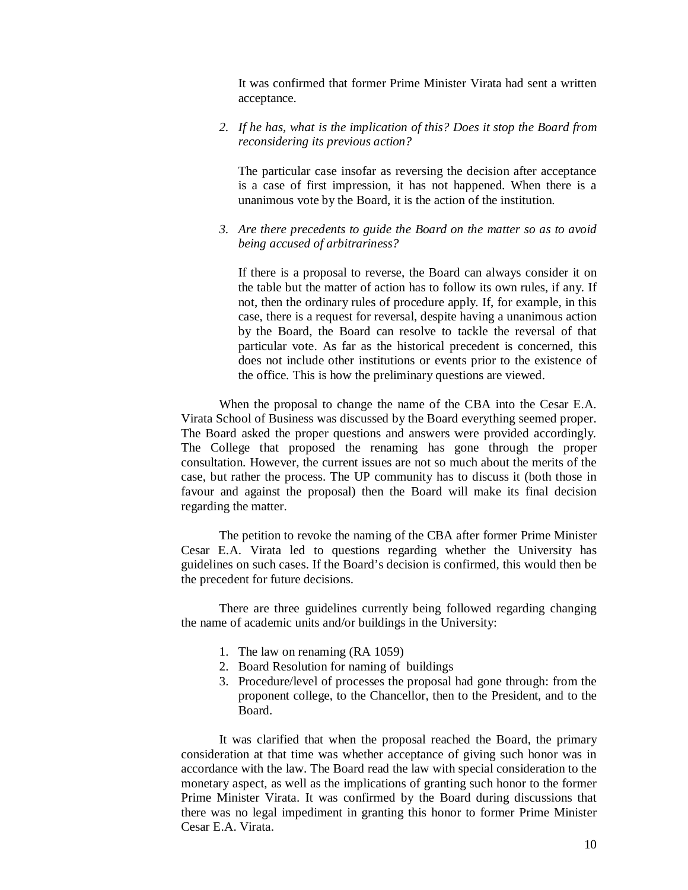It was confirmed that former Prime Minister Virata had sent a written acceptance.

2. *If he has, what is the implication of this? Does it stop the Board from reconsidering its previous action?*

   The particular case insofar as reversing the decision after acceptance is a case of first impression, it has not happened. When there is a unanimous vote by the Board, it is the action of the institution.

3. *Are there precedents to guide the Board on the matter so as to avoid being accused of arbitrariness?*

   If there is a proposal to reverse, the Board can always consider it on the table but the matter of action has to follow its own rules, if any. If not, then the ordinary rules of procedure apply. If, for example, in this case, there is a request for reversal, despite having a unanimous action by the Board, the Board can resolve to tackle the reversal of that particular vote. As far as the historical precedent is concerned, this does not include other institutions or events prior to the existence of the office. This is how the preliminary questions are viewed.

When the proposal to change the name of the CBA into the Cesar E.A. Virata School of Business was discussed by the Board everything seemed proper. The Board asked the proper questions and answers were provided accordingly. The College that proposed the renaming has gone through the proper consultation. However, the current issues are not so much about the merits of the case, but rather the process. The UP community has to discuss it (both those in favour and against the proposal) then the Board will make its final decision regarding the matter.

The petition to revoke the naming of the CBA after former Prime Minister Cesar E.A. Virata led to questions regarding whether the University has guidelines on such cases. If the Board's decision is confirmed, this would then be the precedent for future decisions.

There are three guidelines currently being followed regarding changing the name of academic units and/or buildings in the University:

1. The law on renaming (RA 1059)
2. Board Resolution for naming of buildings
3. Procedure/level of processes the proposal had gone through: from the proponent college, to the Chancellor, then to the President, and to the Board.

It was clarified that when the proposal reached the Board, the primary consideration at that time was whether acceptance of giving such honor was in accordance with the law. The Board read the law with special consideration to the monetary aspect, as well as the implications of granting such honor to the former Prime Minister Virata. It was confirmed by the Board during discussions that there was no legal impediment in granting this honor to former Prime Minister Cesar E.A. Virata.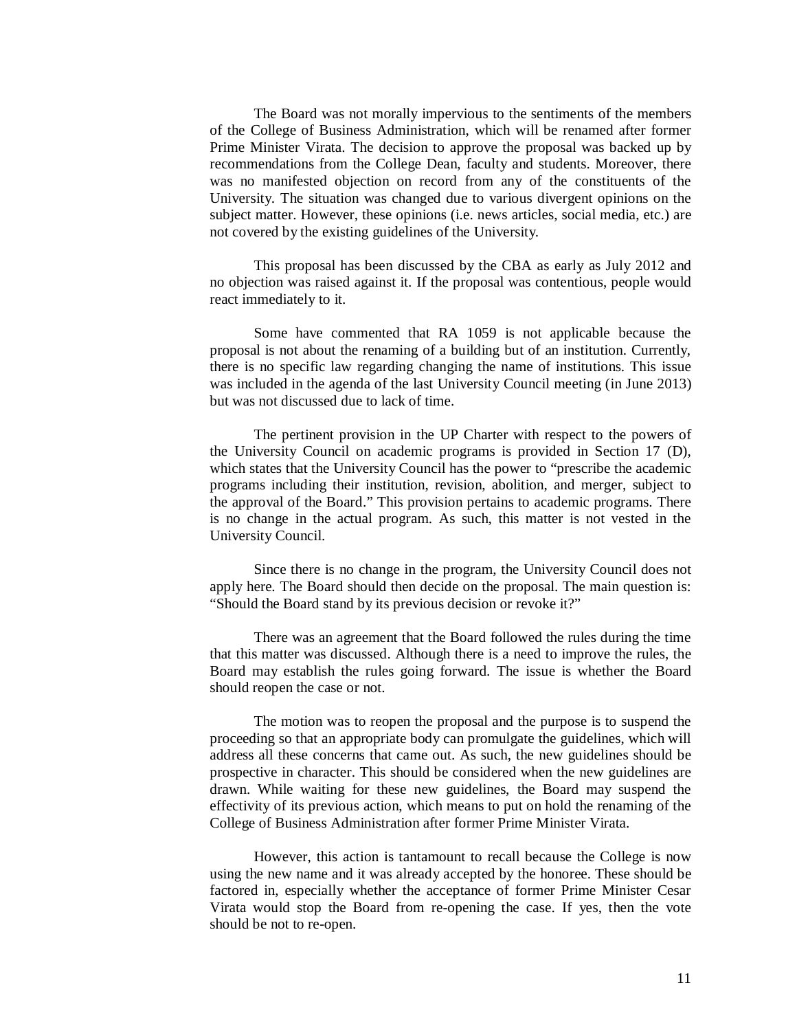The Board was not morally impervious to the sentiments of the members of the College of Business Administration, which will be renamed after former Prime Minister Virata. The decision to approve the proposal was backed up by recommendations from the College Dean, faculty and students. Moreover, there was no manifested objection on record from any of the constituents of the University. The situation was changed due to various divergent opinions on the subject matter. However, these opinions (i.e. news articles, social media, etc.) are not covered by the existing guidelines of the University.

This proposal has been discussed by the CBA as early as July 2012 and no objection was raised against it. If the proposal was contentious, people would react immediately to it.

Some have commented that RA 1059 is not applicable because the proposal is not about the renaming of a building but of an institution. Currently, there is no specific law regarding changing the name of institutions. This issue was included in the agenda of the last University Council meeting (in June 2013) but was not discussed due to lack of time.

The pertinent provision in the UP Charter with respect to the powers of the University Council on academic programs is provided in Section 17 (D), which states that the University Council has the power to "prescribe the academic programs including their institution, revision, abolition, and merger, subject to the approval of the Board." This provision pertains to academic programs. There is no change in the actual program. As such, this matter is not vested in the University Council.

Since there is no change in the program, the University Council does not apply here. The Board should then decide on the proposal. The main question is: "Should the Board stand by its previous decision or revoke it?"

There was an agreement that the Board followed the rules during the time that this matter was discussed. Although there is a need to improve the rules, the Board may establish the rules going forward. The issue is whether the Board should reopen the case or not.

The motion was to reopen the proposal and the purpose is to suspend the proceeding so that an appropriate body can promulgate the guidelines, which will address all these concerns that came out. As such, the new guidelines should be prospective in character. This should be considered when the new guidelines are drawn. While waiting for these new guidelines, the Board may suspend the effectivity of its previous action, which means to put on hold the renaming of the College of Business Administration after former Prime Minister Virata.

However, this action is tantamount to recall because the College is now using the new name and it was already accepted by the honoree. These should be factored in, especially whether the acceptance of former Prime Minister Cesar Virata would stop the Board from re-opening the case. If yes, then the vote should be not to re-open.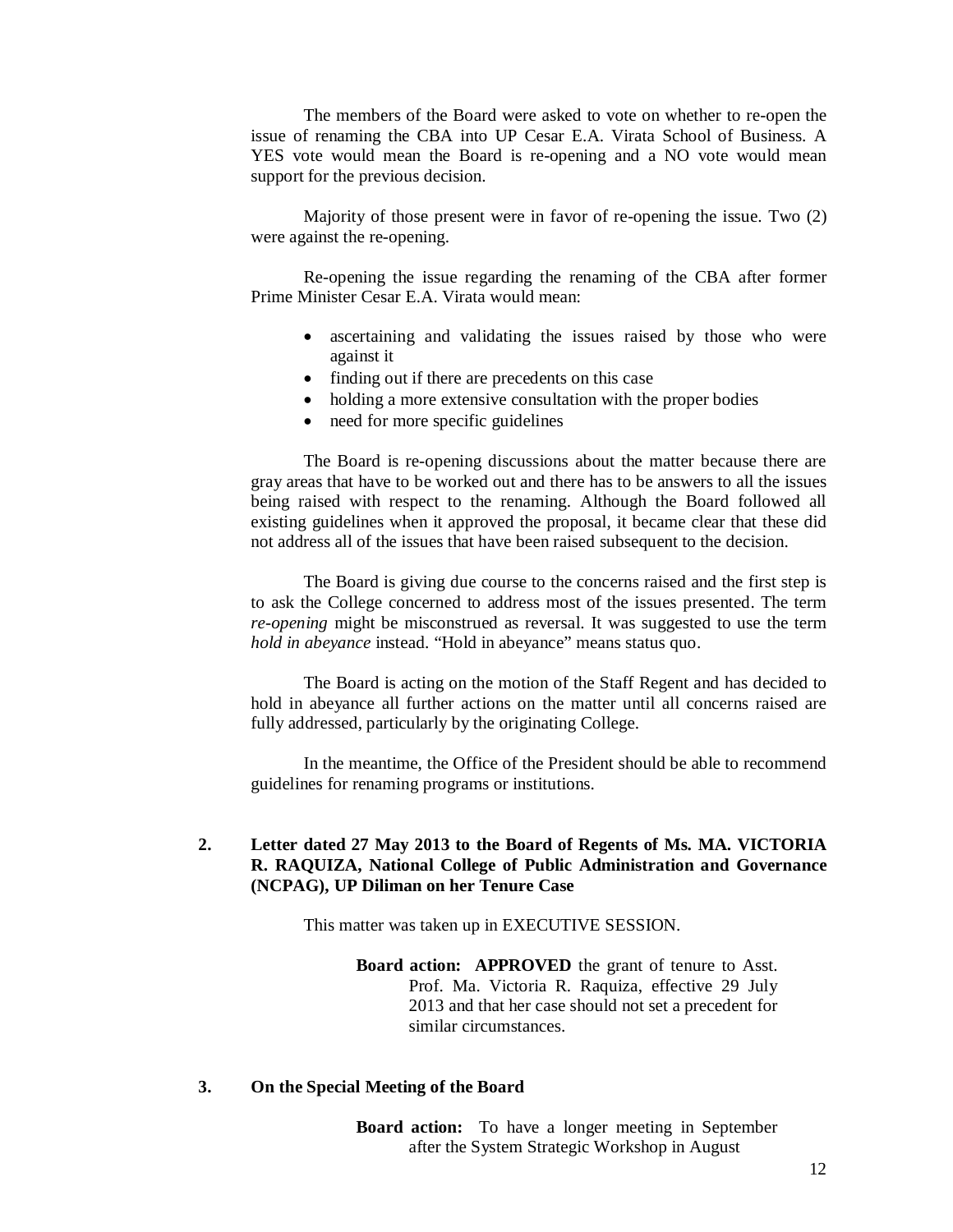The members of the Board were asked to vote on whether to re-open the issue of renaming the CBA into UP Cesar E.A. Virata School of Business. A YES vote would mean the Board is re-opening and a NO vote would mean support for the previous decision.

Majority of those present were in favor of re-opening the issue. Two (2) were against the re-opening.

Re-opening the issue regarding the renaming of the CBA after former Prime Minister Cesar E.A. Virata would mean:

- ascertaining and validating the issues raised by those who were against it
- finding out if there are precedents on this case
- holding a more extensive consultation with the proper bodies
- need for more specific guidelines

The Board is re-opening discussions about the matter because there are gray areas that have to be worked out and there has to be answers to all the issues being raised with respect to the renaming. Although the Board followed all existing guidelines when it approved the proposal, it became clear that these did not address all of the issues that have been raised subsequent to the decision.

The Board is giving due course to the concerns raised and the first step is to ask the College concerned to address most of the issues presented. The term *re-opening* might be misconstrued as reversal. It was suggested to use the term *hold in abeyance* instead. "Hold in abeyance" means status quo.

The Board is acting on the motion of the Staff Regent and has decided to hold in abeyance all further actions on the matter until all concerns raised are fully addressed, particularly by the originating College.

In the meantime, the Office of the President should be able to recommend guidelines for renaming programs or institutions.

**2. Letter dated 27 May 2013 to the Board of Regents of Ms. MA. VICTORIA R. RAQUIZA, National College of Public Administration and Governance (NCPAG), UP Diliman on her Tenure Case**

This matter was taken up in EXECUTIVE SESSION.

**Board action: APPROVED** the grant of tenure to Asst. Prof. Ma. Victoria R. Raquiza, effective 29 July 2013 and that her case should not set a precedent for similar circumstances.

**3. On the Special Meeting of the Board**

**Board action:** To have a longer meeting in September after the System Strategic Workshop in August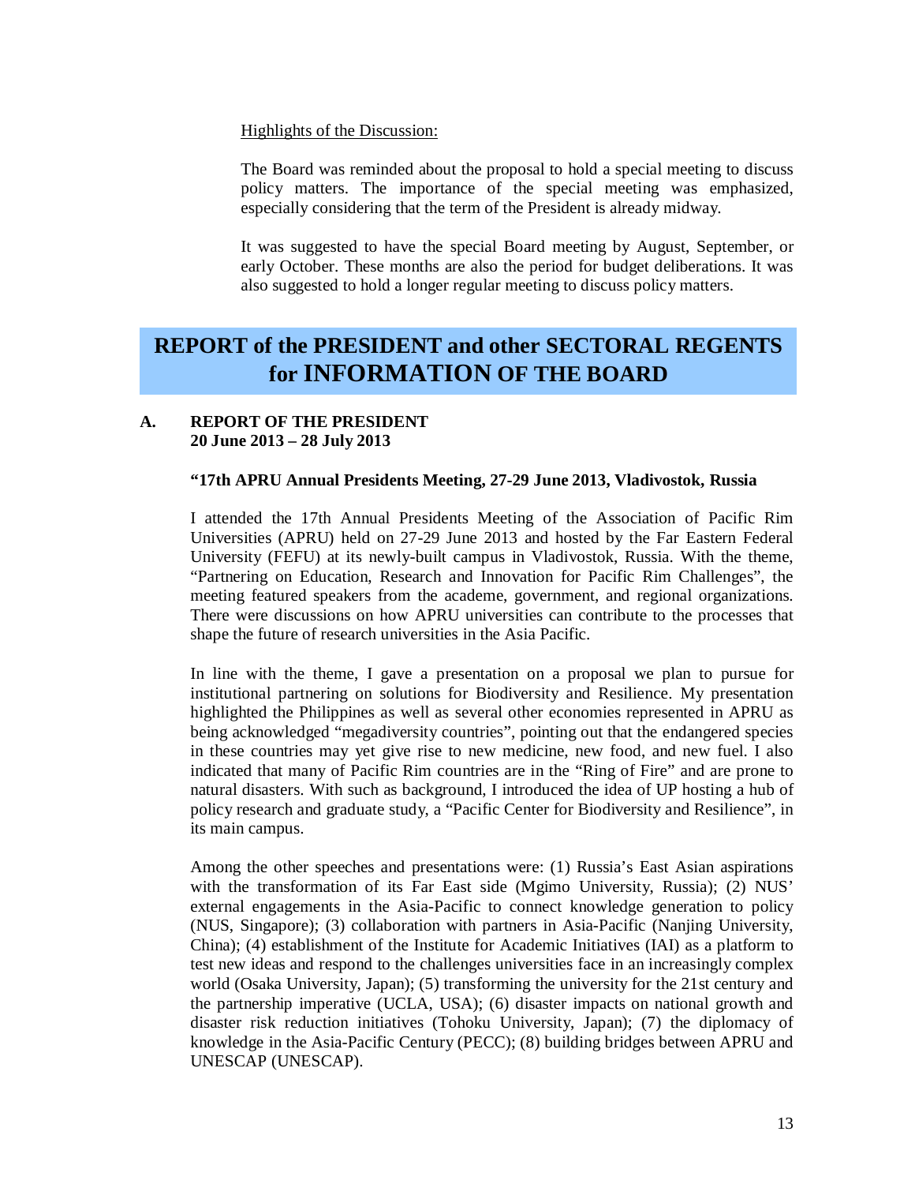Highlights of the Discussion:

The Board was reminded about the proposal to hold a special meeting to discuss policy matters. The importance of the special meeting was emphasized, especially considering that the term of the President is already midway.

It was suggested to have the special Board meeting by August, September, or early October. These months are also the period for budget deliberations. It was also suggested to hold a longer regular meeting to discuss policy matters.

# REPORT of the PRESIDENT and other SECTORAL REGENTS for INFORMATION OF THE BOARD

## A. REPORT OF THE PRESIDENT 20 June 2013 – 28 July 2013

**"17th APRU Annual Presidents Meeting, 27-29 June 2013, Vladivostok, Russia**

I attended the 17th Annual Presidents Meeting of the Association of Pacific Rim Universities (APRU) held on 27-29 June 2013 and hosted by the Far Eastern Federal University (FEFU) at its newly-built campus in Vladivostok, Russia. With the theme, "Partnering on Education, Research and Innovation for Pacific Rim Challenges", the meeting featured speakers from the academe, government, and regional organizations. There were discussions on how APRU universities can contribute to the processes that shape the future of research universities in the Asia Pacific.

In line with the theme, I gave a presentation on a proposal we plan to pursue for institutional partnering on solutions for Biodiversity and Resilience. My presentation highlighted the Philippines as well as several other economies represented in APRU as being acknowledged "megadiversity countries", pointing out that the endangered species in these countries may yet give rise to new medicine, new food, and new fuel. I also indicated that many of Pacific Rim countries are in the "Ring of Fire" and are prone to natural disasters. With such as background, I introduced the idea of UP hosting a hub of policy research and graduate study, a "Pacific Center for Biodiversity and Resilience", in its main campus.

Among the other speeches and presentations were: (1) Russia's East Asian aspirations with the transformation of its Far East side (Mgimo University, Russia); (2) NUS' external engagements in the Asia-Pacific to connect knowledge generation to policy (NUS, Singapore); (3) collaboration with partners in Asia-Pacific (Nanjing University, China); (4) establishment of the Institute for Academic Initiatives (IAI) as a platform to test new ideas and respond to the challenges universities face in an increasingly complex world (Osaka University, Japan); (5) transforming the university for the 21st century and the partnership imperative (UCLA, USA); (6) disaster impacts on national growth and disaster risk reduction initiatives (Tohoku University, Japan); (7) the diplomacy of knowledge in the Asia-Pacific Century (PECC); (8) building bridges between APRU and UNESCAP (UNESCAP).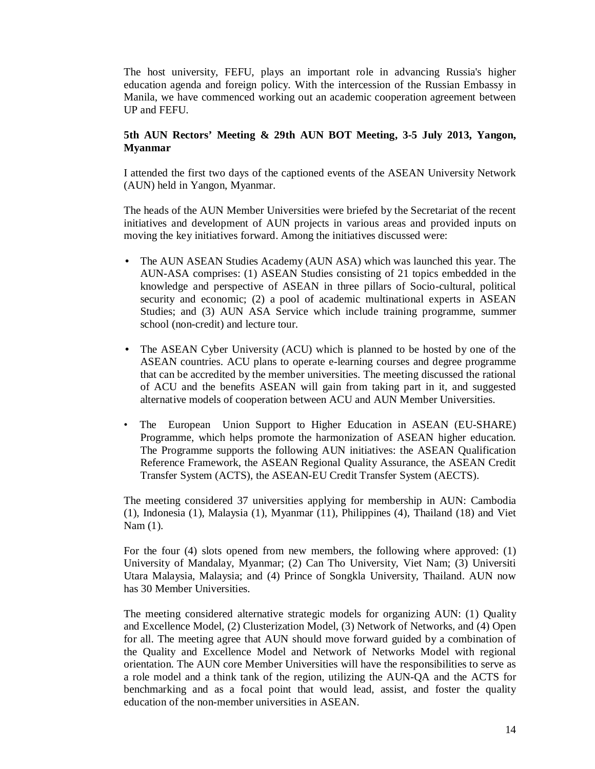The host university, FEFU, plays an important role in advancing Russia's higher education agenda and foreign policy. With the intercession of the Russian Embassy in Manila, we have commenced working out an academic cooperation agreement between UP and FEFU.

**5th AUN Rectors' Meeting & 29th AUN BOT Meeting, 3-5 July 2013, Yangon, Myanmar**

I attended the first two days of the captioned events of the ASEAN University Network (AUN) held in Yangon, Myanmar.

The heads of the AUN Member Universities were briefed by the Secretariat of the recent initiatives and development of AUN projects in various areas and provided inputs on moving the key initiatives forward. Among the initiatives discussed were:

- The AUN ASEAN Studies Academy (AUN ASA) which was launched this year. The AUN-ASA comprises: (1) ASEAN Studies consisting of 21 topics embedded in the knowledge and perspective of ASEAN in three pillars of Socio-cultural, political security and economic; (2) a pool of academic multinational experts in ASEAN Studies; and (3) AUN ASA Service which include training programme, summer school (non-credit) and lecture tour.

- The ASEAN Cyber University (ACU) which is planned to be hosted by one of the ASEAN countries. ACU plans to operate e-learning courses and degree programme that can be accredited by the member universities. The meeting discussed the rational of ACU and the benefits ASEAN will gain from taking part in it, and suggested alternative models of cooperation between ACU and AUN Member Universities.

- The European Union Support to Higher Education in ASEAN (EU-SHARE) Programme, which helps promote the harmonization of ASEAN higher education. The Programme supports the following AUN initiatives: the ASEAN Qualification Reference Framework, the ASEAN Regional Quality Assurance, the ASEAN Credit Transfer System (ACTS), the ASEAN-EU Credit Transfer System (AECTS).

The meeting considered 37 universities applying for membership in AUN: Cambodia (1), Indonesia (1), Malaysia (1), Myanmar (11), Philippines (4), Thailand (18) and Viet Nam (1).

For the four (4) slots opened from new members, the following where approved: (1) University of Mandalay, Myanmar; (2) Can Tho University, Viet Nam; (3) Universiti Utara Malaysia, Malaysia; and (4) Prince of Songkla University, Thailand. AUN now has 30 Member Universities.

The meeting considered alternative strategic models for organizing AUN: (1) Quality and Excellence Model, (2) Clusterization Model, (3) Network of Networks, and (4) Open for all. The meeting agree that AUN should move forward guided by a combination of the Quality and Excellence Model and Network of Networks Model with regional orientation. The AUN core Member Universities will have the responsibilities to serve as a role model and a think tank of the region, utilizing the AUN-QA and the ACTS for benchmarking and as a focal point that would lead, assist, and foster the quality education of the non-member universities in ASEAN.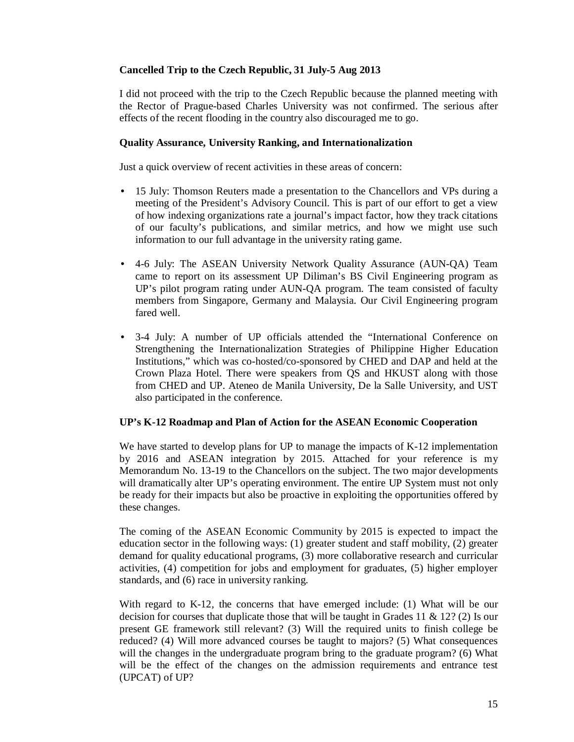**Cancelled Trip to the Czech Republic, 31 July-5 Aug 2013**

I did not proceed with the trip to the Czech Republic because the planned meeting with the Rector of Prague-based Charles University was not confirmed. The serious after effects of the recent flooding in the country also discouraged me to go.

**Quality Assurance, University Ranking, and Internationalization**

Just a quick overview of recent activities in these areas of concern:

- 15 July: Thomson Reuters made a presentation to the Chancellors and VPs during a meeting of the President's Advisory Council. This is part of our effort to get a view of how indexing organizations rate a journal's impact factor, how they track citations of our faculty's publications, and similar metrics, and how we might use such information to our full advantage in the university rating game.

- 4-6 July: The ASEAN University Network Quality Assurance (AUN-QA) Team came to report on its assessment UP Diliman's BS Civil Engineering program as UP's pilot program rating under AUN-QA program. The team consisted of faculty members from Singapore, Germany and Malaysia. Our Civil Engineering program fared well.

- 3-4 July: A number of UP officials attended the "International Conference on Strengthening the Internationalization Strategies of Philippine Higher Education Institutions," which was co-hosted/co-sponsored by CHED and DAP and held at the Crown Plaza Hotel. There were speakers from QS and HKUST along with those from CHED and UP. Ateneo de Manila University, De la Salle University, and UST also participated in the conference.

**UP's K-12 Roadmap and Plan of Action for the ASEAN Economic Cooperation**

We have started to develop plans for UP to manage the impacts of K-12 implementation by 2016 and ASEAN integration by 2015. Attached for your reference is my Memorandum No. 13-19 to the Chancellors on the subject. The two major developments will dramatically alter UP's operating environment. The entire UP System must not only be ready for their impacts but also be proactive in exploiting the opportunities offered by these changes.

The coming of the ASEAN Economic Community by 2015 is expected to impact the education sector in the following ways: (1) greater student and staff mobility, (2) greater demand for quality educational programs, (3) more collaborative research and curricular activities, (4) competition for jobs and employment for graduates, (5) higher employer standards, and (6) race in university ranking.

With regard to K-12, the concerns that have emerged include: (1) What will be our decision for courses that duplicate those that will be taught in Grades 11 & 12? (2) Is our present GE framework still relevant? (3) Will the required units to finish college be reduced? (4) Will more advanced courses be taught to majors? (5) What consequences will the changes in the undergraduate program bring to the graduate program? (6) What will be the effect of the changes on the admission requirements and entrance test (UPCAT) of UP?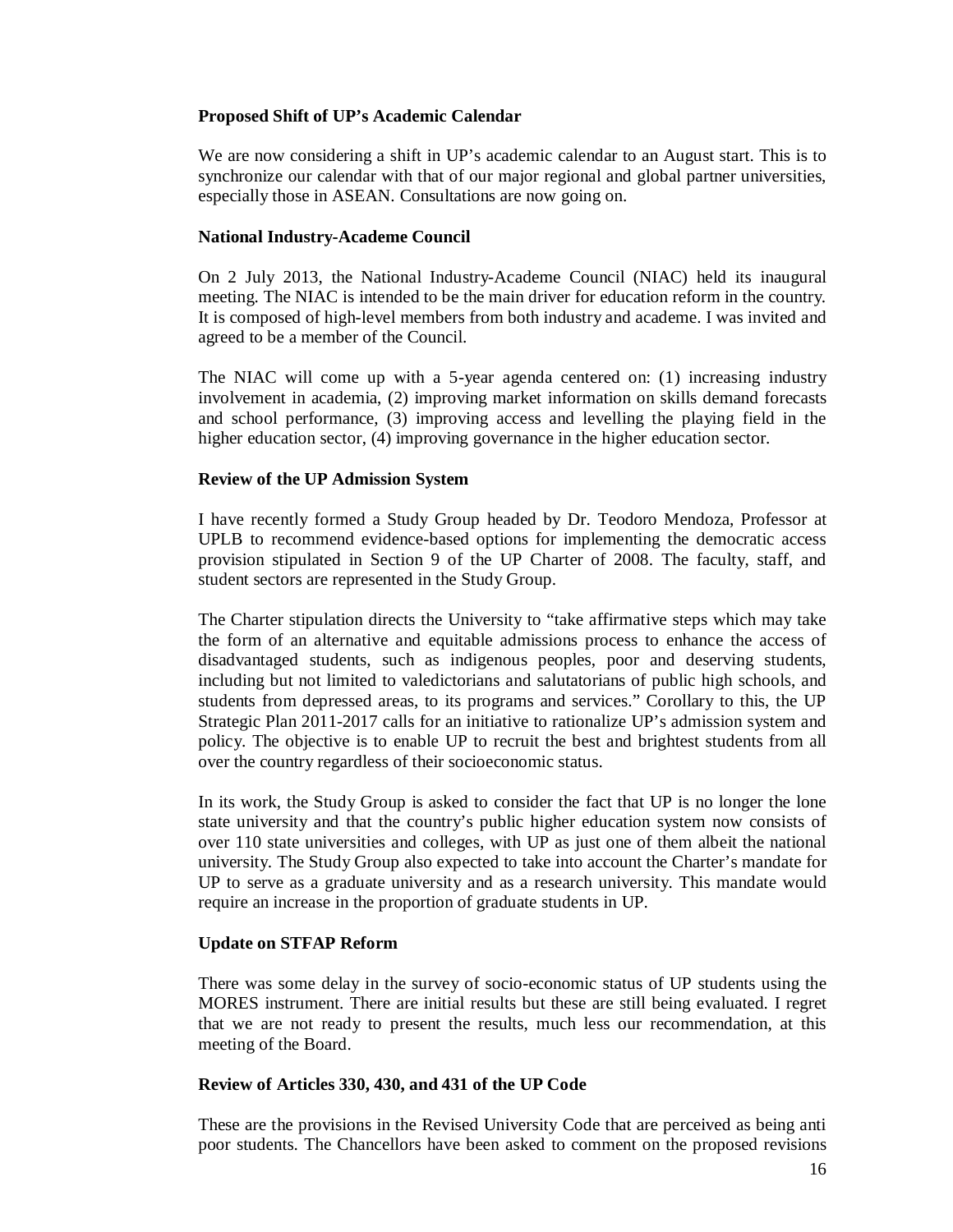**Proposed Shift of UP's Academic Calendar**

We are now considering a shift in UP's academic calendar to an August start. This is to synchronize our calendar with that of our major regional and global partner universities, especially those in ASEAN. Consultations are now going on.

**National Industry-Academe Council**

On 2 July 2013, the National Industry-Academe Council (NIAC) held its inaugural meeting. The NIAC is intended to be the main driver for education reform in the country. It is composed of high-level members from both industry and academe. I was invited and agreed to be a member of the Council.

The NIAC will come up with a 5-year agenda centered on: (1) increasing industry involvement in academia, (2) improving market information on skills demand forecasts and school performance, (3) improving access and levelling the playing field in the higher education sector, (4) improving governance in the higher education sector.

**Review of the UP Admission System**

I have recently formed a Study Group headed by Dr. Teodoro Mendoza, Professor at UPLB to recommend evidence-based options for implementing the democratic access provision stipulated in Section 9 of the UP Charter of 2008. The faculty, staff, and student sectors are represented in the Study Group.

The Charter stipulation directs the University to "take affirmative steps which may take the form of an alternative and equitable admissions process to enhance the access of disadvantaged students, such as indigenous peoples, poor and deserving students, including but not limited to valedictorians and salutatorians of public high schools, and students from depressed areas, to its programs and services." Corollary to this, the UP Strategic Plan 2011-2017 calls for an initiative to rationalize UP's admission system and policy. The objective is to enable UP to recruit the best and brightest students from all over the country regardless of their socioeconomic status.

In its work, the Study Group is asked to consider the fact that UP is no longer the lone state university and that the country's public higher education system now consists of over 110 state universities and colleges, with UP as just one of them albeit the national university. The Study Group also expected to take into account the Charter's mandate for UP to serve as a graduate university and as a research university. This mandate would require an increase in the proportion of graduate students in UP.

**Update on STFAP Reform**

There was some delay in the survey of socio-economic status of UP students using the MORES instrument. There are initial results but these are still being evaluated. I regret that we are not ready to present the results, much less our recommendation, at this meeting of the Board.

**Review of Articles 330, 430, and 431 of the UP Code**

These are the provisions in the Revised University Code that are perceived as being anti poor students. The Chancellors have been asked to comment on the proposed revisions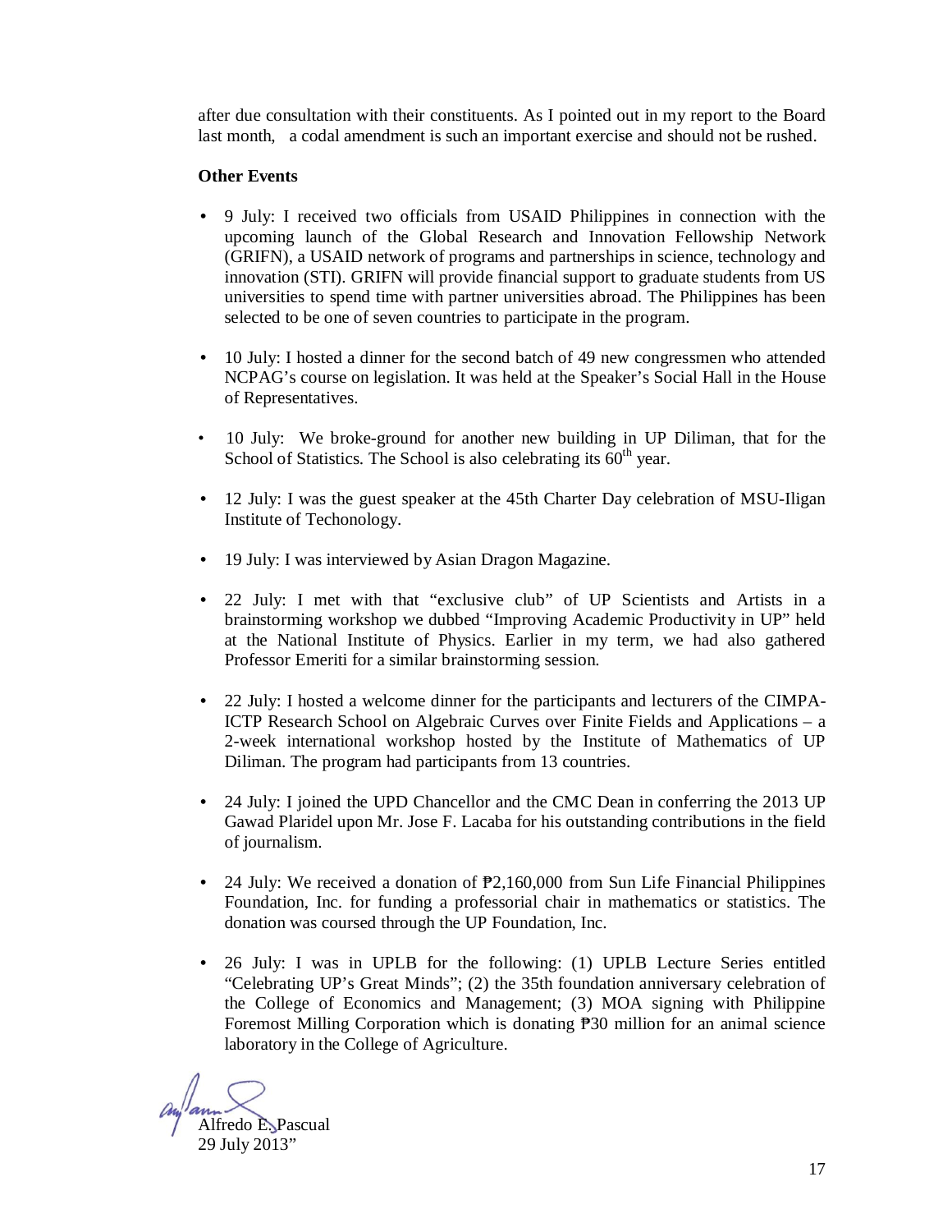after due consultation with their constituents. As I pointed out in my report to the Board last month, a codal amendment is such an important exercise and should not be rushed.

**Other Events**

- 9 July: I received two officials from USAID Philippines in connection with the upcoming launch of the Global Research and Innovation Fellowship Network (GRIFN), a USAID network of programs and partnerships in science, technology and innovation (STI). GRIFN will provide financial support to graduate students from US universities to spend time with partner universities abroad. The Philippines has been selected to be one of seven countries to participate in the program.

- 10 July: I hosted a dinner for the second batch of 49 new congressmen who attended NCPAG's course on legislation. It was held at the Speaker's Social Hall in the House of Representatives.

- 10 July: We broke-ground for another new building in UP Diliman, that for the School of Statistics. The School is also celebrating its 60th year.

- 12 July: I was the guest speaker at the 45th Charter Day celebration of MSU-Iligan Institute of Techonology.

- 19 July: I was interviewed by Asian Dragon Magazine.

- 22 July: I met with that "exclusive club" of UP Scientists and Artists in a brainstorming workshop we dubbed "Improving Academic Productivity in UP" held at the National Institute of Physics. Earlier in my term, we had also gathered Professor Emeriti for a similar brainstorming session.

- 22 July: I hosted a welcome dinner for the participants and lecturers of the CIMPA-ICTP Research School on Algebraic Curves over Finite Fields and Applications – a 2-week international workshop hosted by the Institute of Mathematics of UP Diliman. The program had participants from 13 countries.

- 24 July: I joined the UPD Chancellor and the CMC Dean in conferring the 2013 UP Gawad Plaridel upon Mr. Jose F. Lacaba for his outstanding contributions in the field of journalism.

- 24 July: We received a donation of ₱2,160,000 from Sun Life Financial Philippines Foundation, Inc. for funding a professorial chair in mathematics or statistics. The donation was coursed through the UP Foundation, Inc.

- 26 July: I was in UPLB for the following: (1) UPLB Lecture Series entitled "Celebrating UP's Great Minds"; (2) the 35th foundation anniversary celebration of the College of Economics and Management; (3) MOA signing with Philippine Foremost Milling Corporation which is donating ₱30 million for an animal science laboratory in the College of Agriculture.

Alfredo E. Pascual
29 July 2013"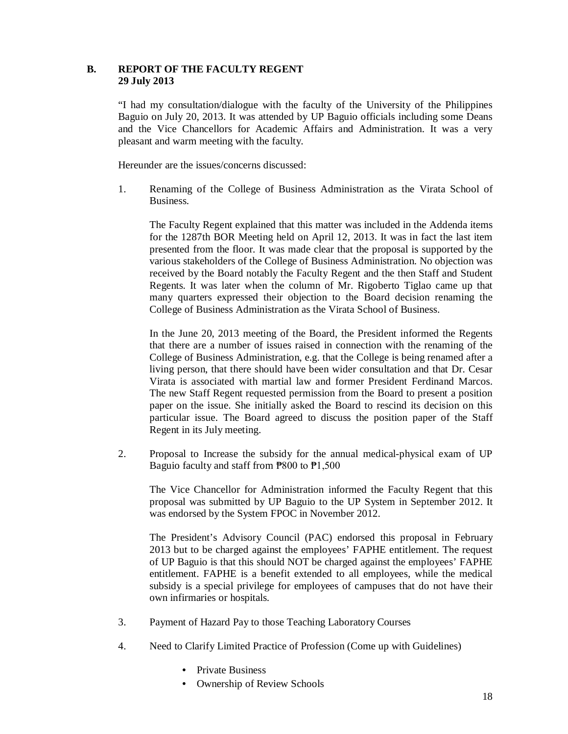## B. REPORT OF THE FACULTY REGENT
**29 July 2013**

"I had my consultation/dialogue with the faculty of the University of the Philippines Baguio on July 20, 2013. It was attended by UP Baguio officials including some Deans and the Vice Chancellors for Academic Affairs and Administration. It was a very pleasant and warm meeting with the faculty.

Hereunder are the issues/concerns discussed:

1. Renaming of the College of Business Administration as the Virata School of Business.

   The Faculty Regent explained that this matter was included in the Addenda items for the 1287th BOR Meeting held on April 12, 2013. It was in fact the last item presented from the floor. It was made clear that the proposal is supported by the various stakeholders of the College of Business Administration. No objection was received by the Board notably the Faculty Regent and the then Staff and Student Regents. It was later when the column of Mr. Rigoberto Tiglao came up that many quarters expressed their objection to the Board decision renaming the College of Business Administration as the Virata School of Business.

   In the June 20, 2013 meeting of the Board, the President informed the Regents that there are a number of issues raised in connection with the renaming of the College of Business Administration, e.g. that the College is being renamed after a living person, that there should have been wider consultation and that Dr. Cesar Virata is associated with martial law and former President Ferdinand Marcos. The new Staff Regent requested permission from the Board to present a position paper on the issue. She initially asked the Board to rescind its decision on this particular issue. The Board agreed to discuss the position paper of the Staff Regent in its July meeting.

2. Proposal to Increase the subsidy for the annual medical-physical exam of UP Baguio faculty and staff from ₱800 to ₱1,500

   The Vice Chancellor for Administration informed the Faculty Regent that this proposal was submitted by UP Baguio to the UP System in September 2012. It was endorsed by the System FPOC in November 2012.

   The President's Advisory Council (PAC) endorsed this proposal in February 2013 but to be charged against the employees' FAPHE entitlement. The request of UP Baguio is that this should NOT be charged against the employees' FAPHE entitlement. FAPHE is a benefit extended to all employees, while the medical subsidy is a special privilege for employees of campuses that do not have their own infirmaries or hospitals.

3. Payment of Hazard Pay to those Teaching Laboratory Courses

4. Need to Clarify Limited Practice of Profession (Come up with Guidelines)

   - Private Business
   - Ownership of Review Schools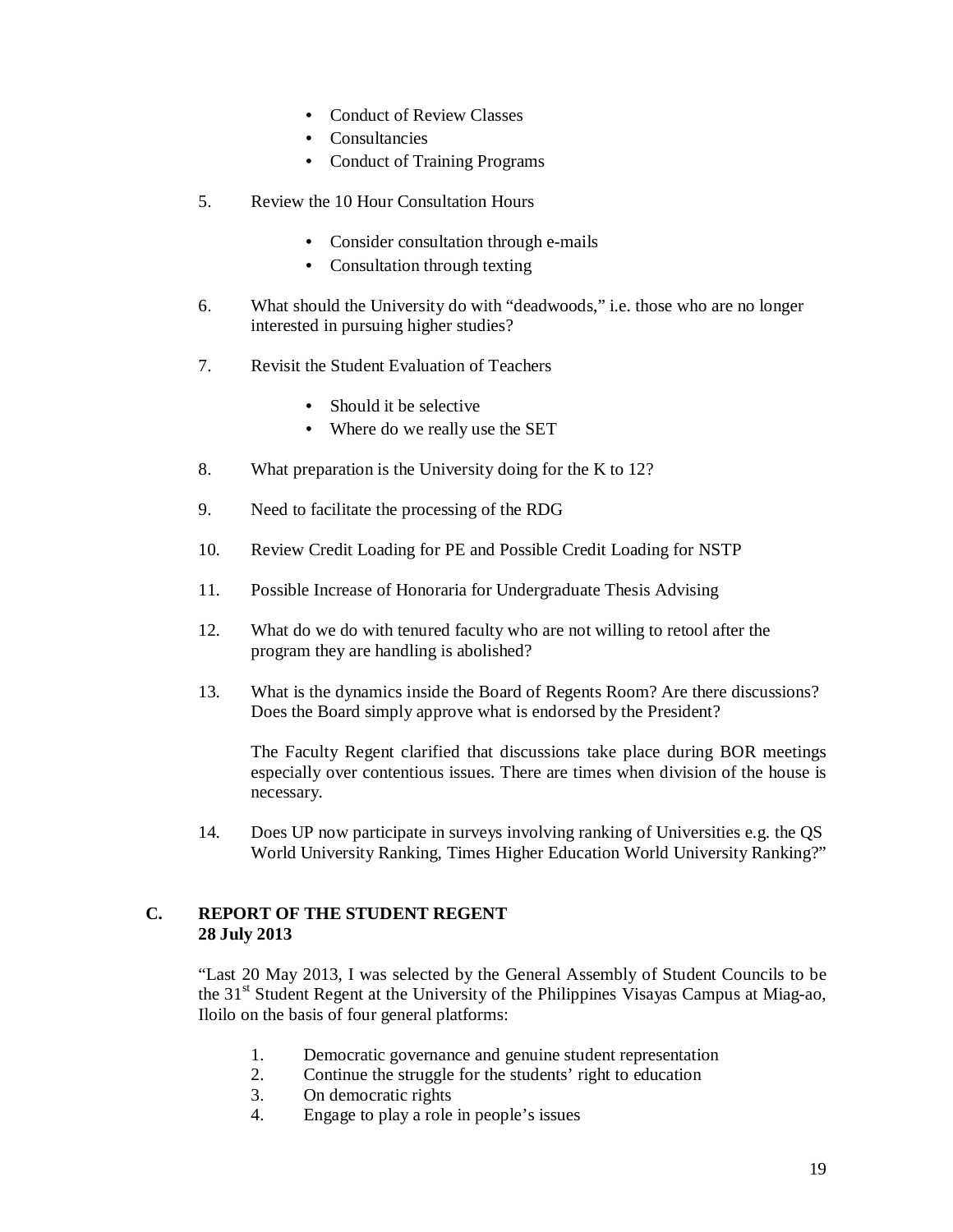- Conduct of Review Classes
- Consultancies
- Conduct of Training Programs

5. Review the 10 Hour Consultation Hours

    - Consider consultation through e-mails
    - Consultation through texting

6. What should the University do with "deadwoods," i.e. those who are no longer interested in pursuing higher studies?

7. Revisit the Student Evaluation of Teachers

    - Should it be selective
    - Where do we really use the SET

8. What preparation is the University doing for the K to 12?

9. Need to facilitate the processing of the RDG

10. Review Credit Loading for PE and Possible Credit Loading for NSTP

11. Possible Increase of Honoraria for Undergraduate Thesis Advising

12. What do we do with tenured faculty who are not willing to retool after the program they are handling is abolished?

13. What is the dynamics inside the Board of Regents Room? Are there discussions? Does the Board simply approve what is endorsed by the President?

    The Faculty Regent clarified that discussions take place during BOR meetings especially over contentious issues. There are times when division of the house is necessary.

14. Does UP now participate in surveys involving ranking of Universities e.g. the QS World University Ranking, Times Higher Education World University Ranking?"

## C. REPORT OF THE STUDENT REGENT
**28 July 2013**

"Last 20 May 2013, I was selected by the General Assembly of Student Councils to be the 31st Student Regent at the University of the Philippines Visayas Campus at Miag-ao, Iloilo on the basis of four general platforms:

1. Democratic governance and genuine student representation
2. Continue the struggle for the students' right to education
3. On democratic rights
4. Engage to play a role in people's issues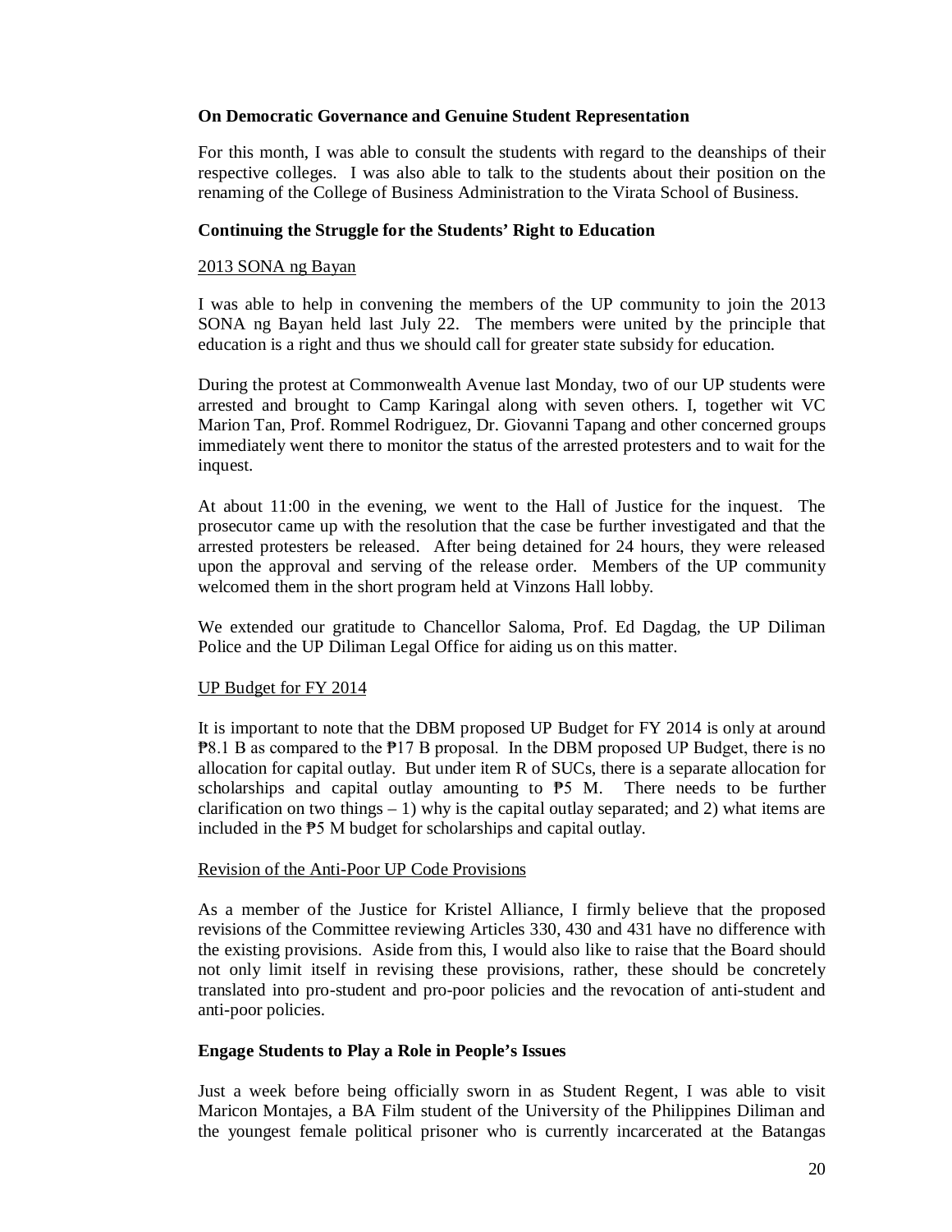**On Democratic Governance and Genuine Student Representation**

For this month, I was able to consult the students with regard to the deanships of their respective colleges. I was also able to talk to the students about their position on the renaming of the College of Business Administration to the Virata School of Business.

**Continuing the Struggle for the Students' Right to Education**

2013 SONA ng Bayan

I was able to help in convening the members of the UP community to join the 2013 SONA ng Bayan held last July 22. The members were united by the principle that education is a right and thus we should call for greater state subsidy for education.

During the protest at Commonwealth Avenue last Monday, two of our UP students were arrested and brought to Camp Karingal along with seven others. I, together wit VC Marion Tan, Prof. Rommel Rodriguez, Dr. Giovanni Tapang and other concerned groups immediately went there to monitor the status of the arrested protesters and to wait for the inquest.

At about 11:00 in the evening, we went to the Hall of Justice for the inquest. The prosecutor came up with the resolution that the case be further investigated and that the arrested protesters be released. After being detained for 24 hours, they were released upon the approval and serving of the release order. Members of the UP community welcomed them in the short program held at Vinzons Hall lobby.

We extended our gratitude to Chancellor Saloma, Prof. Ed Dagdag, the UP Diliman Police and the UP Diliman Legal Office for aiding us on this matter.

UP Budget for FY 2014

It is important to note that the DBM proposed UP Budget for FY 2014 is only at around ₱8.1 B as compared to the ₱17 B proposal. In the DBM proposed UP Budget, there is no allocation for capital outlay. But under item R of SUCs, there is a separate allocation for scholarships and capital outlay amounting to ₱5 M. There needs to be further clarification on two things – 1) why is the capital outlay separated; and 2) what items are included in the ₱5 M budget for scholarships and capital outlay.

Revision of the Anti-Poor UP Code Provisions

As a member of the Justice for Kristel Alliance, I firmly believe that the proposed revisions of the Committee reviewing Articles 330, 430 and 431 have no difference with the existing provisions. Aside from this, I would also like to raise that the Board should not only limit itself in revising these provisions, rather, these should be concretely translated into pro-student and pro-poor policies and the revocation of anti-student and anti-poor policies.

**Engage Students to Play a Role in People's Issues**

Just a week before being officially sworn in as Student Regent, I was able to visit Maricon Montajes, a BA Film student of the University of the Philippines Diliman and the youngest female political prisoner who is currently incarcerated at the Batangas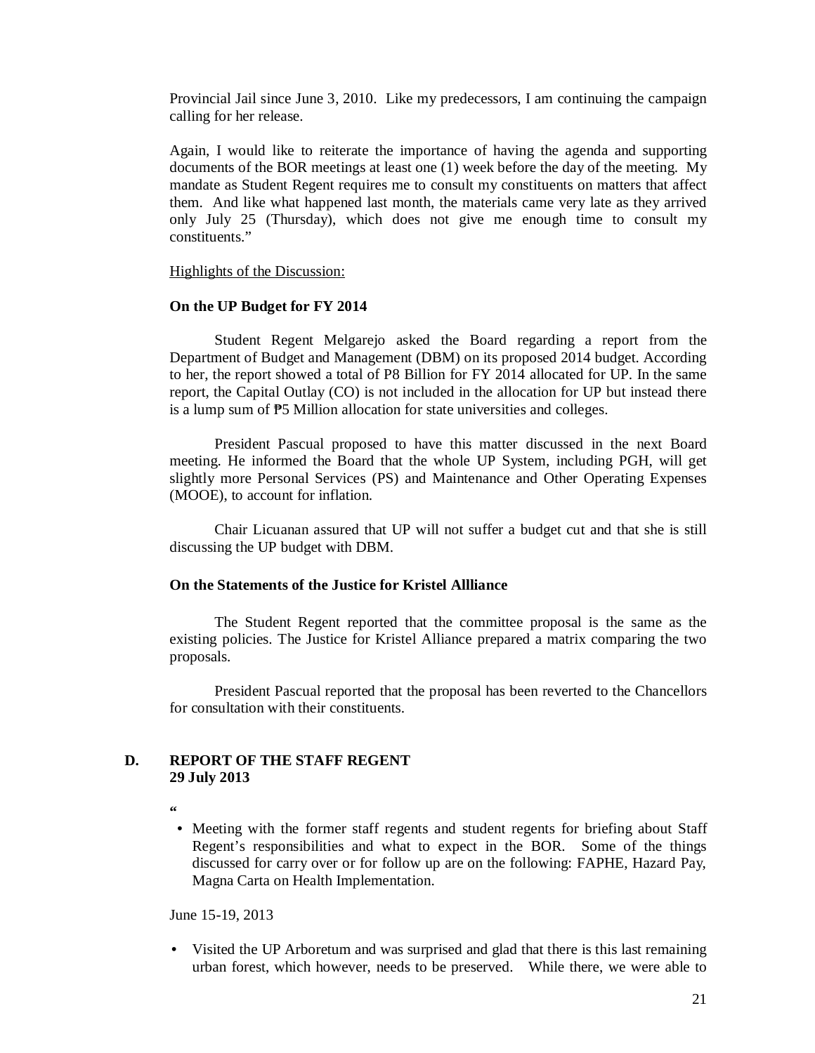Provincial Jail since June 3, 2010. Like my predecessors, I am continuing the campaign calling for her release.

Again, I would like to reiterate the importance of having the agenda and supporting documents of the BOR meetings at least one (1) week before the day of the meeting. My mandate as Student Regent requires me to consult my constituents on matters that affect them. And like what happened last month, the materials came very late as they arrived only July 25 (Thursday), which does not give me enough time to consult my constituents."

Highlights of the Discussion:

**On the UP Budget for FY 2014**

Student Regent Melgarejo asked the Board regarding a report from the Department of Budget and Management (DBM) on its proposed 2014 budget. According to her, the report showed a total of P8 Billion for FY 2014 allocated for UP. In the same report, the Capital Outlay (CO) is not included in the allocation for UP but instead there is a lump sum of ₱5 Million allocation for state universities and colleges.

President Pascual proposed to have this matter discussed in the next Board meeting. He informed the Board that the whole UP System, including PGH, will get slightly more Personal Services (PS) and Maintenance and Other Operating Expenses (MOOE), to account for inflation.

Chair Licuanan assured that UP will not suffer a budget cut and that she is still discussing the UP budget with DBM.

**On the Statements of the Justice for Kristel Allliance**

The Student Regent reported that the committee proposal is the same as the existing policies. The Justice for Kristel Alliance prepared a matrix comparing the two proposals.

President Pascual reported that the proposal has been reverted to the Chancellors for consultation with their constituents.

## D. REPORT OF THE STAFF REGENT 29 July 2013

"

- Meeting with the former staff regents and student regents for briefing about Staff Regent's responsibilities and what to expect in the BOR. Some of the things discussed for carry over or for follow up are on the following: FAPHE, Hazard Pay, Magna Carta on Health Implementation.

June 15-19, 2013

- Visited the UP Arboretum and was surprised and glad that there is this last remaining urban forest, which however, needs to be preserved. While there, we were able to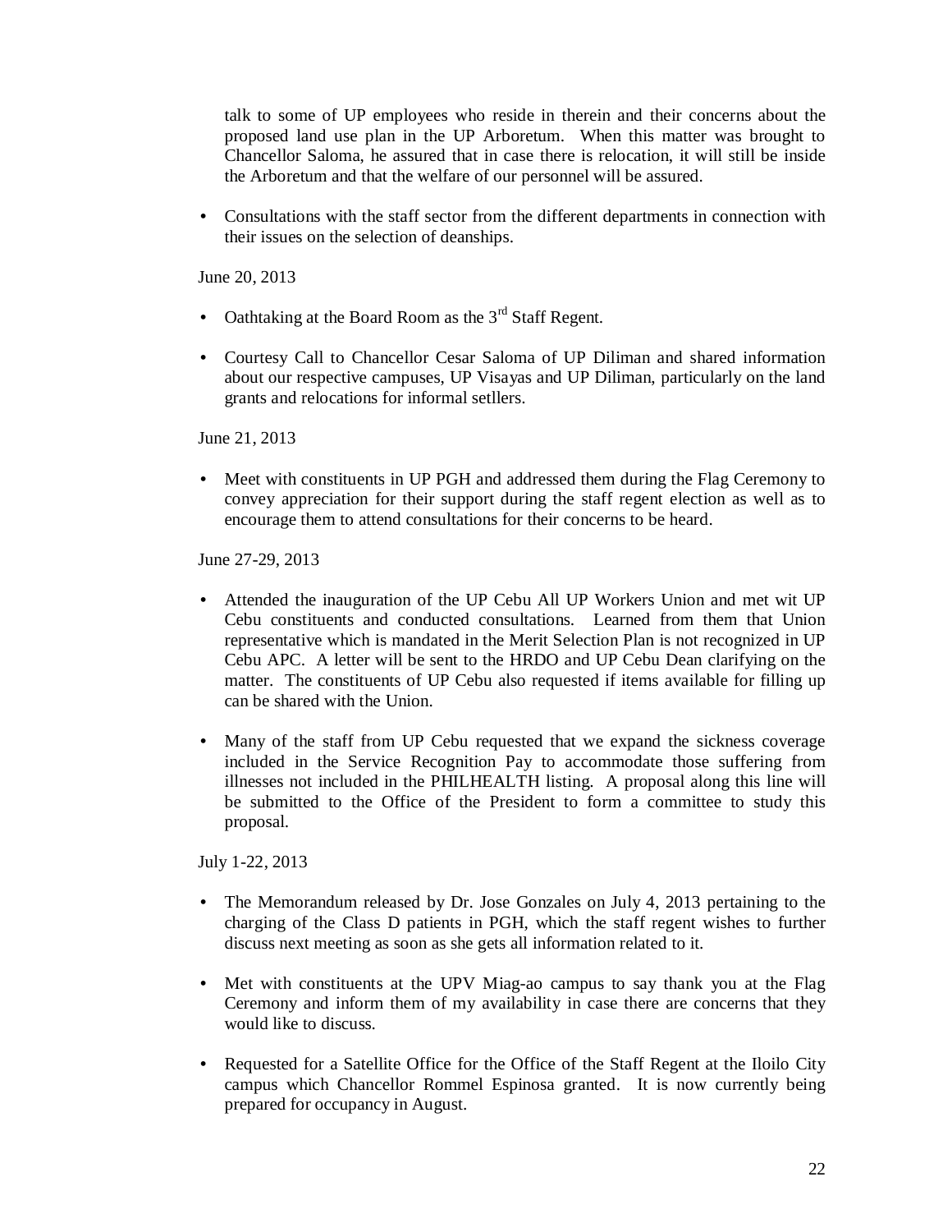talk to some of UP employees who reside in therein and their concerns about the proposed land use plan in the UP Arboretum. When this matter was brought to Chancellor Saloma, he assured that in case there is relocation, it will still be inside the Arboretum and that the welfare of our personnel will be assured.

- Consultations with the staff sector from the different departments in connection with their issues on the selection of deanships.

June 20, 2013

- Oathtaking at the Board Room as the 3rd Staff Regent.

- Courtesy Call to Chancellor Cesar Saloma of UP Diliman and shared information about our respective campuses, UP Visayas and UP Diliman, particularly on the land grants and relocations for informal setllers.

June 21, 2013

- Meet with constituents in UP PGH and addressed them during the Flag Ceremony to convey appreciation for their support during the staff regent election as well as to encourage them to attend consultations for their concerns to be heard.

June 27-29, 2013

- Attended the inauguration of the UP Cebu All UP Workers Union and met wit UP Cebu constituents and conducted consultations. Learned from them that Union representative which is mandated in the Merit Selection Plan is not recognized in UP Cebu APC. A letter will be sent to the HRDO and UP Cebu Dean clarifying on the matter. The constituents of UP Cebu also requested if items available for filling up can be shared with the Union.

- Many of the staff from UP Cebu requested that we expand the sickness coverage included in the Service Recognition Pay to accommodate those suffering from illnesses not included in the PHILHEALTH listing. A proposal along this line will be submitted to the Office of the President to form a committee to study this proposal.

July 1-22, 2013

- The Memorandum released by Dr. Jose Gonzales on July 4, 2013 pertaining to the charging of the Class D patients in PGH, which the staff regent wishes to further discuss next meeting as soon as she gets all information related to it.

- Met with constituents at the UPV Miag-ao campus to say thank you at the Flag Ceremony and inform them of my availability in case there are concerns that they would like to discuss.

- Requested for a Satellite Office for the Office of the Staff Regent at the Iloilo City campus which Chancellor Rommel Espinosa granted. It is now currently being prepared for occupancy in August.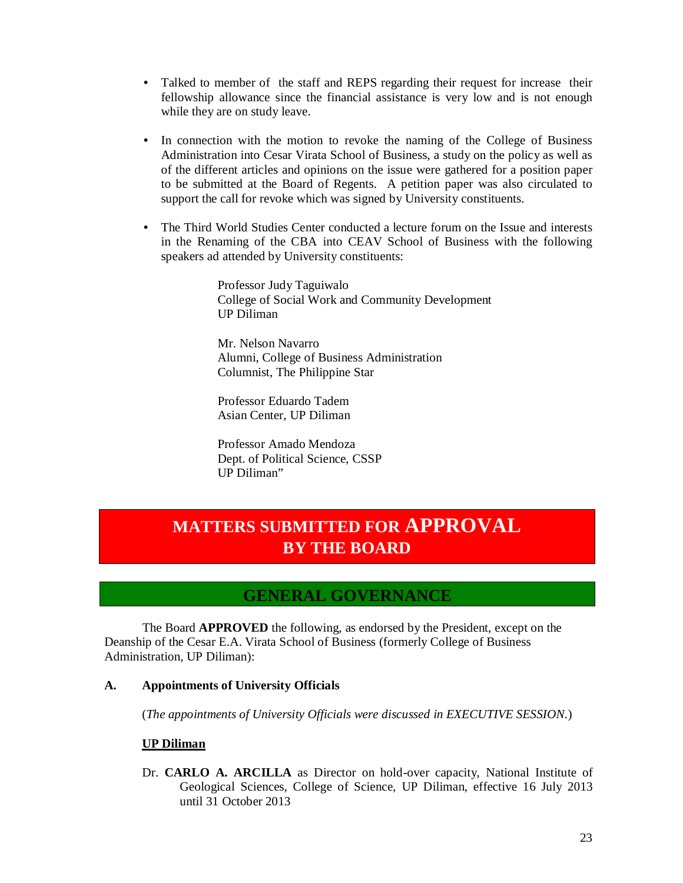- Talked to member of the staff and REPS regarding their request for increase their fellowship allowance since the financial assistance is very low and is not enough while they are on study leave.

- In connection with the motion to revoke the naming of the College of Business Administration into Cesar Virata School of Business, a study on the policy as well as of the different articles and opinions on the issue were gathered for a position paper to be submitted at the Board of Regents. A petition paper was also circulated to support the call for revoke which was signed by University constituents.

- The Third World Studies Center conducted a lecture forum on the Issue and interests in the Renaming of the CBA into CEAV School of Business with the following speakers ad attended by University constituents:

  Professor Judy Taguiwalo
  College of Social Work and Community Development
  UP Diliman

  Mr. Nelson Navarro
  Alumni, College of Business Administration
  Columnist, The Philippine Star

  Professor Eduardo Tadem
  Asian Center, UP Diliman

  Professor Amado Mendoza
  Dept. of Political Science, CSSP
  UP Diliman"

# MATTERS SUBMITTED FOR APPROVAL BY THE BOARD

## GENERAL GOVERNANCE

The Board **APPROVED** the following, as endorsed by the President, except on the Deanship of the Cesar E.A. Virata School of Business (formerly College of Business Administration, UP Diliman):

**A. Appointments of University Officials**

(*The appointments of University Officials were discussed in EXECUTIVE SESSION*.)

**UP Diliman**

Dr. **CARLO A. ARCILLA** as Director on hold-over capacity, National Institute of Geological Sciences, College of Science, UP Diliman, effective 16 July 2013 until 31 October 2013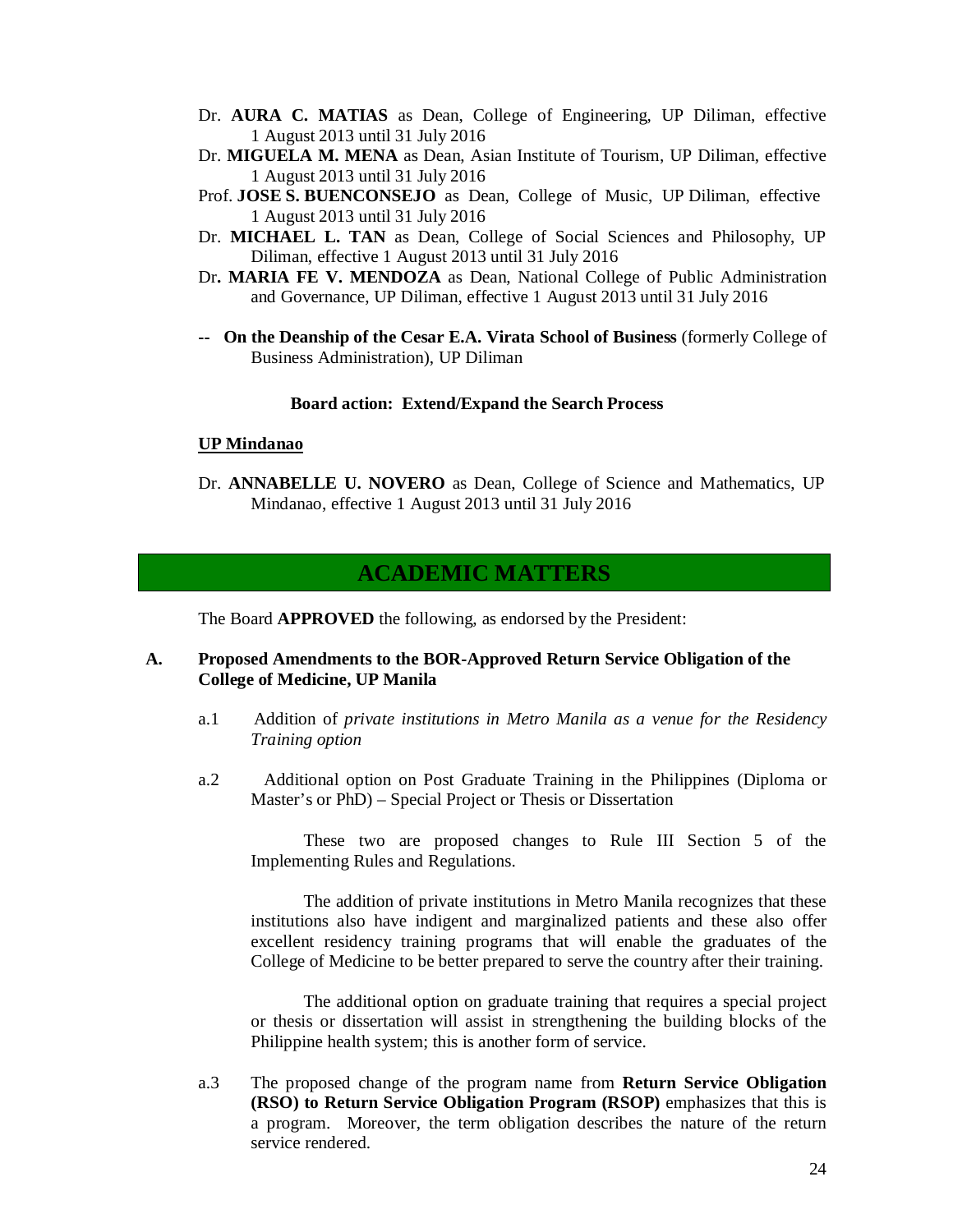Dr. **AURA C. MATIAS** as Dean, College of Engineering, UP Diliman, effective 1 August 2013 until 31 July 2016

Dr. **MIGUELA M. MENA** as Dean, Asian Institute of Tourism, UP Diliman, effective 1 August 2013 until 31 July 2016

Prof. **JOSE S. BUENCONSEJO** as Dean, College of Music, UP Diliman, effective 1 August 2013 until 31 July 2016

Dr. **MICHAEL L. TAN** as Dean, College of Social Sciences and Philosophy, UP Diliman, effective 1 August 2013 until 31 July 2016

Dr**. MARIA FE V. MENDOZA** as Dean, National College of Public Administration and Governance, UP Diliman, effective 1 August 2013 until 31 July 2016

-- **On the Deanship of the Cesar E.A. Virata School of Business** (formerly College of Business Administration), UP Diliman

**Board action: Extend/Expand the Search Process**

**UP Mindanao**

Dr. **ANNABELLE U. NOVERO** as Dean, College of Science and Mathematics, UP Mindanao, effective 1 August 2013 until 31 July 2016

## ACADEMIC MATTERS

The Board **APPROVED** the following, as endorsed by the President:

**A. Proposed Amendments to the BOR-Approved Return Service Obligation of the College of Medicine, UP Manila**

a.1 Addition of *private institutions in Metro Manila as a venue for the Residency Training option*

a.2 Additional option on Post Graduate Training in the Philippines (Diploma or Master's or PhD) – Special Project or Thesis or Dissertation

These two are proposed changes to Rule III Section 5 of the Implementing Rules and Regulations.

The addition of private institutions in Metro Manila recognizes that these institutions also have indigent and marginalized patients and these also offer excellent residency training programs that will enable the graduates of the College of Medicine to be better prepared to serve the country after their training.

The additional option on graduate training that requires a special project or thesis or dissertation will assist in strengthening the building blocks of the Philippine health system; this is another form of service.

a.3 The proposed change of the program name from **Return Service Obligation (RSO) to Return Service Obligation Program (RSOP)** emphasizes that this is a program. Moreover, the term obligation describes the nature of the return service rendered.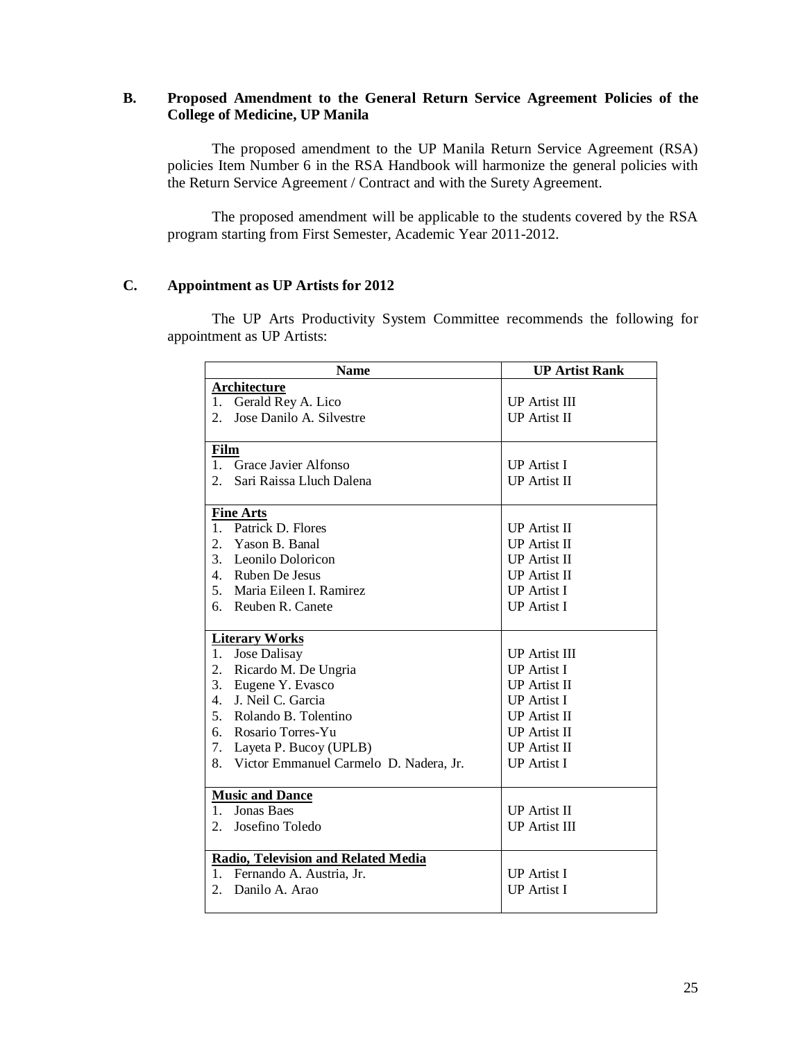### B. Proposed Amendment to the General Return Service Agreement Policies of the College of Medicine, UP Manila

The proposed amendment to the UP Manila Return Service Agreement (RSA) policies Item Number 6 in the RSA Handbook will harmonize the general policies with the Return Service Agreement / Contract and with the Surety Agreement.

The proposed amendment will be applicable to the students covered by the RSA program starting from First Semester, Academic Year 2011-2012.

### C. Appointment as UP Artists for 2012

The UP Arts Productivity System Committee recommends the following for appointment as UP Artists:

| Name | UP Artist Rank |
|---|---|
| **Architecture** | |
| 1. Gerald Rey A. Lico | UP Artist III |
| 2. Jose Danilo A. Silvestre | UP Artist II |
| **Film** | |
| 1. Grace Javier Alfonso | UP Artist I |
| 2. Sari Raissa Lluch Dalena | UP Artist II |
| **Fine Arts** | |
| 1. Patrick D. Flores | UP Artist II |
| 2. Yason B. Banal | UP Artist II |
| 3. Leonilo Doloricon | UP Artist II |
| 4. Ruben De Jesus | UP Artist II |
| 5. Maria Eileen I. Ramirez | UP Artist I |
| 6. Reuben R. Canete | UP Artist I |
| **Literary Works** | |
| 1. Jose Dalisay | UP Artist III |
| 2. Ricardo M. De Ungria | UP Artist I |
| 3. Eugene Y. Evasco | UP Artist II |
| 4. J. Neil C. Garcia | UP Artist I |
| 5. Rolando B. Tolentino | UP Artist II |
| 6. Rosario Torres-Yu | UP Artist II |
| 7. Layeta P. Bucoy (UPLB) | UP Artist II |
| 8. Victor Emmanuel Carmelo D. Nadera, Jr. | UP Artist I |
| **Music and Dance** | |
| 1. Jonas Baes | UP Artist II |
| 2. Josefino Toledo | UP Artist III |
| **Radio, Television and Related Media** | |
| 1. Fernando A. Austria, Jr. | UP Artist I |
| 2. Danilo A. Arao | UP Artist I |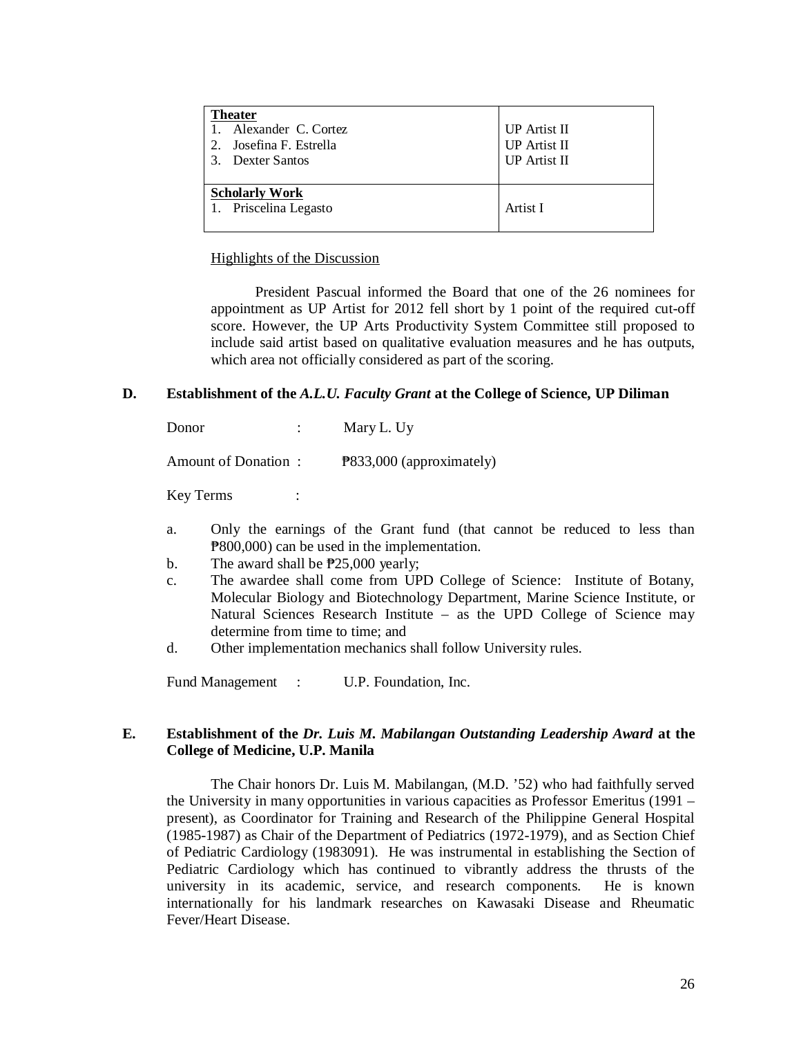| **Theater** | |
|---|---|
| 1. Alexander C. Cortez | UP Artist II |
| 2. Josefina F. Estrella | UP Artist II |
| 3. Dexter Santos | UP Artist II |
| **Scholarly Work** | |
| 1. Priscelina Legasto | Artist I |

Highlights of the Discussion

President Pascual informed the Board that one of the 26 nominees for appointment as UP Artist for 2012 fell short by 1 point of the required cut-off score. However, the UP Arts Productivity System Committee still proposed to include said artist based on qualitative evaluation measures and he has outputs, which area not officially considered as part of the scoring.

**D. Establishment of the *A.L.U. Faculty Grant* at the College of Science, UP Diliman**

Donor : Mary L. Uy

Amount of Donation : ₱833,000 (approximately)

Key Terms :

a. Only the earnings of the Grant fund (that cannot be reduced to less than ₱800,000) can be used in the implementation.
b. The award shall be ₱25,000 yearly;
c. The awardee shall come from UPD College of Science: Institute of Botany, Molecular Biology and Biotechnology Department, Marine Science Institute, or Natural Sciences Research Institute – as the UPD College of Science may determine from time to time; and
d. Other implementation mechanics shall follow University rules.

Fund Management : U.P. Foundation, Inc.

**E. Establishment of the *Dr. Luis M. Mabilangan Outstanding Leadership Award* at the College of Medicine, U.P. Manila**

The Chair honors Dr. Luis M. Mabilangan, (M.D. '52) who had faithfully served the University in many opportunities in various capacities as Professor Emeritus (1991 – present), as Coordinator for Training and Research of the Philippine General Hospital (1985-1987) as Chair of the Department of Pediatrics (1972-1979), and as Section Chief of Pediatric Cardiology (1983091). He was instrumental in establishing the Section of Pediatric Cardiology which has continued to vibrantly address the thrusts of the university in its academic, service, and research components. He is known internationally for his landmark researches on Kawasaki Disease and Rheumatic Fever/Heart Disease.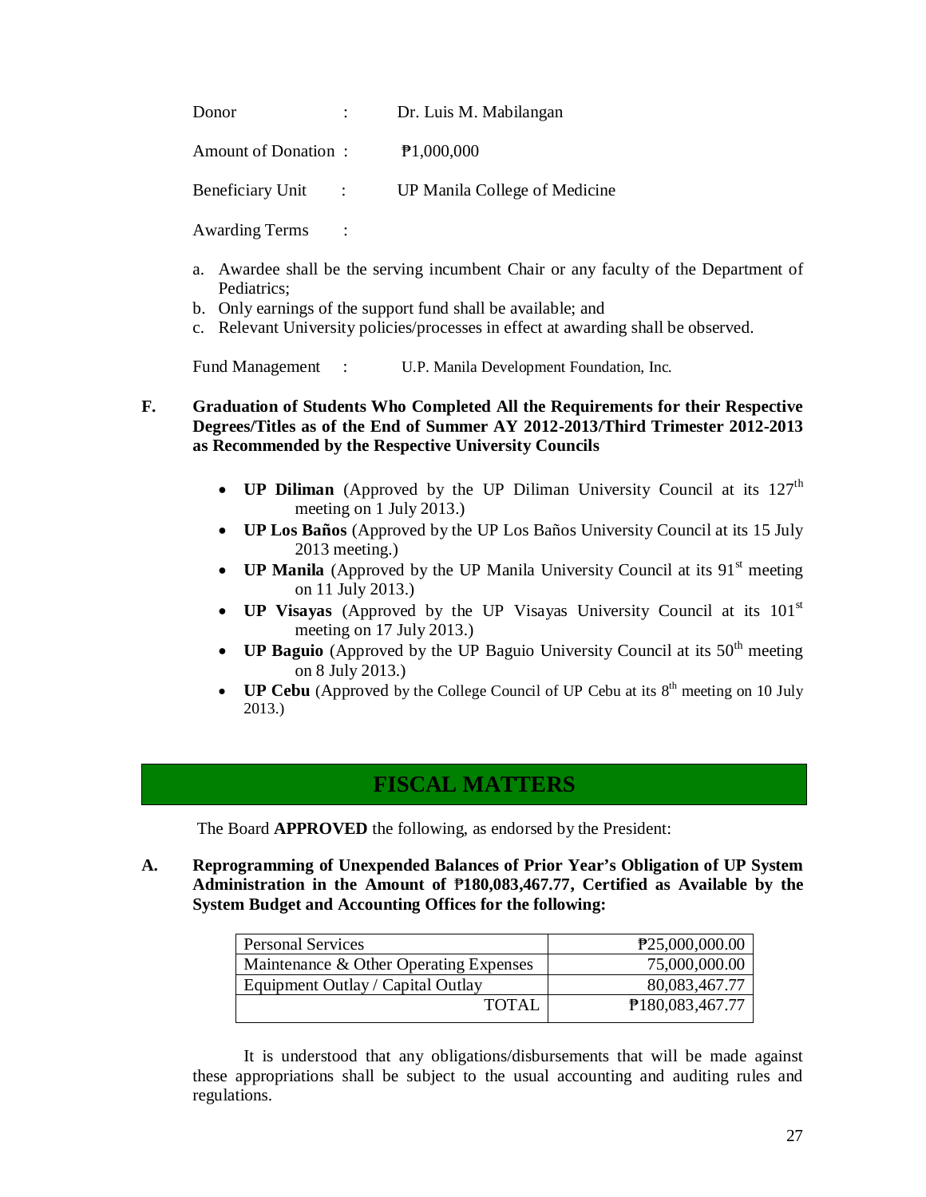Donor : Dr. Luis M. Mabilangan

Amount of Donation : ₱1,000,000

Beneficiary Unit : UP Manila College of Medicine

Awarding Terms :

a. Awardee shall be the serving incumbent Chair or any faculty of the Department of Pediatrics;
b. Only earnings of the support fund shall be available; and
c. Relevant University policies/processes in effect at awarding shall be observed.

Fund Management : U.P. Manila Development Foundation, Inc.

**F. Graduation of Students Who Completed All the Requirements for their Respective Degrees/Titles as of the End of Summer AY 2012-2013/Third Trimester 2012-2013 as Recommended by the Respective University Councils**

- **UP Diliman** (Approved by the UP Diliman University Council at its 127th meeting on 1 July 2013.)
- **UP Los Baños** (Approved by the UP Los Baños University Council at its 15 July 2013 meeting.)
- **UP Manila** (Approved by the UP Manila University Council at its 91st meeting on 11 July 2013.)
- **UP Visayas** (Approved by the UP Visayas University Council at its 101st meeting on 17 July 2013.)
- **UP Baguio** (Approved by the UP Baguio University Council at its 50th meeting on 8 July 2013.)
- **UP Cebu** (Approved by the College Council of UP Cebu at its 8th meeting on 10 July 2013.)

## FISCAL MATTERS

The Board **APPROVED** the following, as endorsed by the President:

**A. Reprogramming of Unexpended Balances of Prior Year's Obligation of UP System Administration in the Amount of ₱180,083,467.77, Certified as Available by the System Budget and Accounting Offices for the following:**

| | |
|---|---:|
| Personal Services | ₱25,000,000.00 |
| Maintenance & Other Operating Expenses | 75,000,000.00 |
| Equipment Outlay / Capital Outlay | 80,083,467.77 |
| TOTAL | ₱180,083,467.77 |

It is understood that any obligations/disbursements that will be made against these appropriations shall be subject to the usual accounting and auditing rules and regulations.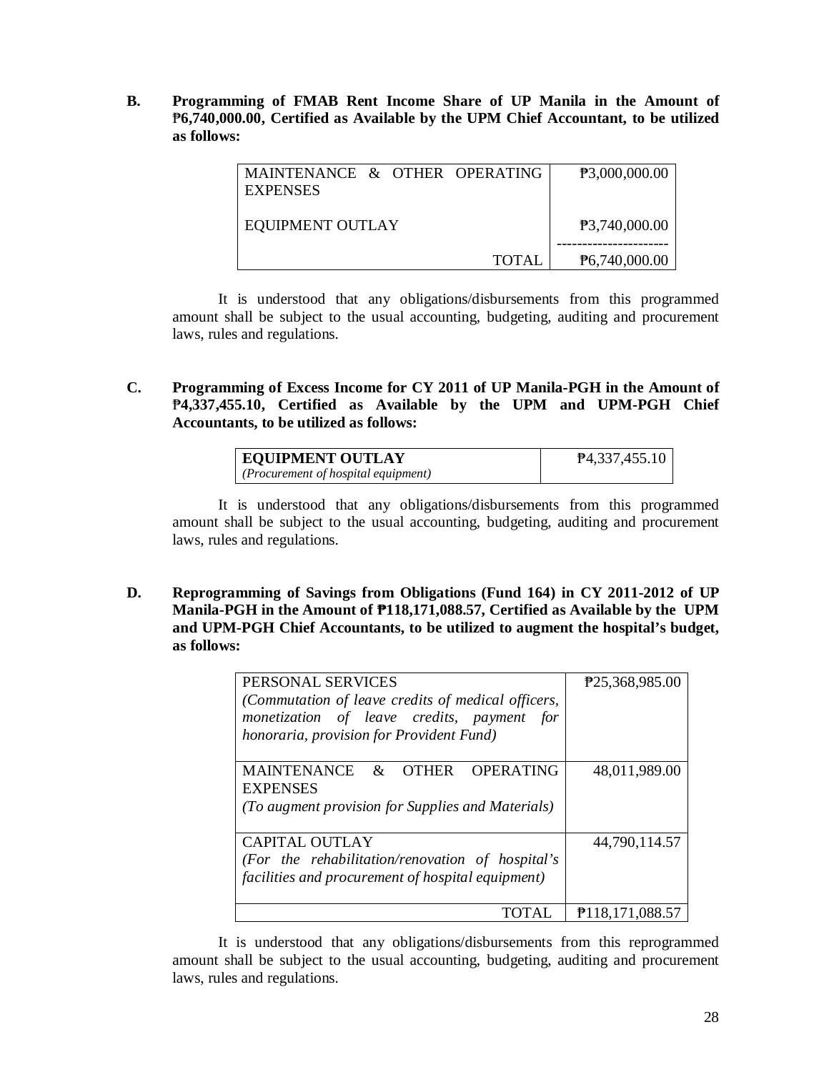**B. Programming of FMAB Rent Income Share of UP Manila in the Amount of ₱6,740,000.00, Certified as Available by the UPM Chief Accountant, to be utilized as follows:**

| | |
|---|---|
| MAINTENANCE & OTHER OPERATING EXPENSES | ₱3,000,000.00 |
| EQUIPMENT OUTLAY | ₱3,740,000.00 |
| TOTAL | ₱6,740,000.00 |

It is understood that any obligations/disbursements from this programmed amount shall be subject to the usual accounting, budgeting, auditing and procurement laws, rules and regulations.

**C. Programming of Excess Income for CY 2011 of UP Manila-PGH in the Amount of ₱4,337,455.10, Certified as Available by the UPM and UPM-PGH Chief Accountants, to be utilized as follows:**

| | |
|---|---|
| **EQUIPMENT OUTLAY** *(Procurement of hospital equipment)* | ₱4,337,455.10 |

It is understood that any obligations/disbursements from this programmed amount shall be subject to the usual accounting, budgeting, auditing and procurement laws, rules and regulations.

**D. Reprogramming of Savings from Obligations (Fund 164) in CY 2011-2012 of UP Manila-PGH in the Amount of ₱118,171,088.57, Certified as Available by the UPM and UPM-PGH Chief Accountants, to be utilized to augment the hospital's budget, as follows:**

| | |
|---|---|
| PERSONAL SERVICES *(Commutation of leave credits of medical officers, monetization of leave credits, payment for honoraria, provision for Provident Fund)* | ₱25,368,985.00 |
| MAINTENANCE & OTHER OPERATING EXPENSES *(To augment provision for Supplies and Materials)* | 48,011,989.00 |
| CAPITAL OUTLAY *(For the rehabilitation/renovation of hospital's facilities and procurement of hospital equipment)* | 44,790,114.57 |
| TOTAL | ₱118,171,088.57 |

It is understood that any obligations/disbursements from this reprogrammed amount shall be subject to the usual accounting, budgeting, auditing and procurement laws, rules and regulations.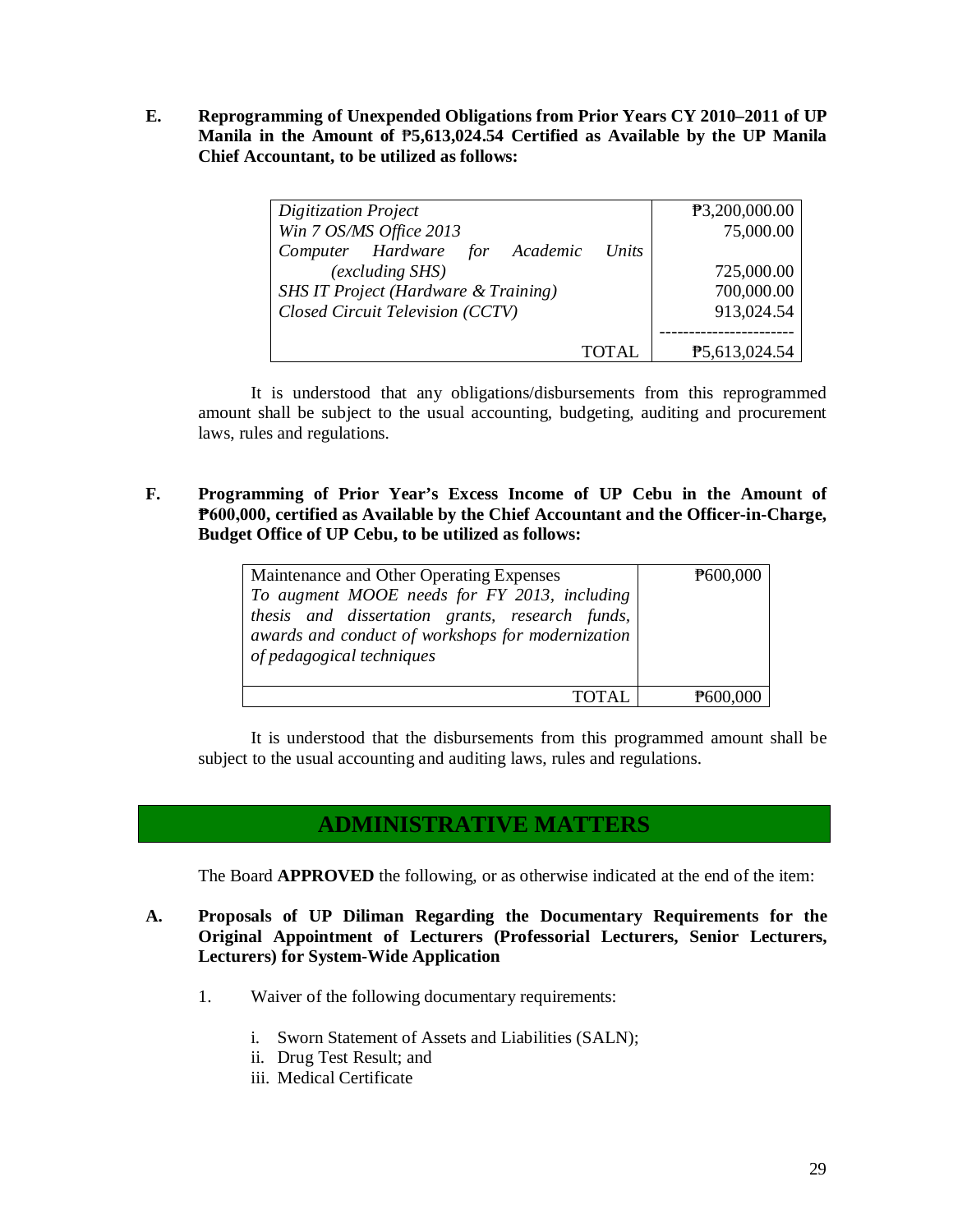**E. Reprogramming of Unexpended Obligations from Prior Years CY 2010–2011 of UP Manila in the Amount of ₱5,613,024.54 Certified as Available by the UP Manila Chief Accountant, to be utilized as follows:**

| | |
|---|---|
| *Digitization Project* | ₱3,200,000.00 |
| *Win 7 OS/MS Office 2013* | 75,000.00 |
| *Computer Hardware for Academic Units (excluding SHS)* | 725,000.00 |
| *SHS IT Project (Hardware & Training)* | 700,000.00 |
| *Closed Circuit Television (CCTV)* | 913,024.54 |
| TOTAL | ₱5,613,024.54 |

It is understood that any obligations/disbursements from this reprogrammed amount shall be subject to the usual accounting, budgeting, auditing and procurement laws, rules and regulations.

**F. Programming of Prior Year's Excess Income of UP Cebu in the Amount of ₱600,000, certified as Available by the Chief Accountant and the Officer-in-Charge, Budget Office of UP Cebu, to be utilized as follows:**

| | |
|---|---|
| Maintenance and Other Operating Expenses<br>*To augment MOOE needs for FY 2013, including thesis and dissertation grants, research funds, awards and conduct of workshops for modernization of pedagogical techniques* | ₱600,000 |
| TOTAL | ₱600,000 |

It is understood that the disbursements from this programmed amount shall be subject to the usual accounting and auditing laws, rules and regulations.

## ADMINISTRATIVE MATTERS

The Board **APPROVED** the following, or as otherwise indicated at the end of the item:

**A. Proposals of UP Diliman Regarding the Documentary Requirements for the Original Appointment of Lecturers (Professorial Lecturers, Senior Lecturers, Lecturers) for System-Wide Application**

1. Waiver of the following documentary requirements:

   i. Sworn Statement of Assets and Liabilities (SALN);
   ii. Drug Test Result; and
   iii. Medical Certificate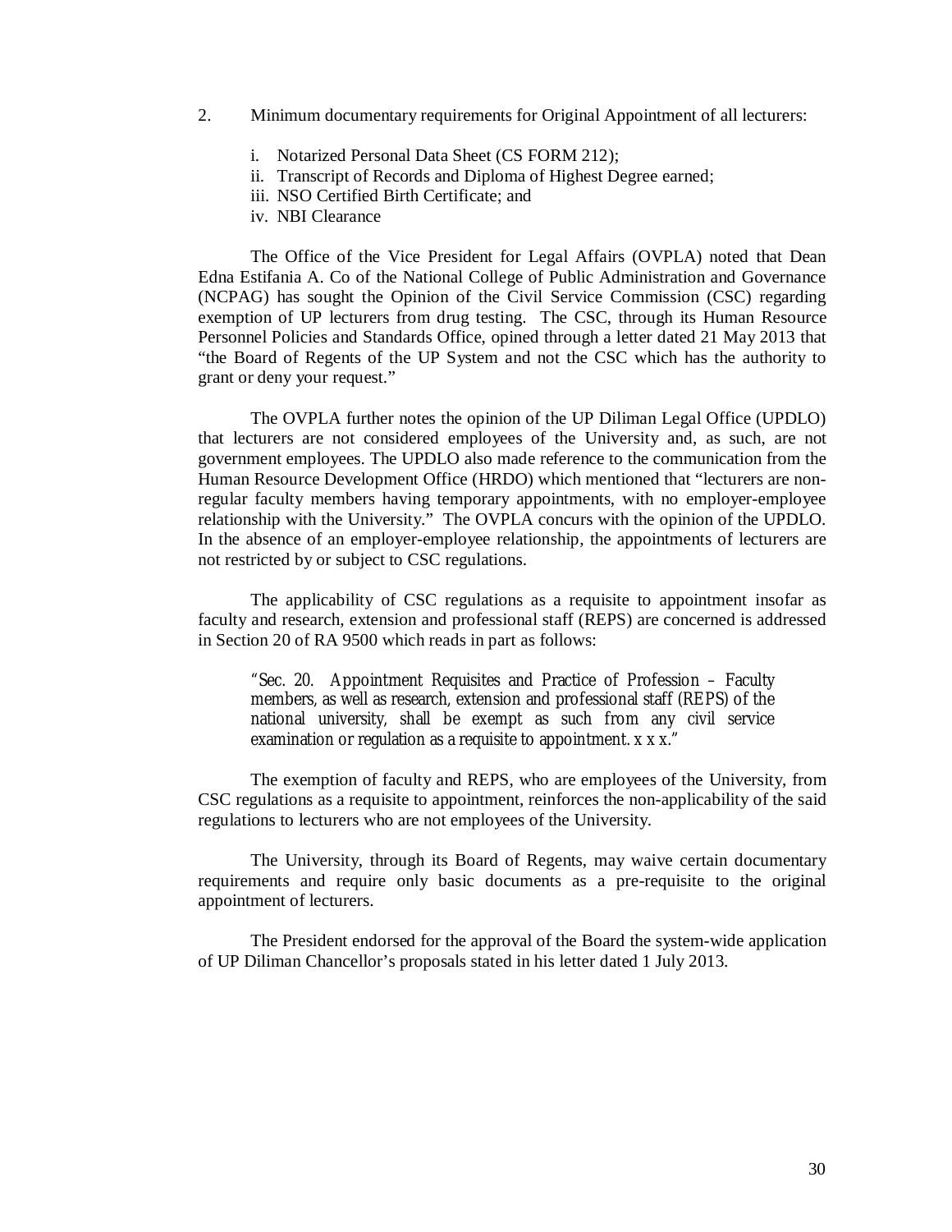2. Minimum documentary requirements for Original Appointment of all lecturers:

   i. Notarized Personal Data Sheet (CS FORM 212);
   ii. Transcript of Records and Diploma of Highest Degree earned;
   iii. NSO Certified Birth Certificate; and
   iv. NBI Clearance

The Office of the Vice President for Legal Affairs (OVPLA) noted that Dean Edna Estifania A. Co of the National College of Public Administration and Governance (NCPAG) has sought the Opinion of the Civil Service Commission (CSC) regarding exemption of UP lecturers from drug testing. The CSC, through its Human Resource Personnel Policies and Standards Office, opined through a letter dated 21 May 2013 that "the Board of Regents of the UP System and not the CSC which has the authority to grant or deny your request."

The OVPLA further notes the opinion of the UP Diliman Legal Office (UPDLO) that lecturers are not considered employees of the University and, as such, are not government employees. The UPDLO also made reference to the communication from the Human Resource Development Office (HRDO) which mentioned that "lecturers are non-regular faculty members having temporary appointments, with no employer-employee relationship with the University." The OVPLA concurs with the opinion of the UPDLO. In the absence of an employer-employee relationship, the appointments of lecturers are not restricted by or subject to CSC regulations.

The applicability of CSC regulations as a requisite to appointment insofar as faculty and research, extension and professional staff (REPS) are concerned is addressed in Section 20 of RA 9500 which reads in part as follows:

> "Sec. 20. Appointment Requisites and Practice of Profession – Faculty members, as well as research, extension and professional staff (REPS) of the national university, shall be exempt as such from any civil service examination or regulation as a requisite to appointment. x x x."

The exemption of faculty and REPS, who are employees of the University, from CSC regulations as a requisite to appointment, reinforces the non-applicability of the said regulations to lecturers who are not employees of the University.

The University, through its Board of Regents, may waive certain documentary requirements and require only basic documents as a pre-requisite to the original appointment of lecturers.

The President endorsed for the approval of the Board the system-wide application of UP Diliman Chancellor's proposals stated in his letter dated 1 July 2013.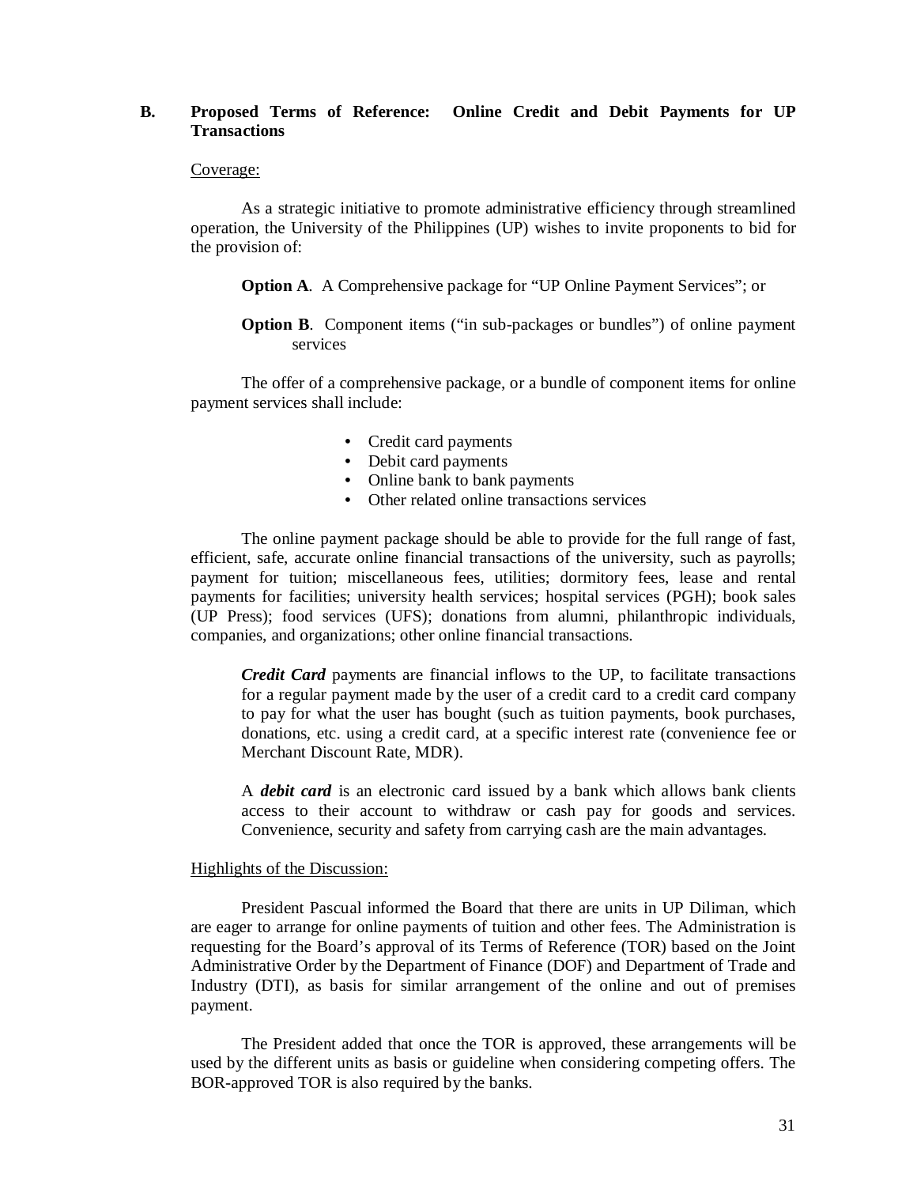### B. Proposed Terms of Reference: Online Credit and Debit Payments for UP Transactions

Coverage:

As a strategic initiative to promote administrative efficiency through streamlined operation, the University of the Philippines (UP) wishes to invite proponents to bid for the provision of:

> **Option A**. A Comprehensive package for "UP Online Payment Services"; or
>
> **Option B**. Component items ("in sub-packages or bundles") of online payment services

The offer of a comprehensive package, or a bundle of component items for online payment services shall include:

- Credit card payments
- Debit card payments
- Online bank to bank payments
- Other related online transactions services

The online payment package should be able to provide for the full range of fast, efficient, safe, accurate online financial transactions of the university, such as payrolls; payment for tuition; miscellaneous fees, utilities; dormitory fees, lease and rental payments for facilities; university health services; hospital services (PGH); book sales (UP Press); food services (UFS); donations from alumni, philanthropic individuals, companies, and organizations; other online financial transactions.

> ***Credit Card*** payments are financial inflows to the UP, to facilitate transactions for a regular payment made by the user of a credit card to a credit card company to pay for what the user has bought (such as tuition payments, book purchases, donations, etc. using a credit card, at a specific interest rate (convenience fee or Merchant Discount Rate, MDR).
>
> A ***debit card*** is an electronic card issued by a bank which allows bank clients access to their account to withdraw or cash pay for goods and services. Convenience, security and safety from carrying cash are the main advantages.

Highlights of the Discussion:

President Pascual informed the Board that there are units in UP Diliman, which are eager to arrange for online payments of tuition and other fees. The Administration is requesting for the Board's approval of its Terms of Reference (TOR) based on the Joint Administrative Order by the Department of Finance (DOF) and Department of Trade and Industry (DTI), as basis for similar arrangement of the online and out of premises payment.

The President added that once the TOR is approved, these arrangements will be used by the different units as basis or guideline when considering competing offers. The BOR-approved TOR is also required by the banks.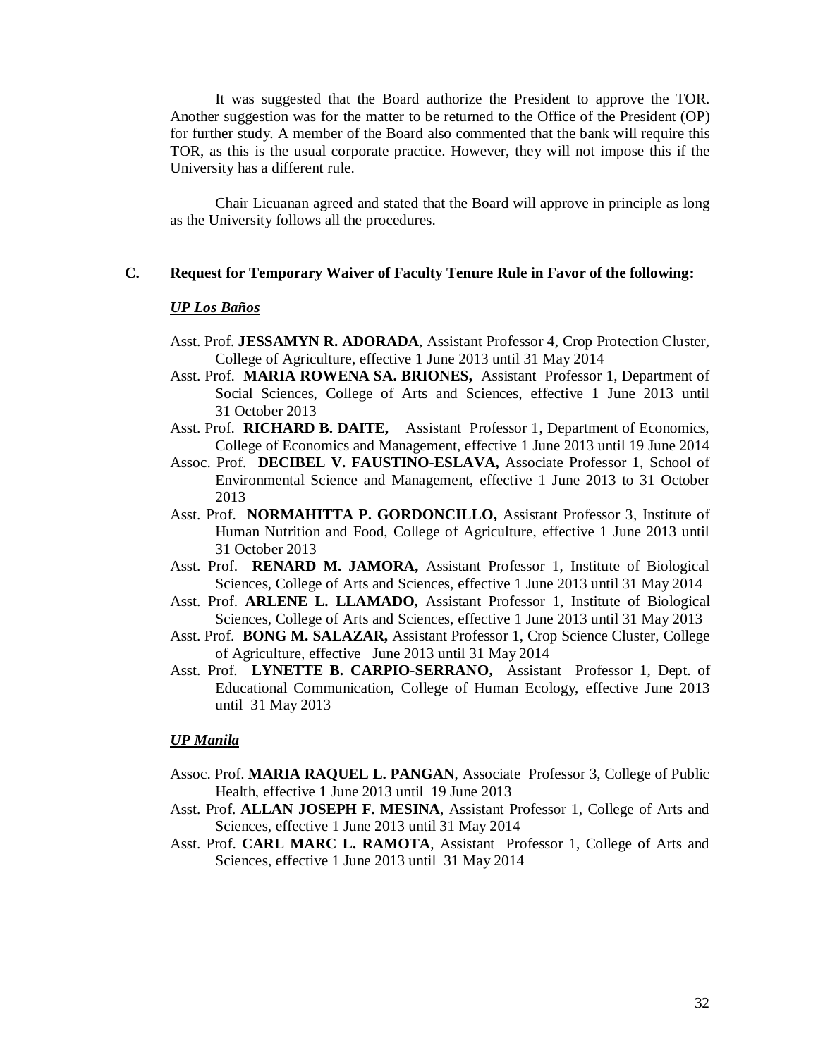It was suggested that the Board authorize the President to approve the TOR. Another suggestion was for the matter to be returned to the Office of the President (OP) for further study. A member of the Board also commented that the bank will require this TOR, as this is the usual corporate practice. However, they will not impose this if the University has a different rule.

Chair Licuanan agreed and stated that the Board will approve in principle as long as the University follows all the procedures.

### C. Request for Temporary Waiver of Faculty Tenure Rule in Favor of the following:

***UP Los Baños***

Asst. Prof. **JESSAMYN R. ADORADA**, Assistant Professor 4, Crop Protection Cluster, College of Agriculture, effective 1 June 2013 until 31 May 2014

Asst. Prof. **MARIA ROWENA SA. BRIONES,** Assistant Professor 1, Department of Social Sciences, College of Arts and Sciences, effective 1 June 2013 until 31 October 2013

Asst. Prof. **RICHARD B. DAITE,** Assistant Professor 1, Department of Economics, College of Economics and Management, effective 1 June 2013 until 19 June 2014

Assoc. Prof. **DECIBEL V. FAUSTINO-ESLAVA,** Associate Professor 1, School of Environmental Science and Management, effective 1 June 2013 to 31 October 2013

Asst. Prof. **NORMAHITTA P. GORDONCILLO,** Assistant Professor 3, Institute of Human Nutrition and Food, College of Agriculture, effective 1 June 2013 until 31 October 2013

Asst. Prof. **RENARD M. JAMORA,** Assistant Professor 1, Institute of Biological Sciences, College of Arts and Sciences, effective 1 June 2013 until 31 May 2014

Asst. Prof. **ARLENE L. LLAMADO,** Assistant Professor 1, Institute of Biological Sciences, College of Arts and Sciences, effective 1 June 2013 until 31 May 2013

Asst. Prof. **BONG M. SALAZAR,** Assistant Professor 1, Crop Science Cluster, College of Agriculture, effective June 2013 until 31 May 2014

Asst. Prof. **LYNETTE B. CARPIO-SERRANO,** Assistant Professor 1, Dept. of Educational Communication, College of Human Ecology, effective June 2013 until 31 May 2013

***UP Manila***

Assoc. Prof. **MARIA RAQUEL L. PANGAN**, Associate Professor 3, College of Public Health, effective 1 June 2013 until 19 June 2013

Asst. Prof. **ALLAN JOSEPH F. MESINA**, Assistant Professor 1, College of Arts and Sciences, effective 1 June 2013 until 31 May 2014

Asst. Prof. **CARL MARC L. RAMOTA**, Assistant Professor 1, College of Arts and Sciences, effective 1 June 2013 until 31 May 2014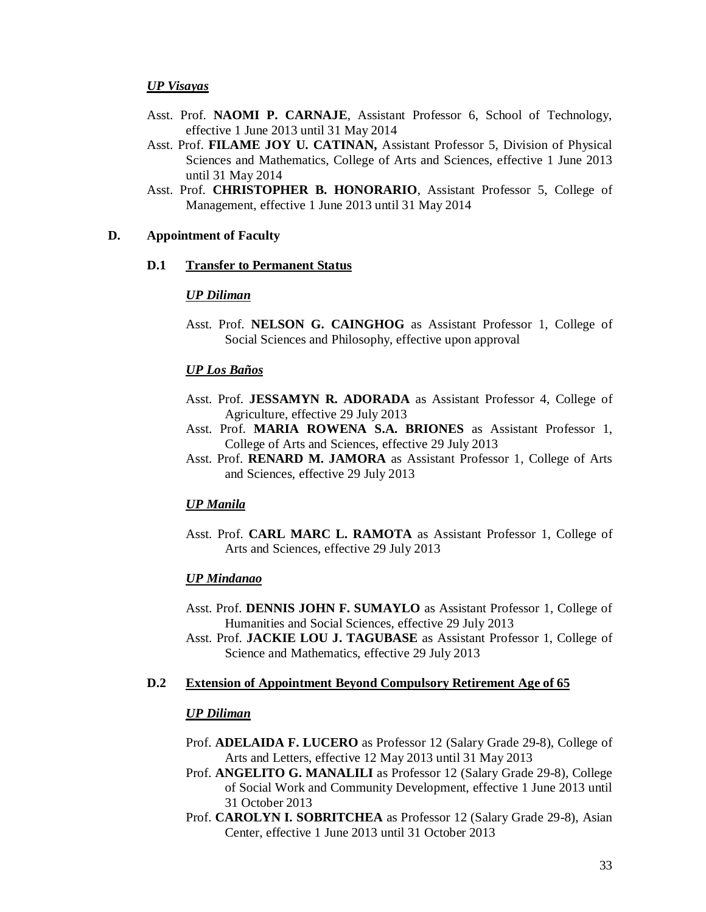*UP Visayas*

Asst. Prof. **NAOMI P. CARNAJE**, Assistant Professor 6, School of Technology, effective 1 June 2013 until 31 May 2014

Asst. Prof. **FILAME JOY U. CATINAN,** Assistant Professor 5, Division of Physical Sciences and Mathematics, College of Arts and Sciences, effective 1 June 2013 until 31 May 2014

Asst. Prof. **CHRISTOPHER B. HONORARIO**, Assistant Professor 5, College of Management, effective 1 June 2013 until 31 May 2014

## D. Appointment of Faculty

### D.1 Transfer to Permanent Status

*UP Diliman*

Asst. Prof. **NELSON G. CAINGHOG** as Assistant Professor 1, College of Social Sciences and Philosophy, effective upon approval

*UP Los Baños*

Asst. Prof. **JESSAMYN R. ADORADA** as Assistant Professor 4, College of Agriculture, effective 29 July 2013

Asst. Prof. **MARIA ROWENA S.A. BRIONES** as Assistant Professor 1, College of Arts and Sciences, effective 29 July 2013

Asst. Prof. **RENARD M. JAMORA** as Assistant Professor 1, College of Arts and Sciences, effective 29 July 2013

*UP Manila*

Asst. Prof. **CARL MARC L. RAMOTA** as Assistant Professor 1, College of Arts and Sciences, effective 29 July 2013

*UP Mindanao*

Asst. Prof. **DENNIS JOHN F. SUMAYLO** as Assistant Professor 1, College of Humanities and Social Sciences, effective 29 July 2013

Asst. Prof. **JACKIE LOU J. TAGUBASE** as Assistant Professor 1, College of Science and Mathematics, effective 29 July 2013

### D.2 Extension of Appointment Beyond Compulsory Retirement Age of 65

*UP Diliman*

Prof. **ADELAIDA F. LUCERO** as Professor 12 (Salary Grade 29-8), College of Arts and Letters, effective 12 May 2013 until 31 May 2013

Prof. **ANGELITO G. MANALILI** as Professor 12 (Salary Grade 29-8), College of Social Work and Community Development, effective 1 June 2013 until 31 October 2013

Prof. **CAROLYN I. SOBRITCHEA** as Professor 12 (Salary Grade 29-8), Asian Center, effective 1 June 2013 until 31 October 2013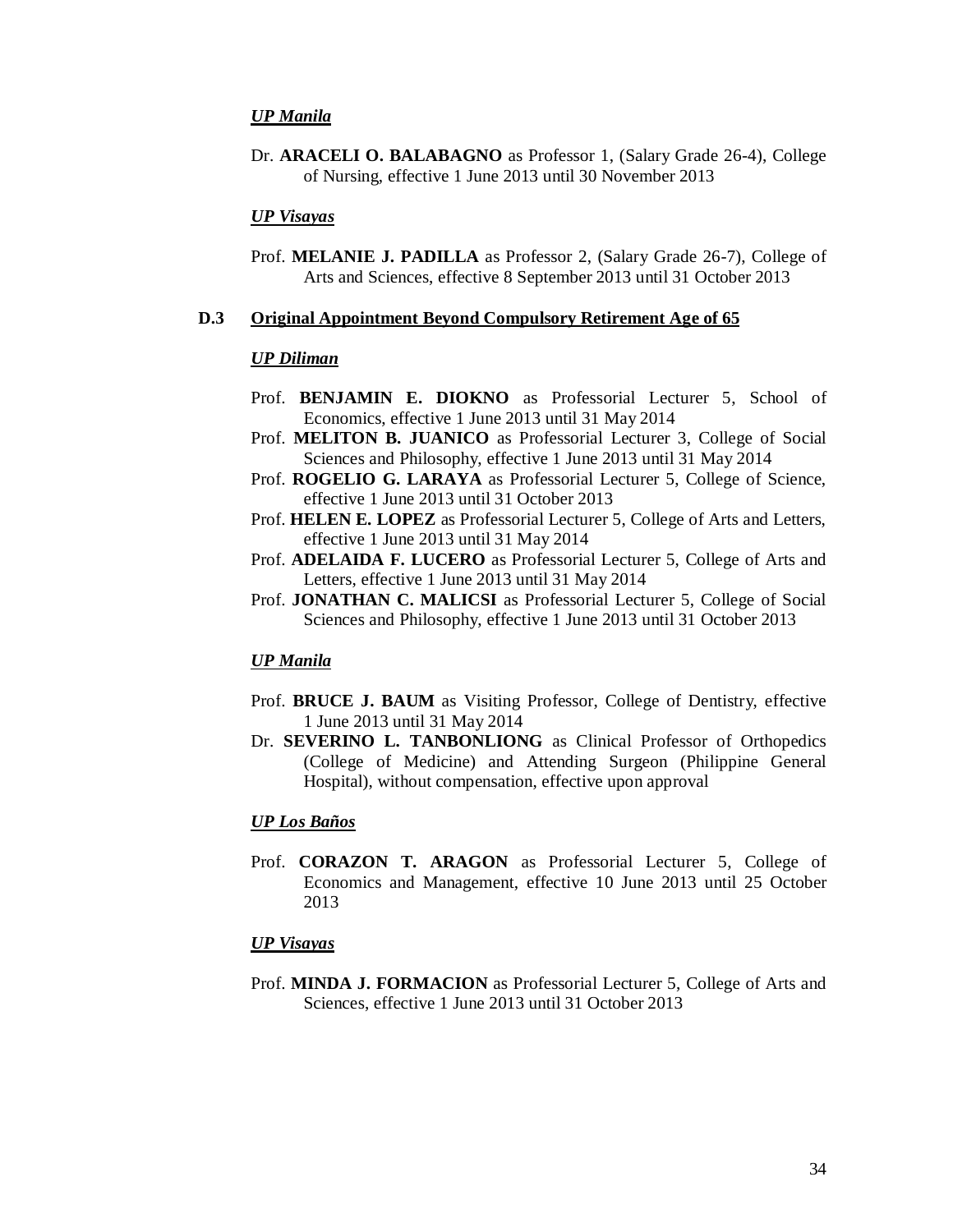***UP Manila***

Dr. **ARACELI O. BALABAGNO** as Professor 1, (Salary Grade 26-4), College of Nursing, effective 1 June 2013 until 30 November 2013

***UP Visayas***

Prof. **MELANIE J. PADILLA** as Professor 2, (Salary Grade 26-7), College of Arts and Sciences, effective 8 September 2013 until 31 October 2013

### D.3 Original Appointment Beyond Compulsory Retirement Age of 65

***UP Diliman***

Prof. **BENJAMIN E. DIOKNO** as Professorial Lecturer 5, School of Economics, effective 1 June 2013 until 31 May 2014

Prof. **MELITON B. JUANICO** as Professorial Lecturer 3, College of Social Sciences and Philosophy, effective 1 June 2013 until 31 May 2014

Prof. **ROGELIO G. LARAYA** as Professorial Lecturer 5, College of Science, effective 1 June 2013 until 31 October 2013

Prof. **HELEN E. LOPEZ** as Professorial Lecturer 5, College of Arts and Letters, effective 1 June 2013 until 31 May 2014

Prof. **ADELAIDA F. LUCERO** as Professorial Lecturer 5, College of Arts and Letters, effective 1 June 2013 until 31 May 2014

Prof. **JONATHAN C. MALICSI** as Professorial Lecturer 5, College of Social Sciences and Philosophy, effective 1 June 2013 until 31 October 2013

***UP Manila***

Prof. **BRUCE J. BAUM** as Visiting Professor, College of Dentistry, effective 1 June 2013 until 31 May 2014

Dr. **SEVERINO L. TANBONLIONG** as Clinical Professor of Orthopedics (College of Medicine) and Attending Surgeon (Philippine General Hospital), without compensation, effective upon approval

***UP Los Baños***

Prof. **CORAZON T. ARAGON** as Professorial Lecturer 5, College of Economics and Management, effective 10 June 2013 until 25 October 2013

***UP Visayas***

Prof. **MINDA J. FORMACION** as Professorial Lecturer 5, College of Arts and Sciences, effective 1 June 2013 until 31 October 2013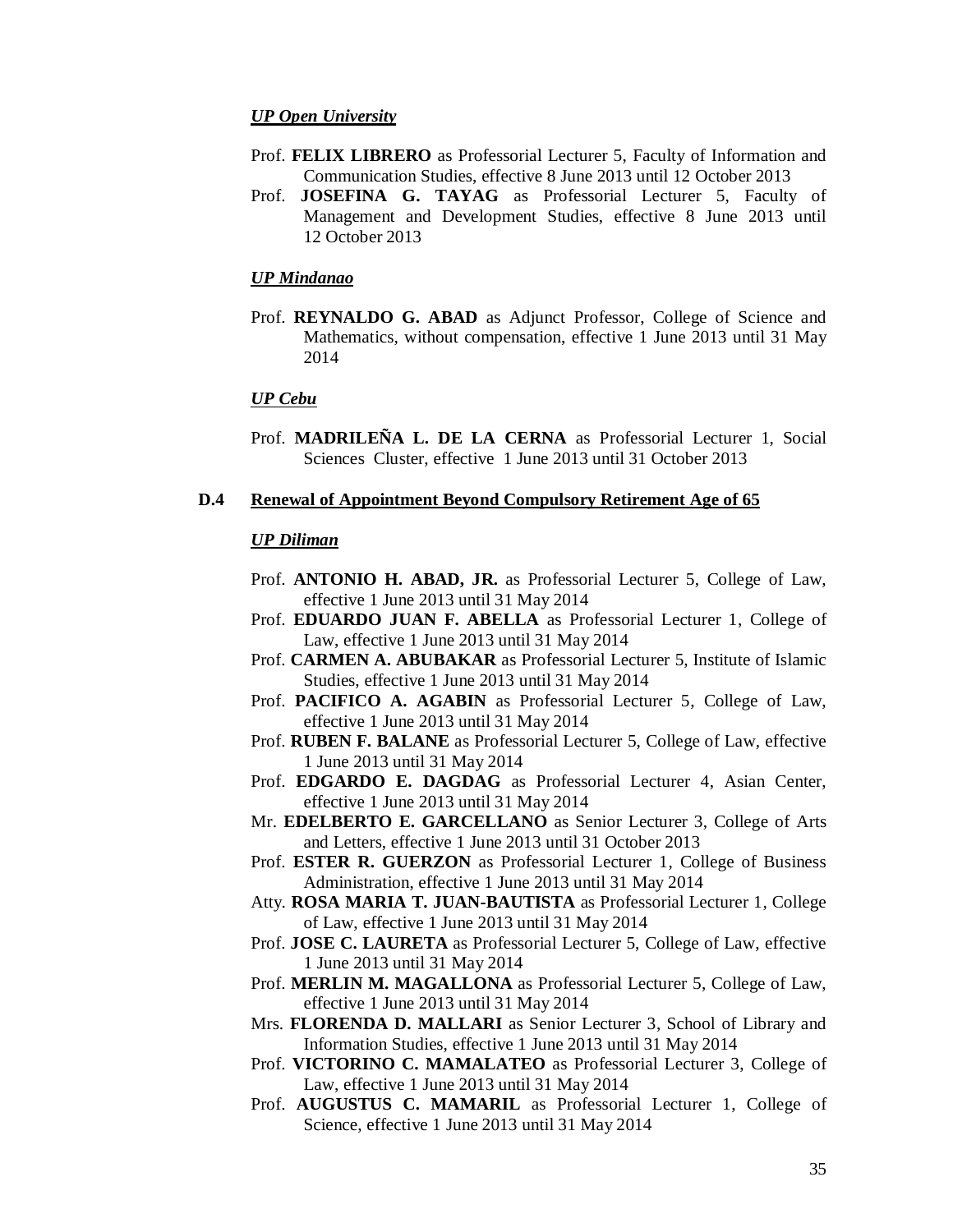***UP Open University***

Prof. **FELIX LIBRERO** as Professorial Lecturer 5, Faculty of Information and Communication Studies, effective 8 June 2013 until 12 October 2013

Prof. **JOSEFINA G. TAYAG** as Professorial Lecturer 5, Faculty of Management and Development Studies, effective 8 June 2013 until 12 October 2013

***UP Mindanao***

Prof. **REYNALDO G. ABAD** as Adjunct Professor, College of Science and Mathematics, without compensation, effective 1 June 2013 until 31 May 2014

***UP Cebu***

Prof. **MADRILEÑA L. DE LA CERNA** as Professorial Lecturer 1, Social Sciences Cluster, effective 1 June 2013 until 31 October 2013

**D.4 Renewal of Appointment Beyond Compulsory Retirement Age of 65**

***UP Diliman***

Prof. **ANTONIO H. ABAD, JR.** as Professorial Lecturer 5, College of Law, effective 1 June 2013 until 31 May 2014

Prof. **EDUARDO JUAN F. ABELLA** as Professorial Lecturer 1, College of Law, effective 1 June 2013 until 31 May 2014

Prof. **CARMEN A. ABUBAKAR** as Professorial Lecturer 5, Institute of Islamic Studies, effective 1 June 2013 until 31 May 2014

Prof. **PACIFICO A. AGABIN** as Professorial Lecturer 5, College of Law, effective 1 June 2013 until 31 May 2014

Prof. **RUBEN F. BALANE** as Professorial Lecturer 5, College of Law, effective 1 June 2013 until 31 May 2014

Prof. **EDGARDO E. DAGDAG** as Professorial Lecturer 4, Asian Center, effective 1 June 2013 until 31 May 2014

Mr. **EDELBERTO E. GARCELLANO** as Senior Lecturer 3, College of Arts and Letters, effective 1 June 2013 until 31 October 2013

Prof. **ESTER R. GUERZON** as Professorial Lecturer 1, College of Business Administration, effective 1 June 2013 until 31 May 2014

Atty. **ROSA MARIA T. JUAN-BAUTISTA** as Professorial Lecturer 1, College of Law, effective 1 June 2013 until 31 May 2014

Prof. **JOSE C. LAURETA** as Professorial Lecturer 5, College of Law, effective 1 June 2013 until 31 May 2014

Prof. **MERLIN M. MAGALLONA** as Professorial Lecturer 5, College of Law, effective 1 June 2013 until 31 May 2014

Mrs. **FLORENDA D. MALLARI** as Senior Lecturer 3, School of Library and Information Studies, effective 1 June 2013 until 31 May 2014

Prof. **VICTORINO C. MAMALATEO** as Professorial Lecturer 3, College of Law, effective 1 June 2013 until 31 May 2014

Prof. **AUGUSTUS C. MAMARIL** as Professorial Lecturer 1, College of Science, effective 1 June 2013 until 31 May 2014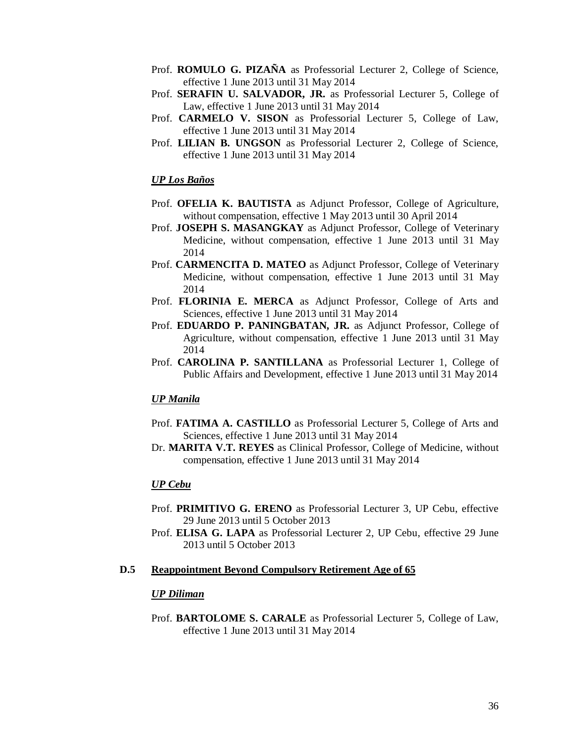Prof. **ROMULO G. PIZAÑA** as Professorial Lecturer 2, College of Science, effective 1 June 2013 until 31 May 2014

Prof. **SERAFIN U. SALVADOR, JR.** as Professorial Lecturer 5, College of Law, effective 1 June 2013 until 31 May 2014

Prof. **CARMELO V. SISON** as Professorial Lecturer 5, College of Law, effective 1 June 2013 until 31 May 2014

Prof. **LILIAN B. UNGSON** as Professorial Lecturer 2, College of Science, effective 1 June 2013 until 31 May 2014

***UP Los Baños***

Prof. **OFELIA K. BAUTISTA** as Adjunct Professor, College of Agriculture, without compensation, effective 1 May 2013 until 30 April 2014

Prof. **JOSEPH S. MASANGKAY** as Adjunct Professor, College of Veterinary Medicine, without compensation, effective 1 June 2013 until 31 May 2014

Prof. **CARMENCITA D. MATEO** as Adjunct Professor, College of Veterinary Medicine, without compensation, effective 1 June 2013 until 31 May 2014

Prof. **FLORINIA E. MERCA** as Adjunct Professor, College of Arts and Sciences, effective 1 June 2013 until 31 May 2014

Prof. **EDUARDO P. PANINGBATAN, JR.** as Adjunct Professor, College of Agriculture, without compensation, effective 1 June 2013 until 31 May 2014

Prof. **CAROLINA P. SANTILLANA** as Professorial Lecturer 1, College of Public Affairs and Development, effective 1 June 2013 until 31 May 2014

***UP Manila***

Prof. **FATIMA A. CASTILLO** as Professorial Lecturer 5, College of Arts and Sciences, effective 1 June 2013 until 31 May 2014

Dr. **MARITA V.T. REYES** as Clinical Professor, College of Medicine, without compensation, effective 1 June 2013 until 31 May 2014

***UP Cebu***

Prof. **PRIMITIVO G. ERENO** as Professorial Lecturer 3, UP Cebu, effective 29 June 2013 until 5 October 2013

Prof. **ELISA G. LAPA** as Professorial Lecturer 2, UP Cebu, effective 29 June 2013 until 5 October 2013

### D.5 Reappointment Beyond Compulsory Retirement Age of 65

***UP Diliman***

Prof. **BARTOLOME S. CARALE** as Professorial Lecturer 5, College of Law, effective 1 June 2013 until 31 May 2014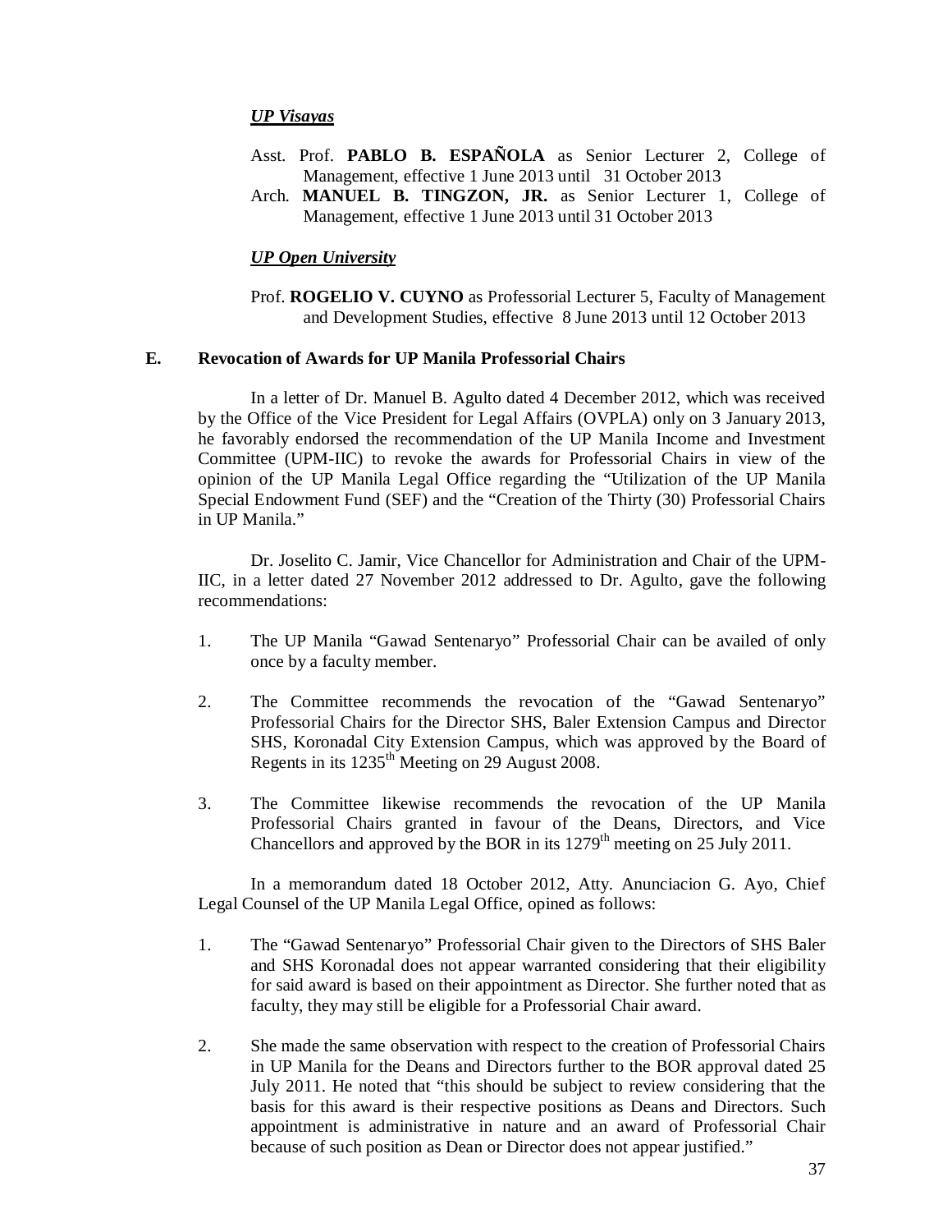***UP Visayas***

Asst. Prof. **PABLO B. ESPAÑOLA** as Senior Lecturer 2, College of Management, effective 1 June 2013 until 31 October 2013

Arch. **MANUEL B. TINGZON, JR.** as Senior Lecturer 1, College of Management, effective 1 June 2013 until 31 October 2013

***UP Open University***

Prof. **ROGELIO V. CUYNO** as Professorial Lecturer 5, Faculty of Management and Development Studies, effective 8 June 2013 until 12 October 2013

**E. Revocation of Awards for UP Manila Professorial Chairs**

In a letter of Dr. Manuel B. Agulto dated 4 December 2012, which was received by the Office of the Vice President for Legal Affairs (OVPLA) only on 3 January 2013, he favorably endorsed the recommendation of the UP Manila Income and Investment Committee (UPM-IIC) to revoke the awards for Professorial Chairs in view of the opinion of the UP Manila Legal Office regarding the "Utilization of the UP Manila Special Endowment Fund (SEF) and the "Creation of the Thirty (30) Professorial Chairs in UP Manila."

Dr. Joselito C. Jamir, Vice Chancellor for Administration and Chair of the UPM-IIC, in a letter dated 27 November 2012 addressed to Dr. Agulto, gave the following recommendations:

1. The UP Manila "Gawad Sentenaryo" Professorial Chair can be availed of only once by a faculty member.

2. The Committee recommends the revocation of the "Gawad Sentenaryo" Professorial Chairs for the Director SHS, Baler Extension Campus and Director SHS, Koronadal City Extension Campus, which was approved by the Board of Regents in its 1235th Meeting on 29 August 2008.

3. The Committee likewise recommends the revocation of the UP Manila Professorial Chairs granted in favour of the Deans, Directors, and Vice Chancellors and approved by the BOR in its 1279th meeting on 25 July 2011.

In a memorandum dated 18 October 2012, Atty. Anunciacion G. Ayo, Chief Legal Counsel of the UP Manila Legal Office, opined as follows:

1. The "Gawad Sentenaryo" Professorial Chair given to the Directors of SHS Baler and SHS Koronadal does not appear warranted considering that their eligibility for said award is based on their appointment as Director. She further noted that as faculty, they may still be eligible for a Professorial Chair award.

2. She made the same observation with respect to the creation of Professorial Chairs in UP Manila for the Deans and Directors further to the BOR approval dated 25 July 2011. He noted that "this should be subject to review considering that the basis for this award is their respective positions as Deans and Directors. Such appointment is administrative in nature and an award of Professorial Chair because of such position as Dean or Director does not appear justified."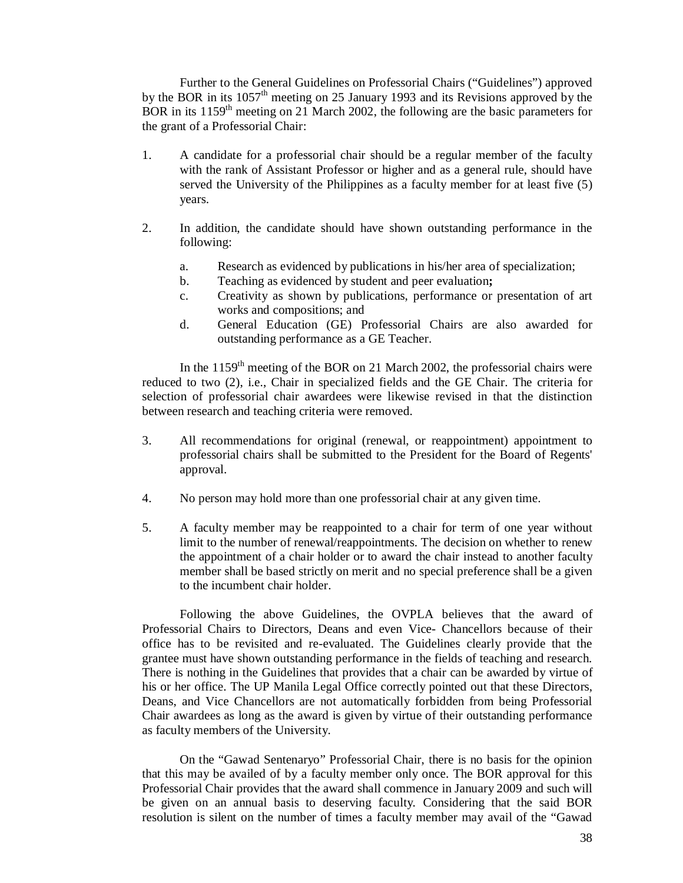Further to the General Guidelines on Professorial Chairs ("Guidelines") approved by the BOR in its 1057th meeting on 25 January 1993 and its Revisions approved by the BOR in its 1159th meeting on 21 March 2002, the following are the basic parameters for the grant of a Professorial Chair:

1. A candidate for a professorial chair should be a regular member of the faculty with the rank of Assistant Professor or higher and as a general rule, should have served the University of the Philippines as a faculty member for at least five (5) years.

2. In addition, the candidate should have shown outstanding performance in the following:

   a. Research as evidenced by publications in his/her area of specialization;
   b. Teaching as evidenced by student and peer evaluation**;**
   c. Creativity as shown by publications, performance or presentation of art works and compositions; and
   d. General Education (GE) Professorial Chairs are also awarded for outstanding performance as a GE Teacher.

In the 1159th meeting of the BOR on 21 March 2002, the professorial chairs were reduced to two (2), i.e., Chair in specialized fields and the GE Chair. The criteria for selection of professorial chair awardees were likewise revised in that the distinction between research and teaching criteria were removed.

3. All recommendations for original (renewal, or reappointment) appointment to professorial chairs shall be submitted to the President for the Board of Regents' approval.

4. No person may hold more than one professorial chair at any given time.

5. A faculty member may be reappointed to a chair for term of one year without limit to the number of renewal/reappointments. The decision on whether to renew the appointment of a chair holder or to award the chair instead to another faculty member shall be based strictly on merit and no special preference shall be a given to the incumbent chair holder.

Following the above Guidelines, the OVPLA believes that the award of Professorial Chairs to Directors, Deans and even Vice- Chancellors because of their office has to be revisited and re-evaluated. The Guidelines clearly provide that the grantee must have shown outstanding performance in the fields of teaching and research. There is nothing in the Guidelines that provides that a chair can be awarded by virtue of his or her office. The UP Manila Legal Office correctly pointed out that these Directors, Deans, and Vice Chancellors are not automatically forbidden from being Professorial Chair awardees as long as the award is given by virtue of their outstanding performance as faculty members of the University.

On the "Gawad Sentenaryo" Professorial Chair, there is no basis for the opinion that this may be availed of by a faculty member only once. The BOR approval for this Professorial Chair provides that the award shall commence in January 2009 and such will be given on an annual basis to deserving faculty. Considering that the said BOR resolution is silent on the number of times a faculty member may avail of the "Gawad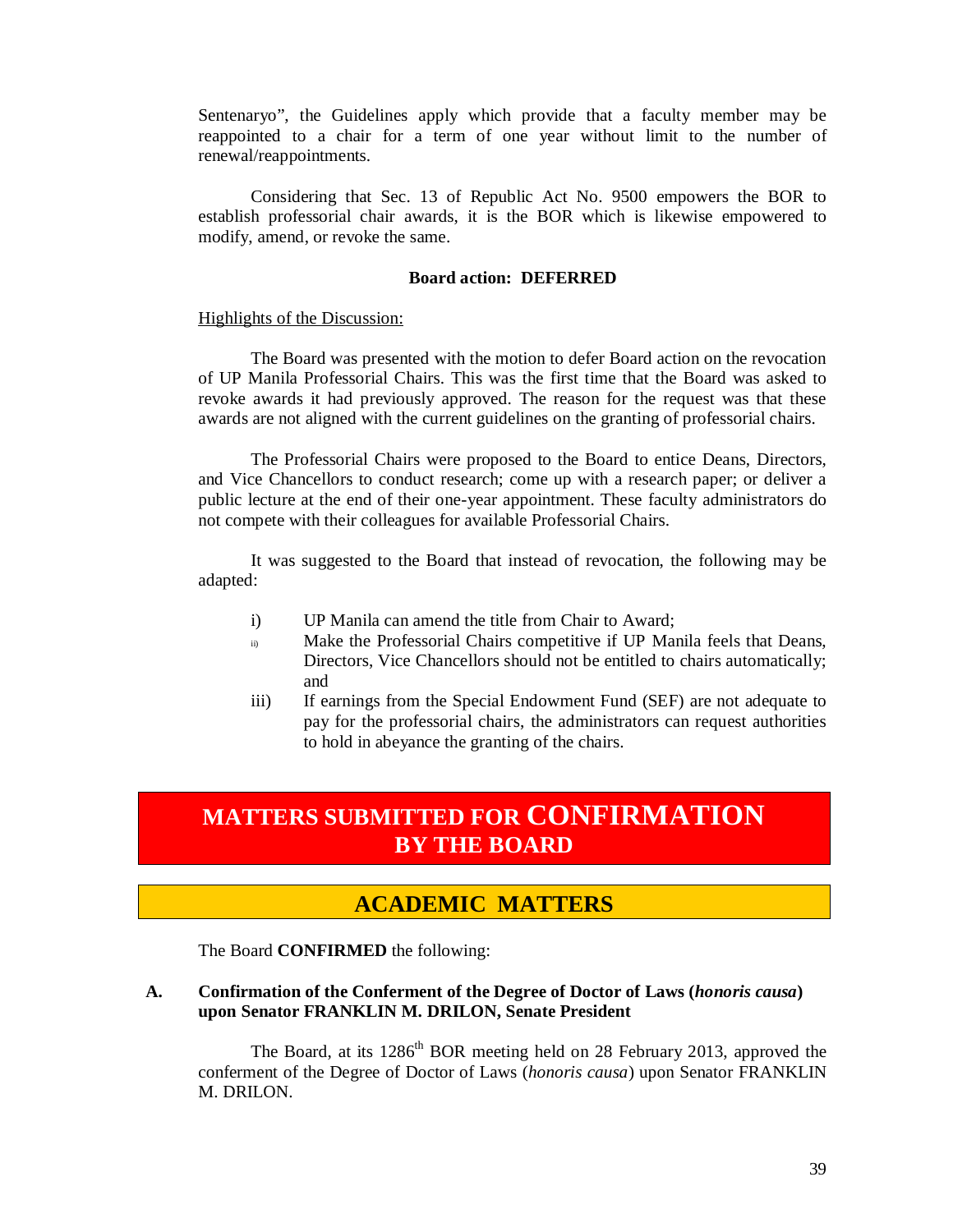Sentenaryo", the Guidelines apply which provide that a faculty member may be reappointed to a chair for a term of one year without limit to the number of renewal/reappointments.

Considering that Sec. 13 of Republic Act No. 9500 empowers the BOR to establish professorial chair awards, it is the BOR which is likewise empowered to modify, amend, or revoke the same.

**Board action: DEFERRED**

Highlights of the Discussion:

The Board was presented with the motion to defer Board action on the revocation of UP Manila Professorial Chairs. This was the first time that the Board was asked to revoke awards it had previously approved. The reason for the request was that these awards are not aligned with the current guidelines on the granting of professorial chairs.

The Professorial Chairs were proposed to the Board to entice Deans, Directors, and Vice Chancellors to conduct research; come up with a research paper; or deliver a public lecture at the end of their one-year appointment. These faculty administrators do not compete with their colleagues for available Professorial Chairs.

It was suggested to the Board that instead of revocation, the following may be adapted:

i) UP Manila can amend the title from Chair to Award;
ii) Make the Professorial Chairs competitive if UP Manila feels that Deans, Directors, Vice Chancellors should not be entitled to chairs automatically; and
iii) If earnings from the Special Endowment Fund (SEF) are not adequate to pay for the professorial chairs, the administrators can request authorities to hold in abeyance the granting of the chairs.

# MATTERS SUBMITTED FOR CONFIRMATION BY THE BOARD

## ACADEMIC MATTERS

The Board **CONFIRMED** the following:

**A. Confirmation of the Conferment of the Degree of Doctor of Laws (*honoris causa*) upon Senator FRANKLIN M. DRILON, Senate President**

The Board, at its 1286th BOR meeting held on 28 February 2013, approved the conferment of the Degree of Doctor of Laws (*honoris causa*) upon Senator FRANKLIN M. DRILON.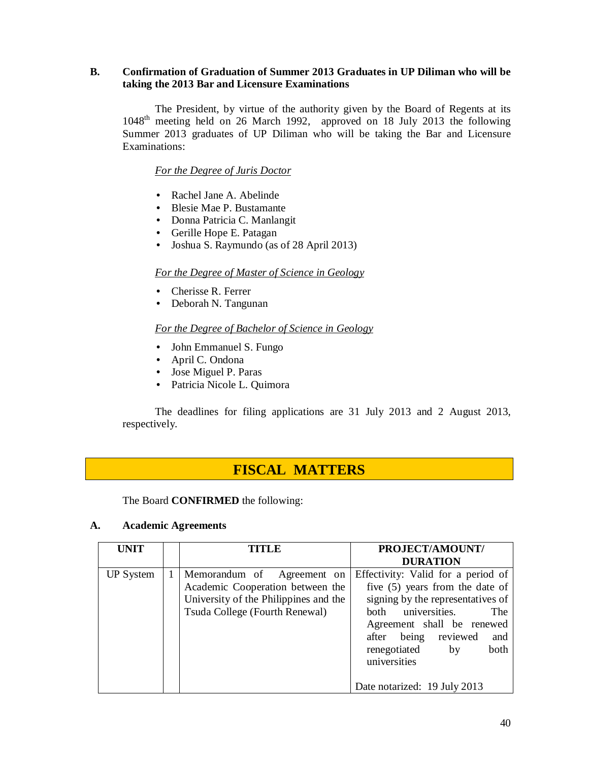**B. Confirmation of Graduation of Summer 2013 Graduates in UP Diliman who will be taking the 2013 Bar and Licensure Examinations**

The President, by virtue of the authority given by the Board of Regents at its 1048th meeting held on 26 March 1992, approved on 18 July 2013 the following Summer 2013 graduates of UP Diliman who will be taking the Bar and Licensure Examinations:

*For the Degree of Juris Doctor*

- Rachel Jane A. Abelinde
- Blesie Mae P. Bustamante
- Donna Patricia C. Manlangit
- Gerille Hope E. Patagan
- Joshua S. Raymundo (as of 28 April 2013)

*For the Degree of Master of Science in Geology*

- Cherisse R. Ferrer
- Deborah N. Tangunan

*For the Degree of Bachelor of Science in Geology*

- John Emmanuel S. Fungo
- April C. Ondona
- Jose Miguel P. Paras
- Patricia Nicole L. Quimora

The deadlines for filing applications are 31 July 2013 and 2 August 2013, respectively.

# FISCAL MATTERS

The Board **CONFIRMED** the following:

**A. Academic Agreements**

| UNIT | | TITLE | PROJECT/AMOUNT/ DURATION |
|---|---|---|---|
| UP System | 1 | Memorandum of Agreement on Academic Cooperation between the University of the Philippines and the Tsuda College (Fourth Renewal) | Effectivity: Valid for a period of five (5) years from the date of signing by the representatives of both universities. The Agreement shall be renewed after being reviewed and renegotiated by both universities<br><br>Date notarized: 19 July 2013 |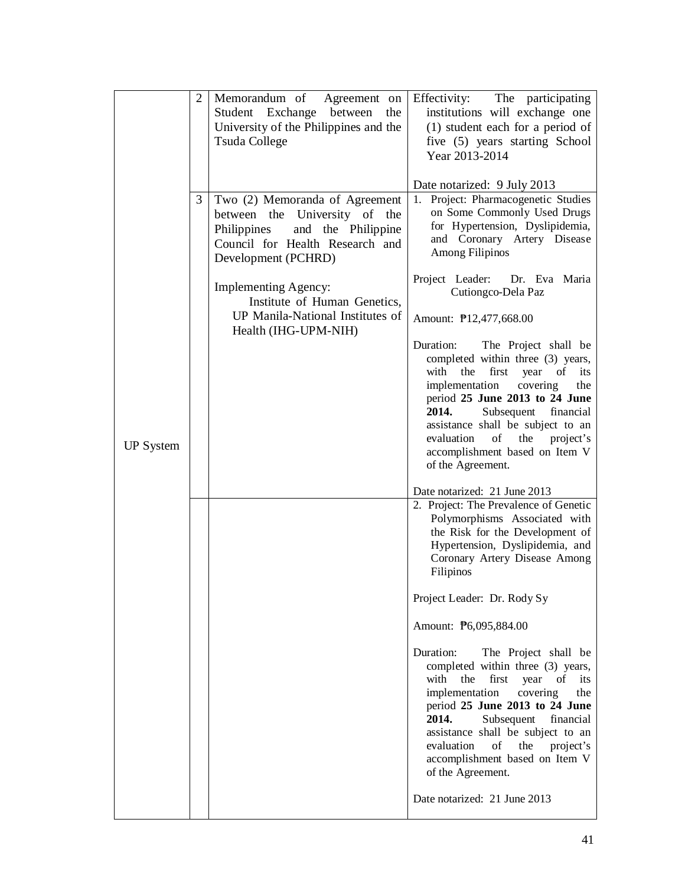| | | | |
|---|---|---|---|
| UP System | 2 | Memorandum of Agreement on Student Exchange between the University of the Philippines and the Tsuda College | Effectivity: The participating institutions will exchange one (1) student each for a period of five (5) years starting School Year 2013-2014<br><br>Date notarized: 9 July 2013 |
| | 3 | Two (2) Memoranda of Agreement between the University of the Philippines and the Philippine Council for Health Research and Development (PCHRD)<br><br>Implementing Agency: Institute of Human Genetics, UP Manila-National Institutes of Health (IHG-UPM-NIH) | 1. Project: Pharmacogenetic Studies on Some Commonly Used Drugs for Hypertension, Dyslipidemia, and Coronary Artery Disease Among Filipinos<br><br>Project Leader: Dr. Eva Maria Cutiongco-Dela Paz<br><br>Amount: ₱12,477,668.00<br><br>Duration: The Project shall be completed within three (3) years, with the first year of its implementation covering the period **25 June 2013 to 24 June 2014.** Subsequent financial assistance shall be subject to an evaluation of the project's accomplishment based on Item V of the Agreement.<br><br>Date notarized: 21 June 2013 |
| | | | 2. Project: The Prevalence of Genetic Polymorphisms Associated with the Risk for the Development of Hypertension, Dyslipidemia, and Coronary Artery Disease Among Filipinos<br><br>Project Leader: Dr. Rody Sy<br><br>Amount: ₱6,095,884.00<br><br>Duration: The Project shall be completed within three (3) years, with the first year of its implementation covering the period **25 June 2013 to 24 June 2014.** Subsequent financial assistance shall be subject to an evaluation of the project's accomplishment based on Item V of the Agreement.<br><br>Date notarized: 21 June 2013 |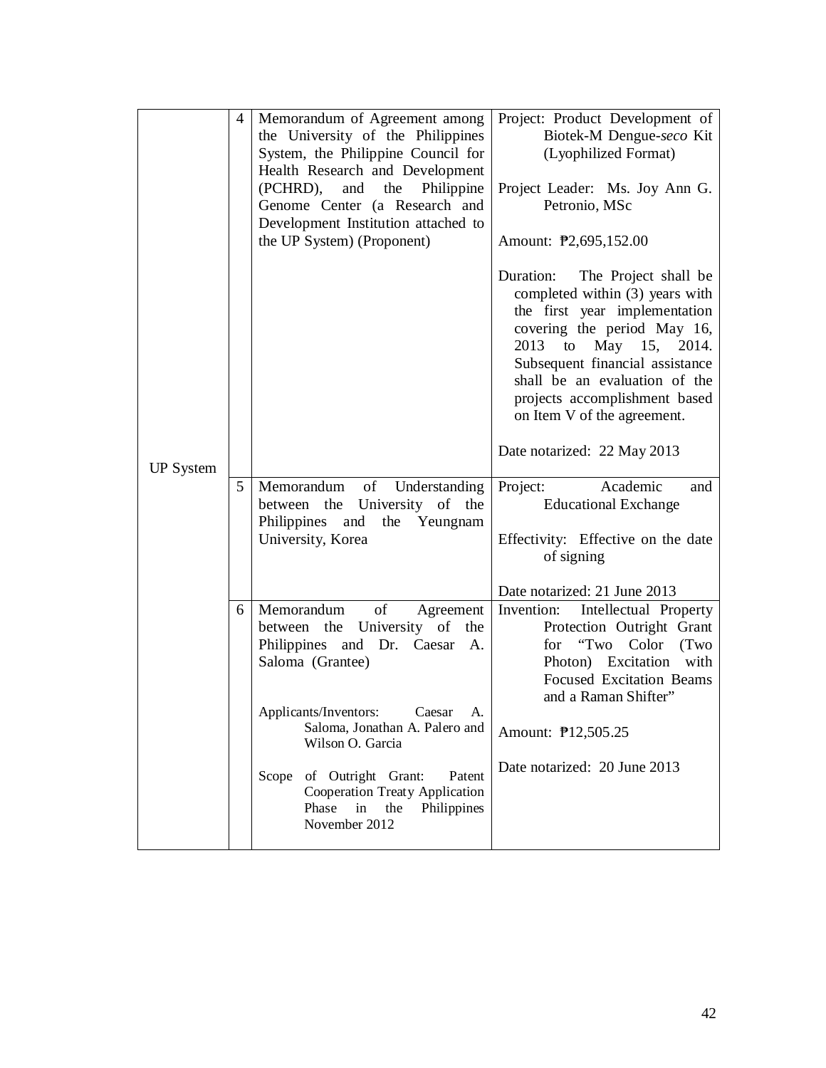| | | | |
|---|---|---|---|
| UP System | 4 | Memorandum of Agreement among the University of the Philippines System, the Philippine Council for Health Research and Development (PCHRD), and the Philippine Genome Center (a Research and Development Institution attached to the UP System) (Proponent) | Project: Product Development of Biotek-M Dengue-*seco* Kit (Lyophilized Format)<br><br>Project Leader: Ms. Joy Ann G. Petronio, MSc<br><br>Amount: ₱2,695,152.00<br><br>Duration: The Project shall be completed within (3) years with the first year implementation covering the period May 16, 2013 to May 15, 2014. Subsequent financial assistance shall be an evaluation of the projects accomplishment based on Item V of the agreement.<br><br>Date notarized: 22 May 2013 |
| | 5 | Memorandum of Understanding between the University of the Philippines and the Yeungnam University, Korea | Project: Academic and Educational Exchange<br><br>Effectivity: Effective on the date of signing<br><br>Date notarized: 21 June 2013 |
| | 6 | Memorandum of Agreement between the University of the Philippines and Dr. Caesar A. Saloma (Grantee)<br><br>Applicants/Inventors: Caesar A. Saloma, Jonathan A. Palero and Wilson O. Garcia<br><br>Scope of Outright Grant: Patent Cooperation Treaty Application Phase in the Philippines November 2012 | Invention: Intellectual Property Protection Outright Grant for "Two Color (Two Photon) Excitation with Focused Excitation Beams and a Raman Shifter"<br><br>Amount: ₱12,505.25<br><br>Date notarized: 20 June 2013 |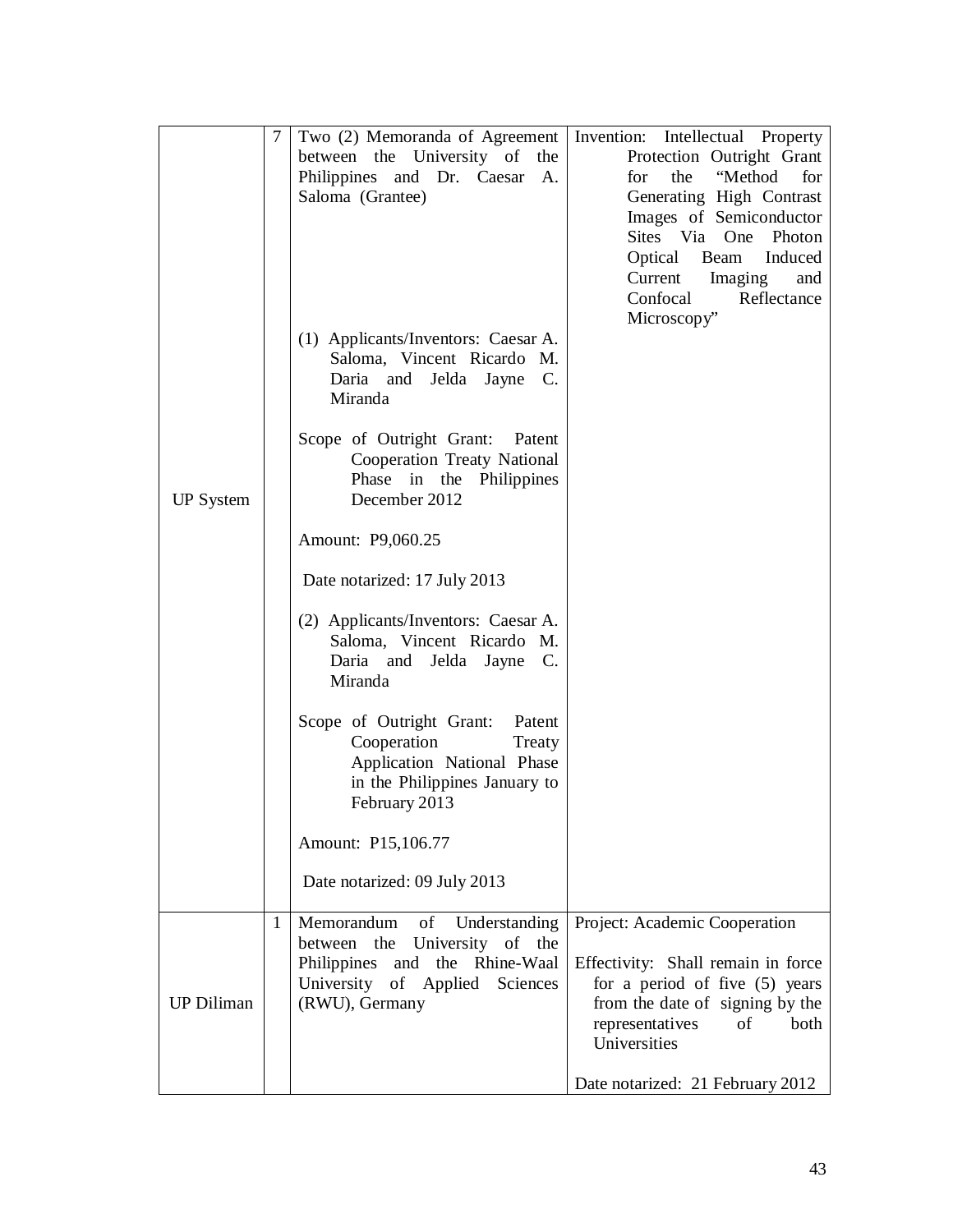| | | | |
|---|---|---|---|
| UP System | 7 | Two (2) Memoranda of Agreement between the University of the Philippines and Dr. Caesar A. Saloma (Grantee)<br><br>(1) Applicants/Inventors: Caesar A. Saloma, Vincent Ricardo M. Daria and Jelda Jayne C. Miranda<br><br>Scope of Outright Grant: Patent Cooperation Treaty National Phase in the Philippines December 2012<br><br>Amount: P9,060.25<br><br>Date notarized: 17 July 2013<br><br>(2) Applicants/Inventors: Caesar A. Saloma, Vincent Ricardo M. Daria and Jelda Jayne C. Miranda<br><br>Scope of Outright Grant: Patent Cooperation Treaty Application National Phase in the Philippines January to February 2013<br><br>Amount: P15,106.77<br><br>Date notarized: 09 July 2013 | Invention: Intellectual Property Protection Outright Grant for the "Method for Generating High Contrast Images of Semiconductor Sites Via One Photon Optical Beam Induced Current Imaging and Confocal Reflectance Microscopy" |
| UP Diliman | 1 | Memorandum of Understanding between the University of the Philippines and the Rhine-Waal University of Applied Sciences (RWU), Germany | Project: Academic Cooperation<br><br>Effectivity: Shall remain in force for a period of five (5) years from the date of signing by the representatives of both Universities<br><br>Date notarized: 21 February 2012 |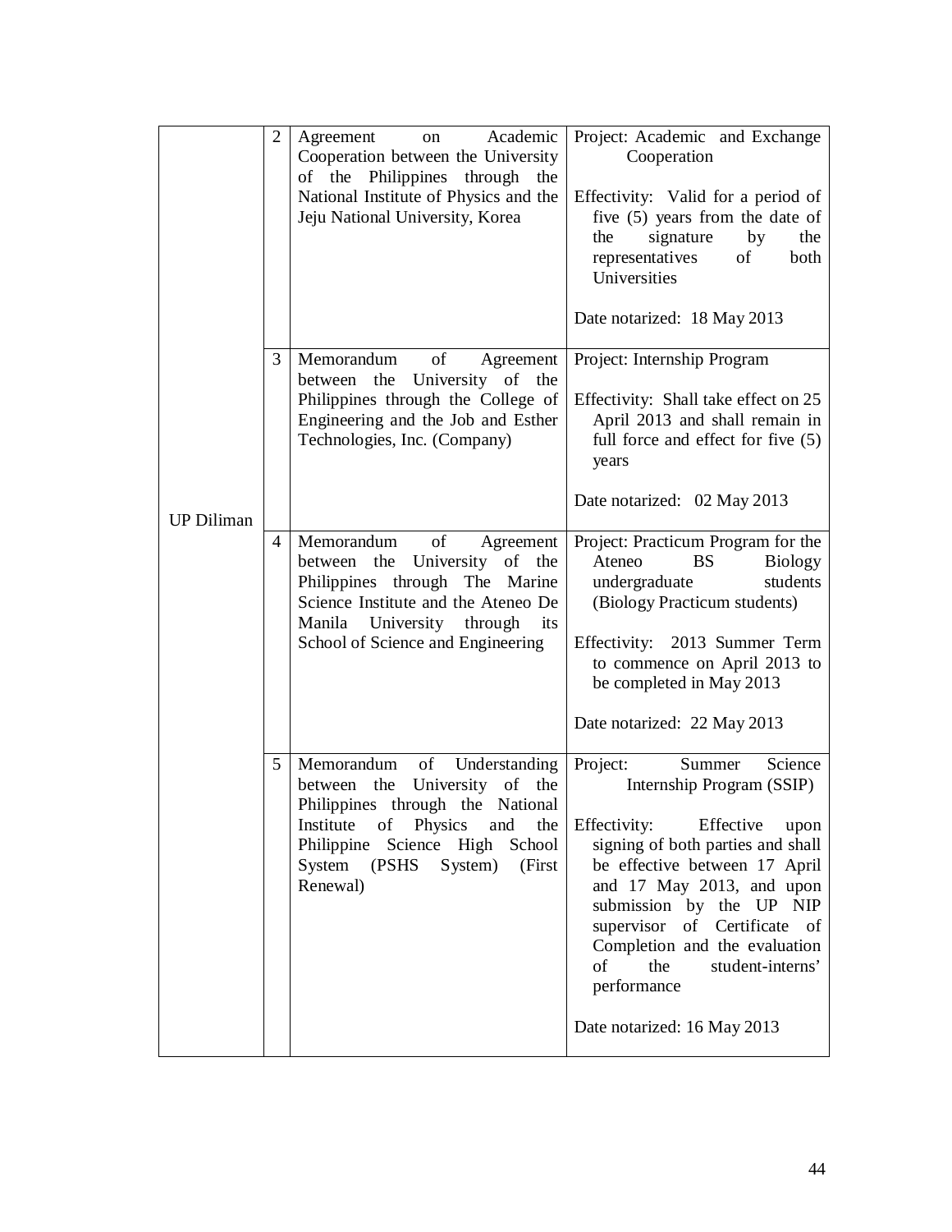| | | | |
|---|---|---|---|
| UP Diliman | 2 | Agreement on Academic Cooperation between the University of the Philippines through the National Institute of Physics and the Jeju National University, Korea | Project: Academic and Exchange Cooperation<br><br>Effectivity: Valid for a period of five (5) years from the date of the signature by the representatives of both Universities<br><br>Date notarized: 18 May 2013 |
| | 3 | Memorandum of Agreement between the University of the Philippines through the College of Engineering and the Job and Esther Technologies, Inc. (Company) | Project: Internship Program<br><br>Effectivity: Shall take effect on 25 April 2013 and shall remain in full force and effect for five (5) years<br><br>Date notarized: 02 May 2013 |
| | 4 | Memorandum of Agreement between the University of the Philippines through The Marine Science Institute and the Ateneo De Manila University through its School of Science and Engineering | Project: Practicum Program for the Ateneo BS Biology undergraduate students (Biology Practicum students)<br><br>Effectivity: 2013 Summer Term to commence on April 2013 to be completed in May 2013<br><br>Date notarized: 22 May 2013 |
| | 5 | Memorandum of Understanding between the University of the Philippines through the National Institute of Physics and the Philippine Science High School System (PSHS System) (First Renewal) | Project: Summer Science Internship Program (SSIP)<br><br>Effectivity: Effective upon signing of both parties and shall be effective between 17 April and 17 May 2013, and upon submission by the UP NIP supervisor of Certificate of Completion and the evaluation of the student-interns' performance<br><br>Date notarized: 16 May 2013 |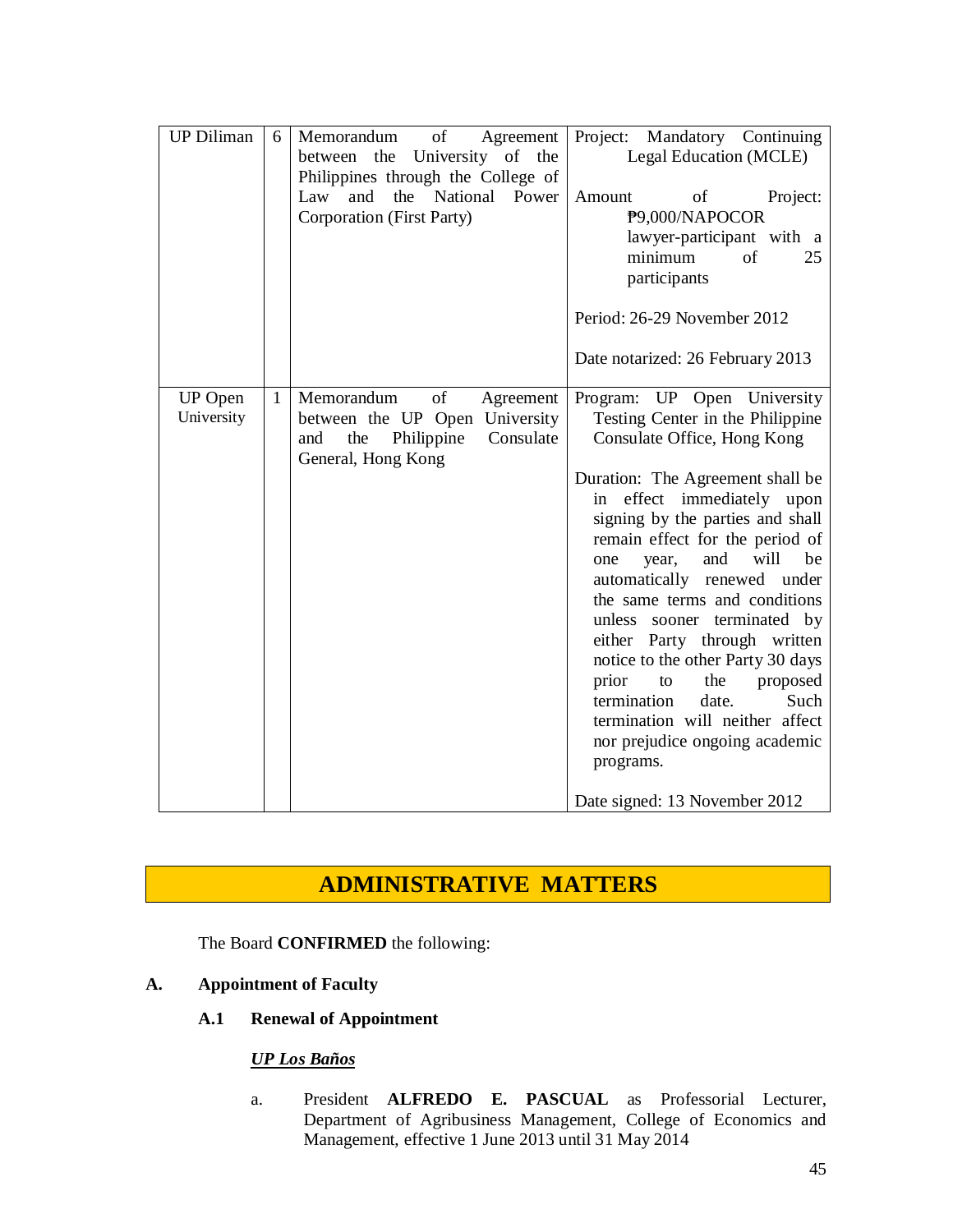| | | | |
|---|---|---|---|
| UP Diliman | 6 | Memorandum of Agreement between the University of the Philippines through the College of Law and the National Power Corporation (First Party) | Project: Mandatory Continuing Legal Education (MCLE)<br><br>Amount of Project: ₱9,000/NAPOCOR lawyer-participant with a minimum of 25 participants<br><br>Period: 26-29 November 2012<br><br>Date notarized: 26 February 2013 |
| UP Open University | 1 | Memorandum of Agreement between the UP Open University and the Philippine Consulate General, Hong Kong | Program: UP Open University Testing Center in the Philippine Consulate Office, Hong Kong<br><br>Duration: The Agreement shall be in effect immediately upon signing by the parties and shall remain effect for the period of one year, and will be automatically renewed under the same terms and conditions unless sooner terminated by either Party through written notice to the other Party 30 days prior to the proposed termination date. Such termination will neither affect nor prejudice ongoing academic programs.<br><br>Date signed: 13 November 2012 |

# ADMINISTRATIVE MATTERS

The Board **CONFIRMED** the following:

**A. Appointment of Faculty**

**A.1 Renewal of Appointment**

***UP Los Baños***

a. President **ALFREDO E. PASCUAL** as Professorial Lecturer, Department of Agribusiness Management, College of Economics and Management, effective 1 June 2013 until 31 May 2014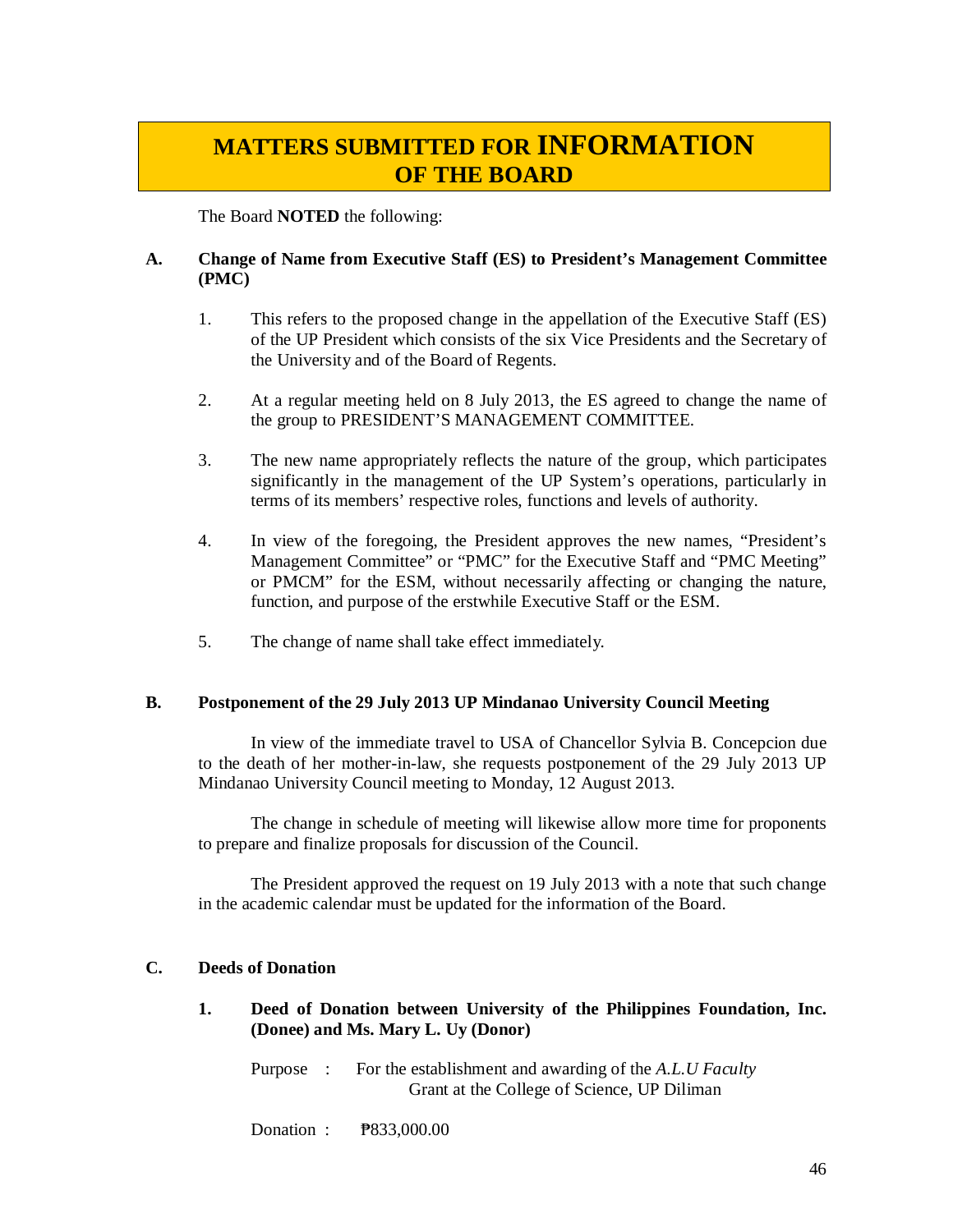# MATTERS SUBMITTED FOR INFORMATION OF THE BOARD

The Board **NOTED** the following:

## A. Change of Name from Executive Staff (ES) to President's Management Committee (PMC)

1. This refers to the proposed change in the appellation of the Executive Staff (ES) of the UP President which consists of the six Vice Presidents and the Secretary of the University and of the Board of Regents.

2. At a regular meeting held on 8 July 2013, the ES agreed to change the name of the group to PRESIDENT'S MANAGEMENT COMMITTEE.

3. The new name appropriately reflects the nature of the group, which participates significantly in the management of the UP System's operations, particularly in terms of its members' respective roles, functions and levels of authority.

4. In view of the foregoing, the President approves the new names, "President's Management Committee" or "PMC" for the Executive Staff and "PMC Meeting" or PMCM" for the ESM, without necessarily affecting or changing the nature, function, and purpose of the erstwhile Executive Staff or the ESM.

5. The change of name shall take effect immediately.

## B. Postponement of the 29 July 2013 UP Mindanao University Council Meeting

In view of the immediate travel to USA of Chancellor Sylvia B. Concepcion due to the death of her mother-in-law, she requests postponement of the 29 July 2013 UP Mindanao University Council meeting to Monday, 12 August 2013.

The change in schedule of meeting will likewise allow more time for proponents to prepare and finalize proposals for discussion of the Council.

The President approved the request on 19 July 2013 with a note that such change in the academic calendar must be updated for the information of the Board.

## C. Deeds of Donation

### 1. Deed of Donation between University of the Philippines Foundation, Inc. (Donee) and Ms. Mary L. Uy (Donor)

Purpose : For the establishment and awarding of the *A.L.U Faculty* Grant at the College of Science, UP Diliman

Donation : ₱833,000.00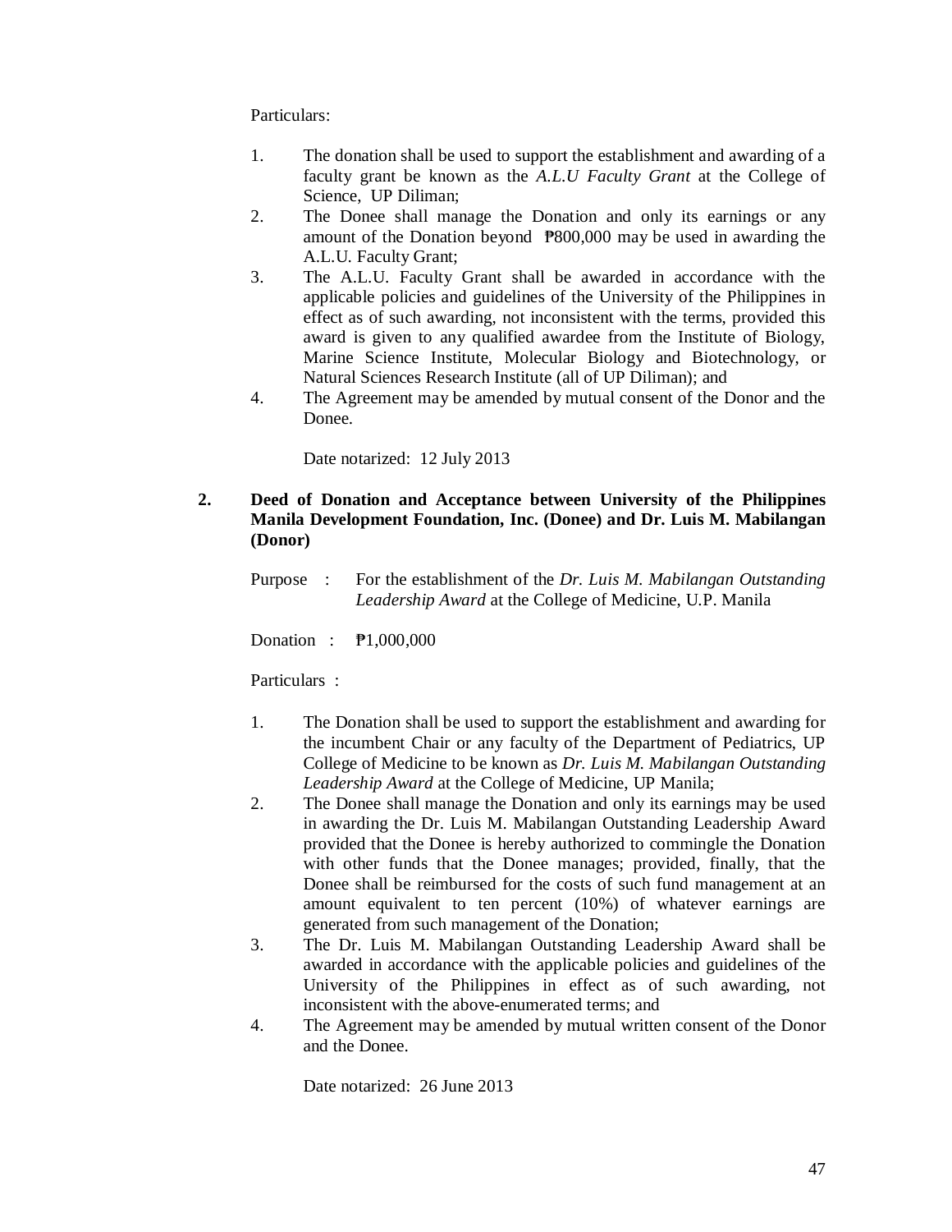Particulars:

1. The donation shall be used to support the establishment and awarding of a faculty grant be known as the *A.L.U Faculty Grant* at the College of Science, UP Diliman;
2. The Donee shall manage the Donation and only its earnings or any amount of the Donation beyond ₱800,000 may be used in awarding the A.L.U. Faculty Grant;
3. The A.L.U. Faculty Grant shall be awarded in accordance with the applicable policies and guidelines of the University of the Philippines in effect as of such awarding, not inconsistent with the terms, provided this award is given to any qualified awardee from the Institute of Biology, Marine Science Institute, Molecular Biology and Biotechnology, or Natural Sciences Research Institute (all of UP Diliman); and
4. The Agreement may be amended by mutual consent of the Donor and the Donee.

Date notarized: 12 July 2013

**2. Deed of Donation and Acceptance between University of the Philippines Manila Development Foundation, Inc. (Donee) and Dr. Luis M. Mabilangan (Donor)**

Purpose : For the establishment of the *Dr. Luis M. Mabilangan Outstanding Leadership Award* at the College of Medicine, U.P. Manila

Donation : ₱1,000,000

Particulars :

1. The Donation shall be used to support the establishment and awarding for the incumbent Chair or any faculty of the Department of Pediatrics, UP College of Medicine to be known as *Dr. Luis M. Mabilangan Outstanding Leadership Award* at the College of Medicine, UP Manila;
2. The Donee shall manage the Donation and only its earnings may be used in awarding the Dr. Luis M. Mabilangan Outstanding Leadership Award provided that the Donee is hereby authorized to commingle the Donation with other funds that the Donee manages; provided, finally, that the Donee shall be reimbursed for the costs of such fund management at an amount equivalent to ten percent (10%) of whatever earnings are generated from such management of the Donation;
3. The Dr. Luis M. Mabilangan Outstanding Leadership Award shall be awarded in accordance with the applicable policies and guidelines of the University of the Philippines in effect as of such awarding, not inconsistent with the above-enumerated terms; and
4. The Agreement may be amended by mutual written consent of the Donor and the Donee.

Date notarized: 26 June 2013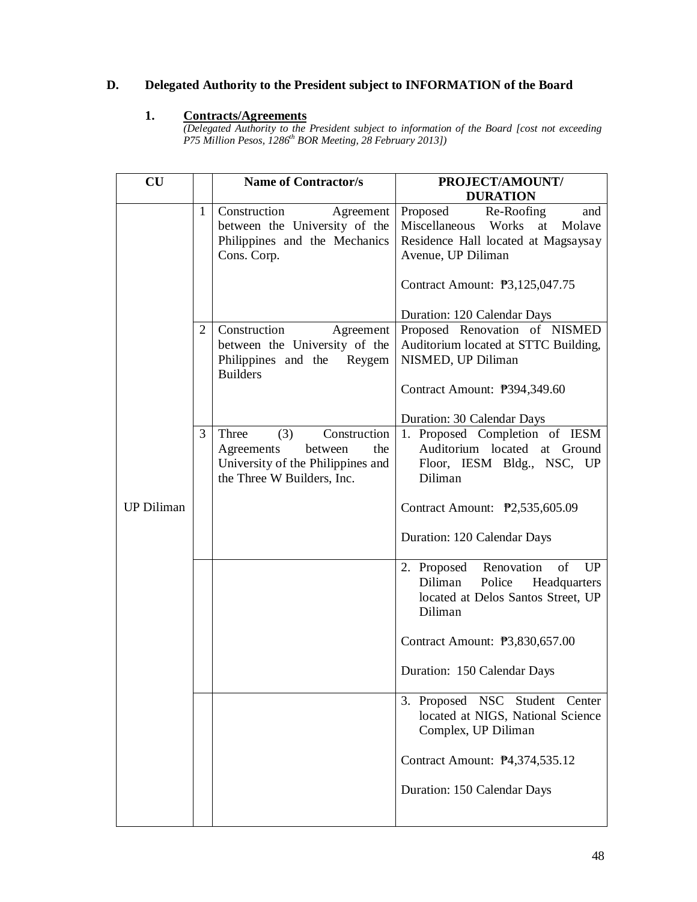## D. Delegated Authority to the President subject to INFORMATION of the Board

### 1. Contracts/Agreements

*(Delegated Authority to the President subject to information of the Board [cost not exceeding P75 Million Pesos, 1286th BOR Meeting, 28 February 2013])*

| CU | | Name of Contractor/s | PROJECT/AMOUNT/ DURATION |
|---|---|---|---|
| UP Diliman | 1 | Construction Agreement between the University of the Philippines and the Mechanics Cons. Corp. | Proposed Re-Roofing and Miscellaneous Works at Molave Residence Hall located at Magsaysay Avenue, UP Diliman<br><br>Contract Amount: ₱3,125,047.75<br><br>Duration: 120 Calendar Days |
| | 2 | Construction Agreement between the University of the Philippines and the Reygem Builders | Proposed Renovation of NISMED Auditorium located at STTC Building, NISMED, UP Diliman<br><br>Contract Amount: ₱394,349.60<br><br>Duration: 30 Calendar Days |
| | 3 | Three (3) Construction Agreements between the University of the Philippines and the Three W Builders, Inc. | 1. Proposed Completion of IESM Auditorium located at Ground Floor, IESM Bldg., NSC, UP Diliman<br><br>Contract Amount: ₱2,535,605.09<br><br>Duration: 120 Calendar Days |
| | | | 2. Proposed Renovation of UP Diliman Police Headquarters located at Delos Santos Street, UP Diliman<br><br>Contract Amount: ₱3,830,657.00<br><br>Duration: 150 Calendar Days |
| | | | 3. Proposed NSC Student Center located at NIGS, National Science Complex, UP Diliman<br><br>Contract Amount: ₱4,374,535.12<br><br>Duration: 150 Calendar Days |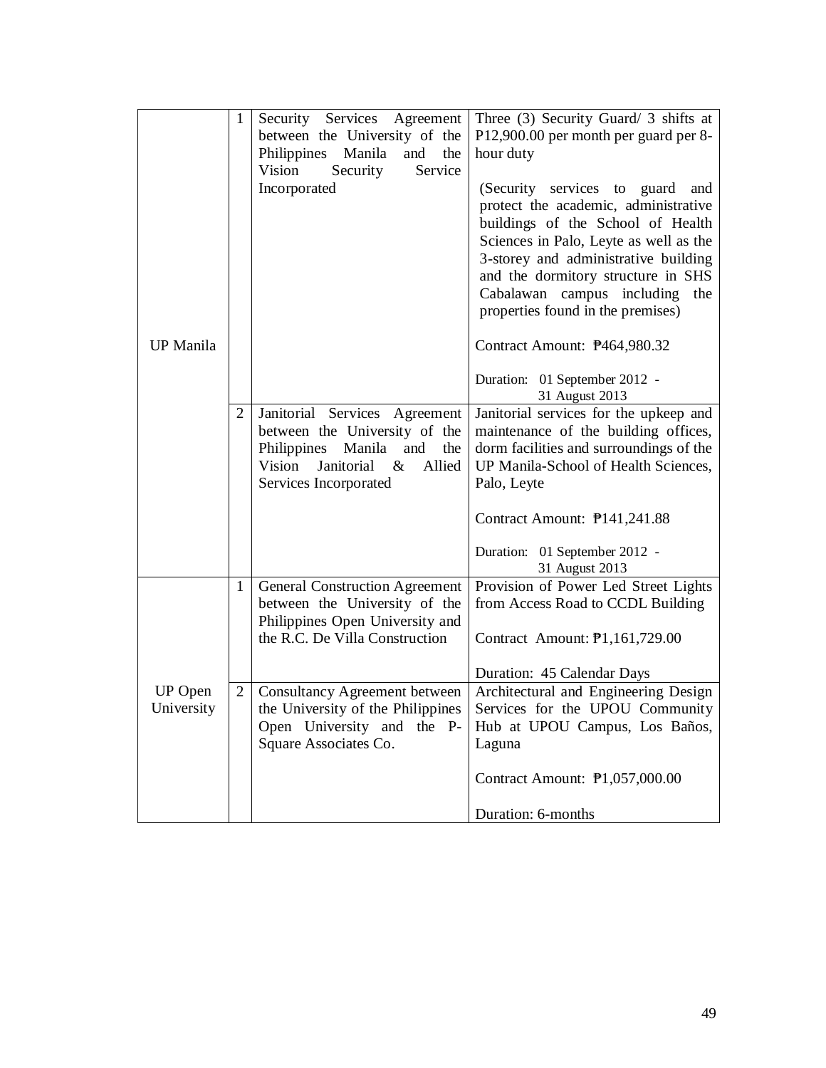| | | | |
|---|---|---|---|
| UP Manila | 1 | Security Services Agreement between the University of the Philippines Manila and the Vision Security Service Incorporated | Three (3) Security Guard/ 3 shifts at P12,900.00 per month per guard per 8-hour duty<br><br>(Security services to guard and protect the academic, administrative buildings of the School of Health Sciences in Palo, Leyte as well as the 3-storey and administrative building and the dormitory structure in SHS Cabalawan campus including the properties found in the premises)<br><br>Contract Amount: ₱464,980.32<br><br>Duration: 01 September 2012 - 31 August 2013 |
| | 2 | Janitorial Services Agreement between the University of the Philippines Manila and the Vision Janitorial & Allied Services Incorporated | Janitorial services for the upkeep and maintenance of the building offices, dorm facilities and surroundings of the UP Manila-School of Health Sciences, Palo, Leyte<br><br>Contract Amount: ₱141,241.88<br><br>Duration: 01 September 2012 - 31 August 2013 |
| UP Open University | 1 | General Construction Agreement between the University of the Philippines Open University and the R.C. De Villa Construction | Provision of Power Led Street Lights from Access Road to CCDL Building<br><br>Contract Amount: ₱1,161,729.00<br><br>Duration: 45 Calendar Days |
| | 2 | Consultancy Agreement between the University of the Philippines Open University and the P-Square Associates Co. | Architectural and Engineering Design Services for the UPOU Community Hub at UPOU Campus, Los Baños, Laguna<br><br>Contract Amount: ₱1,057,000.00<br><br>Duration: 6-months |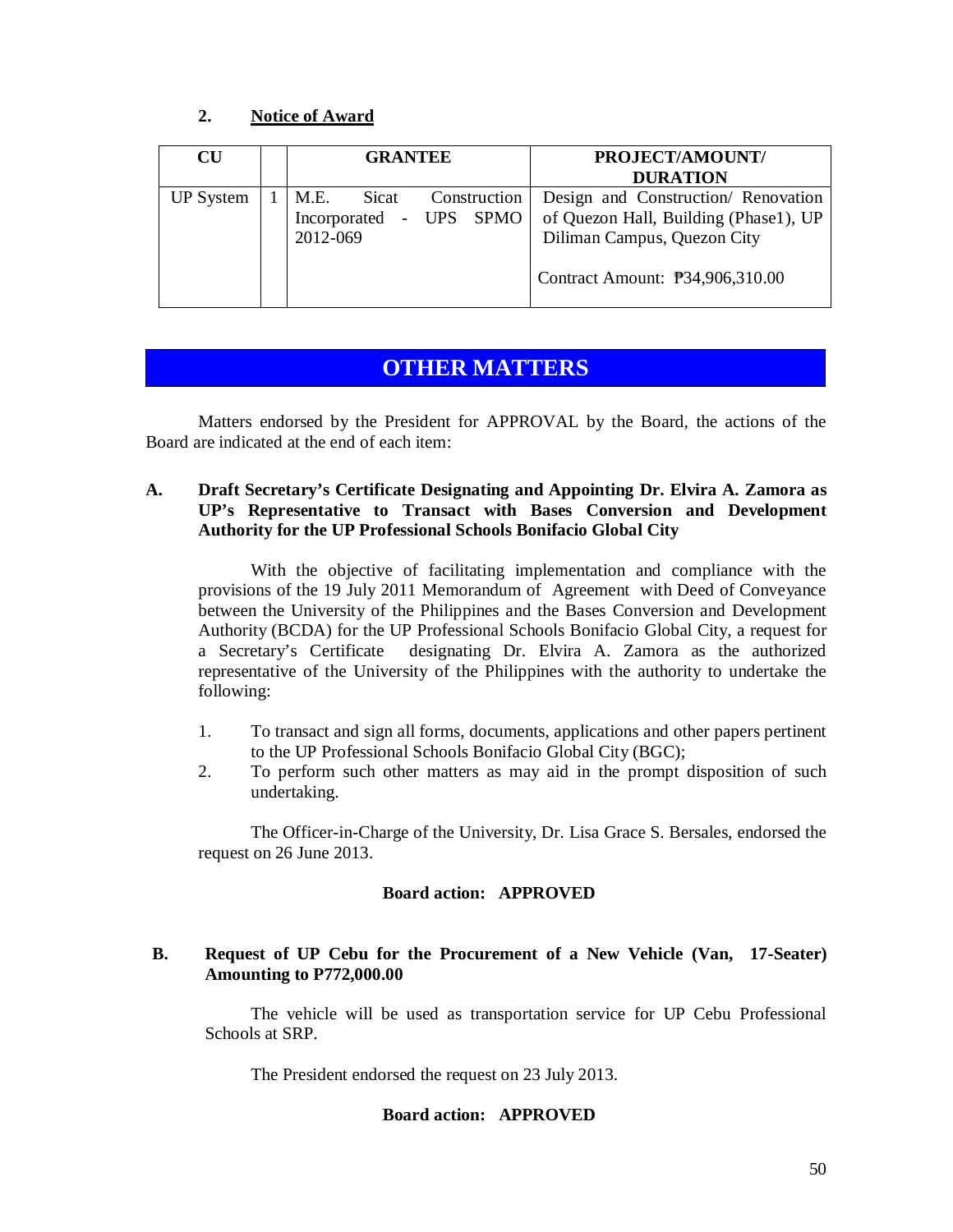## 2. Notice of Award

| CU | | GRANTEE | PROJECT/AMOUNT/ DURATION |
|---|---|---|---|
| UP System | 1 | M.E. Sicat Construction Incorporated - UPS SPMO 2012-069 | Design and Construction/ Renovation of Quezon Hall, Building (Phase1), UP Diliman Campus, Quezon City<br><br>Contract Amount: ₱34,906,310.00 |

# OTHER MATTERS

Matters endorsed by the President for APPROVAL by the Board, the actions of the Board are indicated at the end of each item:

### A. Draft Secretary's Certificate Designating and Appointing Dr. Elvira A. Zamora as UP's Representative to Transact with Bases Conversion and Development Authority for the UP Professional Schools Bonifacio Global City

With the objective of facilitating implementation and compliance with the provisions of the 19 July 2011 Memorandum of Agreement with Deed of Conveyance between the University of the Philippines and the Bases Conversion and Development Authority (BCDA) for the UP Professional Schools Bonifacio Global City, a request for a Secretary's Certificate designating Dr. Elvira A. Zamora as the authorized representative of the University of the Philippines with the authority to undertake the following:

1. To transact and sign all forms, documents, applications and other papers pertinent to the UP Professional Schools Bonifacio Global City (BGC);
2. To perform such other matters as may aid in the prompt disposition of such undertaking.

The Officer-in-Charge of the University, Dr. Lisa Grace S. Bersales, endorsed the request on 26 June 2013.

**Board action: APPROVED**

### B. Request of UP Cebu for the Procurement of a New Vehicle (Van, 17-Seater) Amounting to P772,000.00

The vehicle will be used as transportation service for UP Cebu Professional Schools at SRP.

The President endorsed the request on 23 July 2013.

**Board action: APPROVED**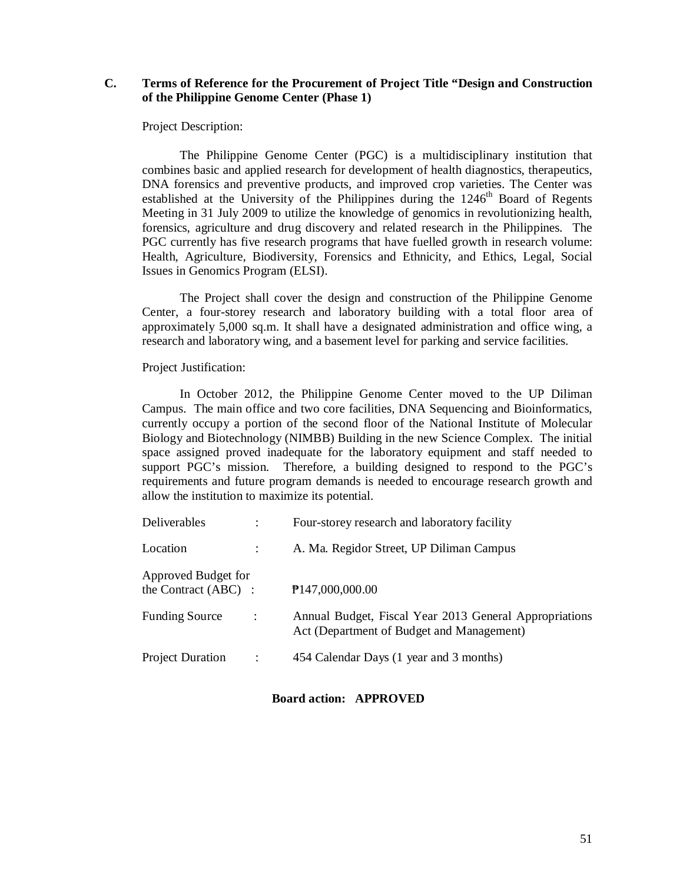**C. Terms of Reference for the Procurement of Project Title "Design and Construction of the Philippine Genome Center (Phase 1)**

Project Description:

The Philippine Genome Center (PGC) is a multidisciplinary institution that combines basic and applied research for development of health diagnostics, therapeutics, DNA forensics and preventive products, and improved crop varieties. The Center was established at the University of the Philippines during the 1246th Board of Regents Meeting in 31 July 2009 to utilize the knowledge of genomics in revolutionizing health, forensics, agriculture and drug discovery and related research in the Philippines. The PGC currently has five research programs that have fuelled growth in research volume: Health, Agriculture, Biodiversity, Forensics and Ethnicity, and Ethics, Legal, Social Issues in Genomics Program (ELSI).

The Project shall cover the design and construction of the Philippine Genome Center, a four-storey research and laboratory building with a total floor area of approximately 5,000 sq.m. It shall have a designated administration and office wing, a research and laboratory wing, and a basement level for parking and service facilities.

Project Justification:

In October 2012, the Philippine Genome Center moved to the UP Diliman Campus. The main office and two core facilities, DNA Sequencing and Bioinformatics, currently occupy a portion of the second floor of the National Institute of Molecular Biology and Biotechnology (NIMBB) Building in the new Science Complex. The initial space assigned proved inadequate for the laboratory equipment and staff needed to support PGC's mission. Therefore, a building designed to respond to the PGC's requirements and future program demands is needed to encourage research growth and allow the institution to maximize its potential.

| | | |
|---|---|---|
| Deliverables | : | Four-storey research and laboratory facility |
| Location | : | A. Ma. Regidor Street, UP Diliman Campus |
| Approved Budget for the Contract (ABC) | : | ₱147,000,000.00 |
| Funding Source | : | Annual Budget, Fiscal Year 2013 General Appropriations Act (Department of Budget and Management) |
| Project Duration | : | 454 Calendar Days (1 year and 3 months) |

**Board action: APPROVED**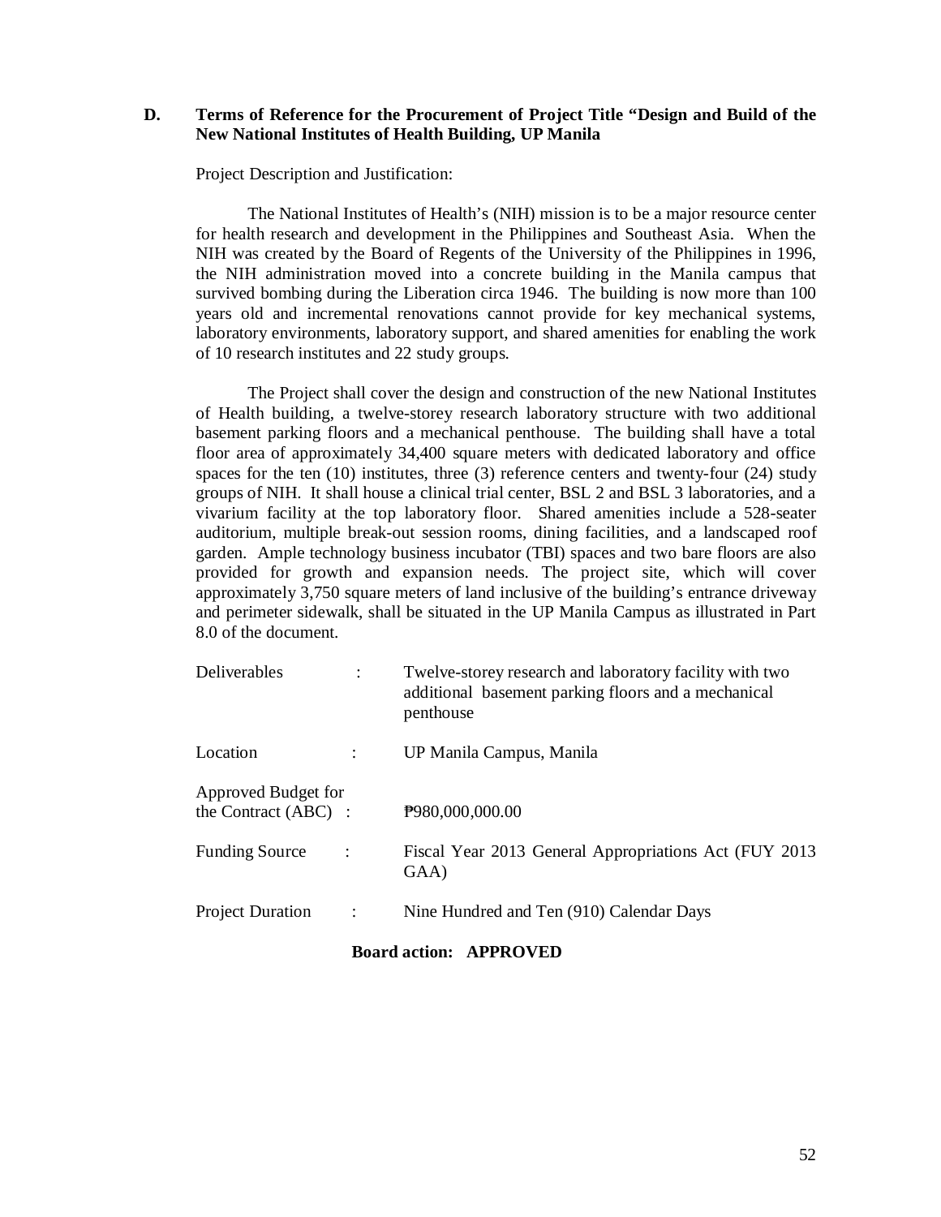**D. Terms of Reference for the Procurement of Project Title "Design and Build of the New National Institutes of Health Building, UP Manila**

Project Description and Justification:

The National Institutes of Health's (NIH) mission is to be a major resource center for health research and development in the Philippines and Southeast Asia. When the NIH was created by the Board of Regents of the University of the Philippines in 1996, the NIH administration moved into a concrete building in the Manila campus that survived bombing during the Liberation circa 1946. The building is now more than 100 years old and incremental renovations cannot provide for key mechanical systems, laboratory environments, laboratory support, and shared amenities for enabling the work of 10 research institutes and 22 study groups.

The Project shall cover the design and construction of the new National Institutes of Health building, a twelve-storey research laboratory structure with two additional basement parking floors and a mechanical penthouse. The building shall have a total floor area of approximately 34,400 square meters with dedicated laboratory and office spaces for the ten (10) institutes, three (3) reference centers and twenty-four (24) study groups of NIH. It shall house a clinical trial center, BSL 2 and BSL 3 laboratories, and a vivarium facility at the top laboratory floor. Shared amenities include a 528-seater auditorium, multiple break-out session rooms, dining facilities, and a landscaped roof garden. Ample technology business incubator (TBI) spaces and two bare floors are also provided for growth and expansion needs. The project site, which will cover approximately 3,750 square meters of land inclusive of the building's entrance driveway and perimeter sidewalk, shall be situated in the UP Manila Campus as illustrated in Part 8.0 of the document.

| | | |
|---|---|---|
| Deliverables | : | Twelve-storey research and laboratory facility with two additional basement parking floors and a mechanical penthouse |
| Location | : | UP Manila Campus, Manila |
| Approved Budget for the Contract (ABC) | : | ₱980,000,000.00 |
| Funding Source | : | Fiscal Year 2013 General Appropriations Act (FUY 2013 GAA) |
| Project Duration | : | Nine Hundred and Ten (910) Calendar Days |

**Board action: APPROVED**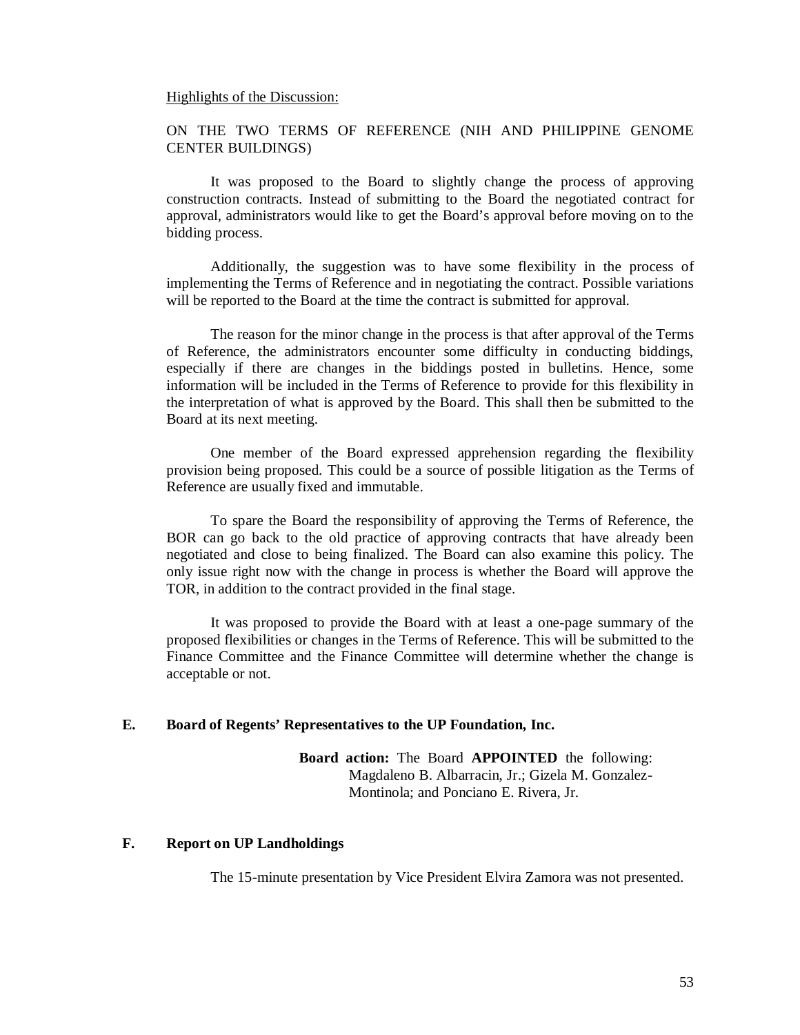<u>Highlights of the Discussion:</u>

ON THE TWO TERMS OF REFERENCE (NIH AND PHILIPPINE GENOME CENTER BUILDINGS)

It was proposed to the Board to slightly change the process of approving construction contracts. Instead of submitting to the Board the negotiated contract for approval, administrators would like to get the Board's approval before moving on to the bidding process.

Additionally, the suggestion was to have some flexibility in the process of implementing the Terms of Reference and in negotiating the contract. Possible variations will be reported to the Board at the time the contract is submitted for approval.

The reason for the minor change in the process is that after approval of the Terms of Reference, the administrators encounter some difficulty in conducting biddings, especially if there are changes in the biddings posted in bulletins. Hence, some information will be included in the Terms of Reference to provide for this flexibility in the interpretation of what is approved by the Board. This shall then be submitted to the Board at its next meeting.

One member of the Board expressed apprehension regarding the flexibility provision being proposed. This could be a source of possible litigation as the Terms of Reference are usually fixed and immutable.

To spare the Board the responsibility of approving the Terms of Reference, the BOR can go back to the old practice of approving contracts that have already been negotiated and close to being finalized. The Board can also examine this policy. The only issue right now with the change in process is whether the Board will approve the TOR, in addition to the contract provided in the final stage.

It was proposed to provide the Board with at least a one-page summary of the proposed flexibilities or changes in the Terms of Reference. This will be submitted to the Finance Committee and the Finance Committee will determine whether the change is acceptable or not.

### E. Board of Regents' Representatives to the UP Foundation, Inc.

**Board action:** The Board **APPOINTED** the following: Magdaleno B. Albarracin, Jr.; Gizela M. Gonzalez-Montinola; and Ponciano E. Rivera, Jr.

### F. Report on UP Landholdings

The 15-minute presentation by Vice President Elvira Zamora was not presented.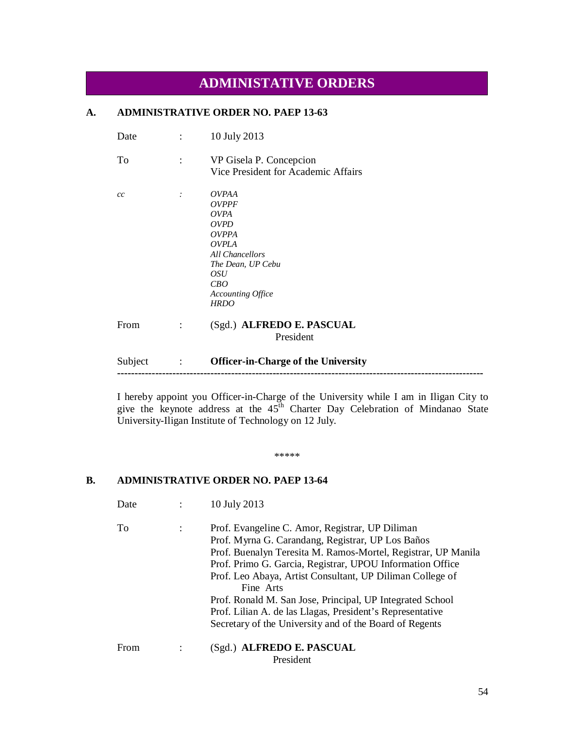# ADMINISTATIVE ORDERS

## A. ADMINISTRATIVE ORDER NO. PAEP 13-63

Date : 10 July 2013

To : VP Gisela P. Concepcion
Vice President for Academic Affairs

*cc* : *OVPAA*
*OVPPF*
*OVPA*
*OVPD*
*OVPPA*
*OVPLA*
*All Chancellors*
*The Dean, UP Cebu*
*OSU*
*CBO*
*Accounting Office*
*HRDO*

From : (Sgd.) **ALFREDO E. PASCUAL**
President

Subject : **Officer-in-Charge of the University**

---

I hereby appoint you Officer-in-Charge of the University while I am in Iligan City to give the keynote address at the 45th Charter Day Celebration of Mindanao State University-Iligan Institute of Technology on 12 July.

\*\*\*\*\*

## B. ADMINISTRATIVE ORDER NO. PAEP 13-64

Date : 10 July 2013

To : Prof. Evangeline C. Amor, Registrar, UP Diliman
Prof. Myrna G. Carandang, Registrar, UP Los Baños
Prof. Buenalyn Teresita M. Ramos-Mortel, Registrar, UP Manila
Prof. Primo G. Garcia, Registrar, UPOU Information Office
Prof. Leo Abaya, Artist Consultant, UP Diliman College of Fine Arts
Prof. Ronald M. San Jose, Principal, UP Integrated School
Prof. Lilian A. de las Llagas, President's Representative
Secretary of the University and of the Board of Regents

From : (Sgd.) **ALFREDO E. PASCUAL**
President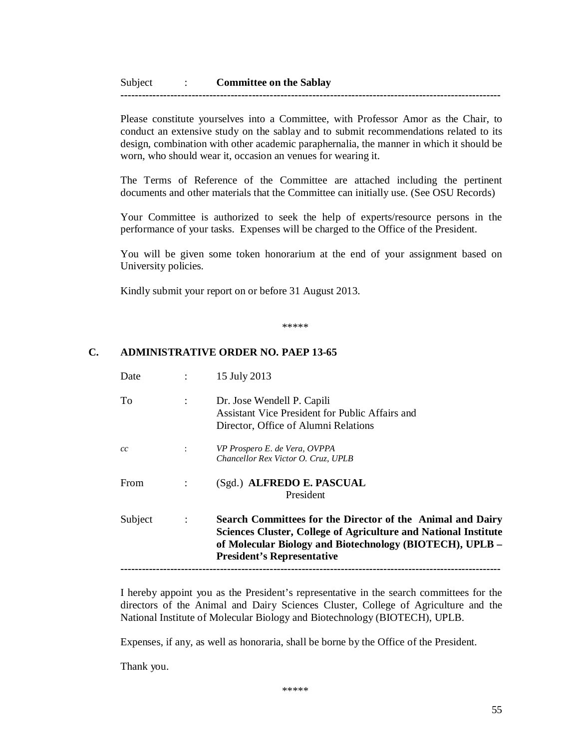Subject : **Committee on the Sablay**

---

Please constitute yourselves into a Committee, with Professor Amor as the Chair, to conduct an extensive study on the sablay and to submit recommendations related to its design, combination with other academic paraphernalia, the manner in which it should be worn, who should wear it, occasion an venues for wearing it.

The Terms of Reference of the Committee are attached including the pertinent documents and other materials that the Committee can initially use. (See OSU Records)

Your Committee is authorized to seek the help of experts/resource persons in the performance of your tasks. Expenses will be charged to the Office of the President.

You will be given some token honorarium at the end of your assignment based on University policies.

Kindly submit your report on or before 31 August 2013.

*****

## C. ADMINISTRATIVE ORDER NO. PAEP 13-65

Date : 15 July 2013

To : Dr. Jose Wendell P. Capili
Assistant Vice President for Public Affairs and
Director, Office of Alumni Relations

*cc* : *VP Prospero E. de Vera, OVPPA*
*Chancellor Rex Victor O. Cruz, UPLB*

From : (Sgd.) **ALFREDO E. PASCUAL**
President

Subject : **Search Committees for the Director of the Animal and Dairy Sciences Cluster, College of Agriculture and National Institute of Molecular Biology and Biotechnology (BIOTECH), UPLB – President's Representative**

---

I hereby appoint you as the President's representative in the search committees for the directors of the Animal and Dairy Sciences Cluster, College of Agriculture and the National Institute of Molecular Biology and Biotechnology (BIOTECH), UPLB.

Expenses, if any, as well as honoraria, shall be borne by the Office of the President.

Thank you.

*****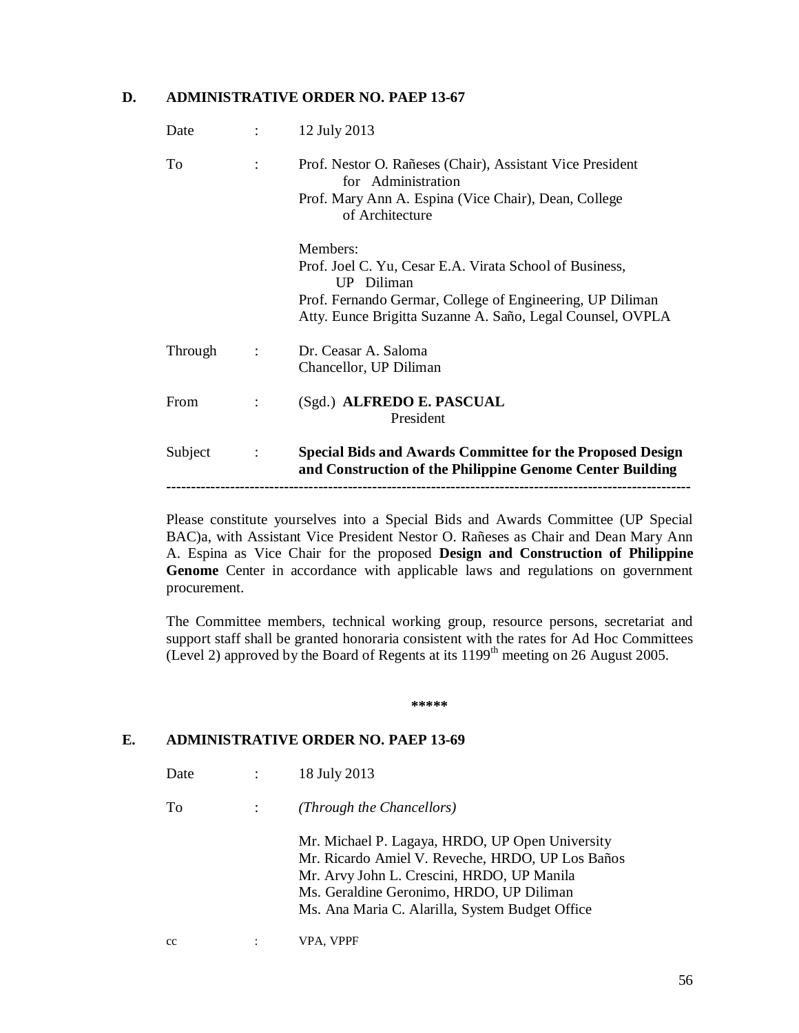## D. ADMINISTRATIVE ORDER NO. PAEP 13-67

| | | |
|---|---|---|
| Date | : | 12 July 2013 |
| To | : | Prof. Nestor O. Rañeses (Chair), Assistant Vice President for Administration<br>Prof. Mary Ann A. Espina (Vice Chair), Dean, College of Architecture<br><br>Members:<br>Prof. Joel C. Yu, Cesar E.A. Virata School of Business, UP Diliman<br>Prof. Fernando Germar, College of Engineering, UP Diliman<br>Atty. Eunce Brigitta Suzanne A. Saño, Legal Counsel, OVPLA |
| Through | : | Dr. Ceasar A. Saloma<br>Chancellor, UP Diliman |
| From | : | (Sgd.) **ALFREDO E. PASCUAL**<br>President |
| Subject | : | **Special Bids and Awards Committee for the Proposed Design and Construction of the Philippine Genome Center Building** |

---

Please constitute yourselves into a Special Bids and Awards Committee (UP Special BAC)a, with Assistant Vice President Nestor O. Rañeses as Chair and Dean Mary Ann A. Espina as Vice Chair for the proposed **Design and Construction of Philippine Genome** Center in accordance with applicable laws and regulations on government procurement.

The Committee members, technical working group, resource persons, secretariat and support staff shall be granted honoraria consistent with the rates for Ad Hoc Committees (Level 2) approved by the Board of Regents at its 1199th meeting on 26 August 2005.

**\*\*\*\*\***

## E. ADMINISTRATIVE ORDER NO. PAEP 13-69

| | | |
|---|---|---|
| Date | : | 18 July 2013 |
| To | : | *(Through the Chancellors)*<br><br>Mr. Michael P. Lagaya, HRDO, UP Open University<br>Mr. Ricardo Amiel V. Reveche, HRDO, UP Los Baños<br>Mr. Arvy John L. Crescini, HRDO, UP Manila<br>Ms. Geraldine Geronimo, HRDO, UP Diliman<br>Ms. Ana Maria C. Alarilla, System Budget Office |
| cc | : | VPA, VPPF |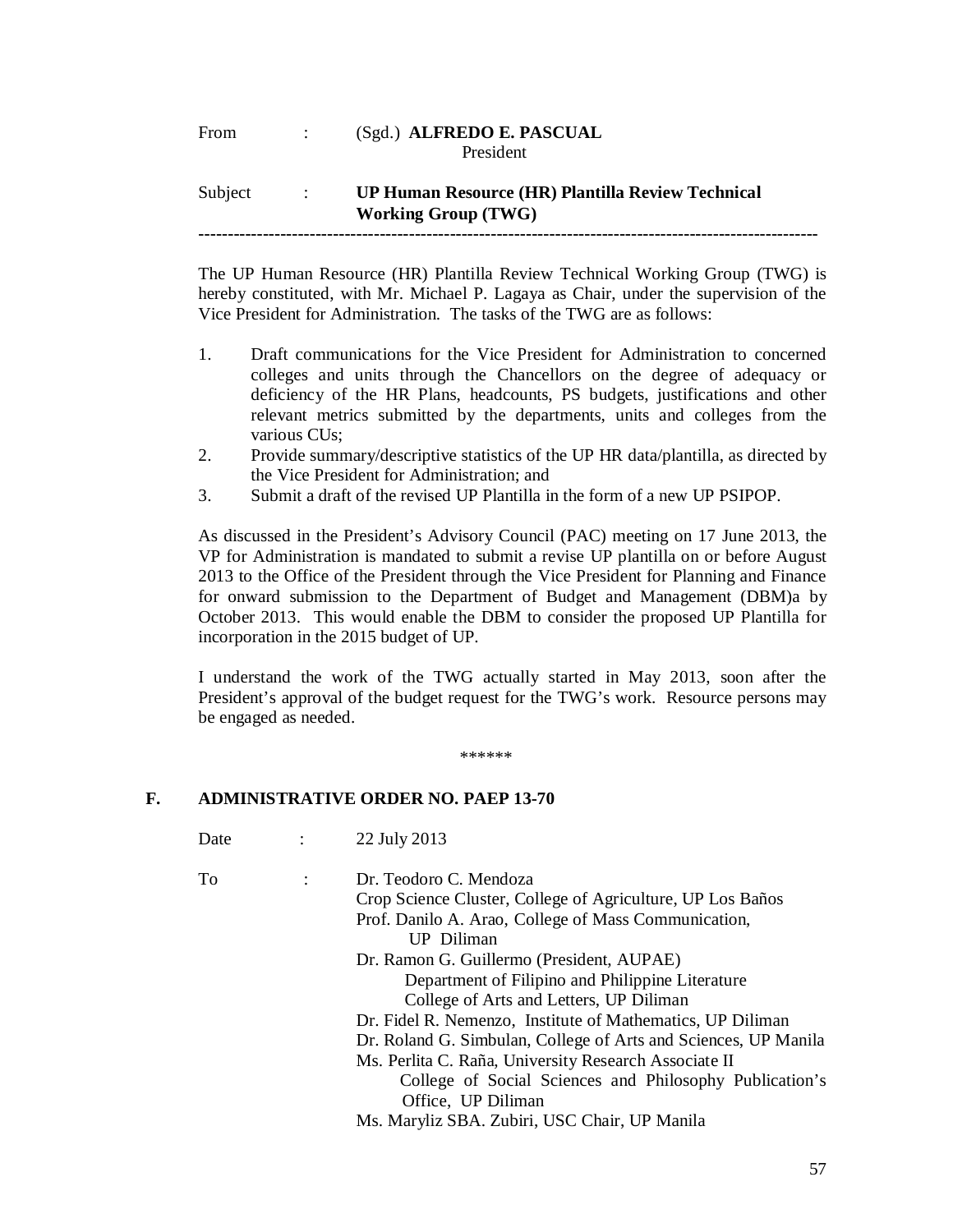From : (Sgd.) **ALFREDO E. PASCUAL**
President

Subject : **UP Human Resource (HR) Plantilla Review Technical Working Group (TWG)**

---

The UP Human Resource (HR) Plantilla Review Technical Working Group (TWG) is hereby constituted, with Mr. Michael P. Lagaya as Chair, under the supervision of the Vice President for Administration. The tasks of the TWG are as follows:

1. Draft communications for the Vice President for Administration to concerned colleges and units through the Chancellors on the degree of adequacy or deficiency of the HR Plans, headcounts, PS budgets, justifications and other relevant metrics submitted by the departments, units and colleges from the various CUs;
2. Provide summary/descriptive statistics of the UP HR data/plantilla, as directed by the Vice President for Administration; and
3. Submit a draft of the revised UP Plantilla in the form of a new UP PSIPOP.

As discussed in the President's Advisory Council (PAC) meeting on 17 June 2013, the VP for Administration is mandated to submit a revise UP plantilla on or before August 2013 to the Office of the President through the Vice President for Planning and Finance for onward submission to the Department of Budget and Management (DBM)a by October 2013. This would enable the DBM to consider the proposed UP Plantilla for incorporation in the 2015 budget of UP.

I understand the work of the TWG actually started in May 2013, soon after the President's approval of the budget request for the TWG's work. Resource persons may be engaged as needed.

******

## F. ADMINISTRATIVE ORDER NO. PAEP 13-70

Date : 22 July 2013

To : Dr. Teodoro C. Mendoza
Crop Science Cluster, College of Agriculture, UP Los Baños
Prof. Danilo A. Arao, College of Mass Communication, UP Diliman
Dr. Ramon G. Guillermo (President, AUPAE)
Department of Filipino and Philippine Literature
College of Arts and Letters, UP Diliman
Dr. Fidel R. Nemenzo, Institute of Mathematics, UP Diliman
Dr. Roland G. Simbulan, College of Arts and Sciences, UP Manila
Ms. Perlita C. Raña, University Research Associate II
College of Social Sciences and Philosophy Publication's Office, UP Diliman
Ms. Maryliz SBA. Zubiri, USC Chair, UP Manila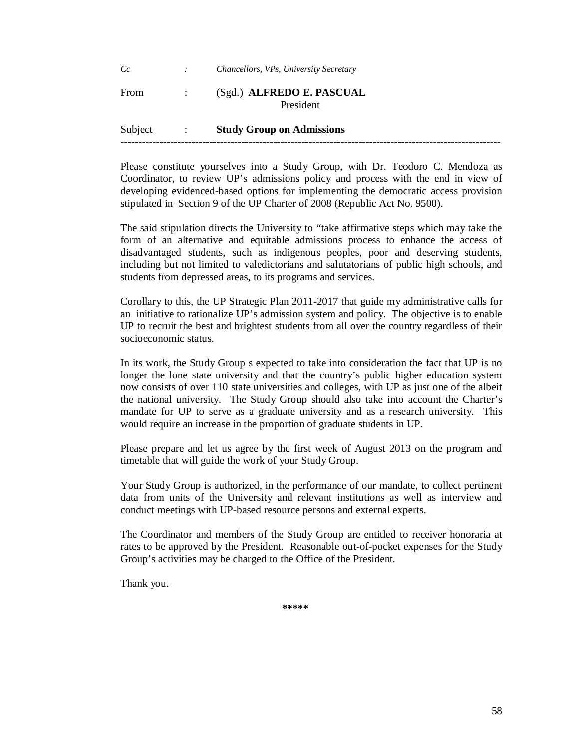*Cc* : *Chancellors, VPs, University Secretary*

From : (Sgd.) **ALFREDO E. PASCUAL**
President

Subject : **Study Group on Admissions**

---

Please constitute yourselves into a Study Group, with Dr. Teodoro C. Mendoza as Coordinator, to review UP's admissions policy and process with the end in view of developing evidenced-based options for implementing the democratic access provision stipulated in Section 9 of the UP Charter of 2008 (Republic Act No. 9500).

The said stipulation directs the University to "take affirmative steps which may take the form of an alternative and equitable admissions process to enhance the access of disadvantaged students, such as indigenous peoples, poor and deserving students, including but not limited to valedictorians and salutatorians of public high schools, and students from depressed areas, to its programs and services.

Corollary to this, the UP Strategic Plan 2011-2017 that guide my administrative calls for an initiative to rationalize UP's admission system and policy. The objective is to enable UP to recruit the best and brightest students from all over the country regardless of their socioeconomic status.

In its work, the Study Group s expected to take into consideration the fact that UP is no longer the lone state university and that the country's public higher education system now consists of over 110 state universities and colleges, with UP as just one of the albeit the national university. The Study Group should also take into account the Charter's mandate for UP to serve as a graduate university and as a research university. This would require an increase in the proportion of graduate students in UP.

Please prepare and let us agree by the first week of August 2013 on the program and timetable that will guide the work of your Study Group.

Your Study Group is authorized, in the performance of our mandate, to collect pertinent data from units of the University and relevant institutions as well as interview and conduct meetings with UP-based resource persons and external experts.

The Coordinator and members of the Study Group are entitled to receiver honoraria at rates to be approved by the President. Reasonable out-of-pocket expenses for the Study Group's activities may be charged to the Office of the President.

Thank you.

*****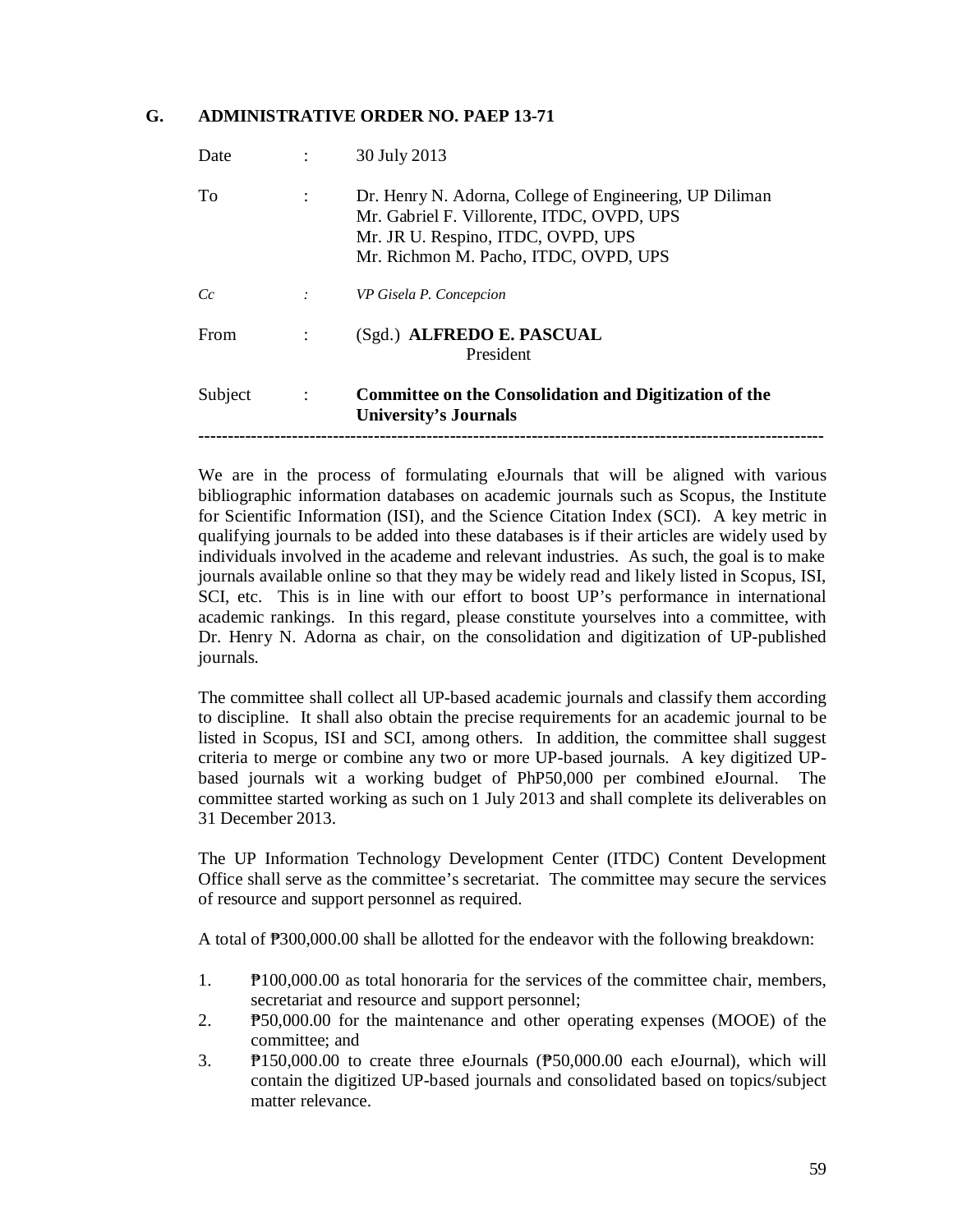## G. ADMINISTRATIVE ORDER NO. PAEP 13-71

| | | |
|---|---|---|
| Date | : | 30 July 2013 |
| To | : | Dr. Henry N. Adorna, College of Engineering, UP Diliman<br>Mr. Gabriel F. Villorente, ITDC, OVPD, UPS<br>Mr. JR U. Respino, ITDC, OVPD, UPS<br>Mr. Richmon M. Pacho, ITDC, OVPD, UPS |
| *Cc* | *:* | *VP Gisela P. Concepcion* |
| From | : | (Sgd.) **ALFREDO E. PASCUAL**<br>President |
| Subject | : | **Committee on the Consolidation and Digitization of the University's Journals** |

---

We are in the process of formulating eJournals that will be aligned with various bibliographic information databases on academic journals such as Scopus, the Institute for Scientific Information (ISI), and the Science Citation Index (SCI). A key metric in qualifying journals to be added into these databases is if their articles are widely used by individuals involved in the academe and relevant industries. As such, the goal is to make journals available online so that they may be widely read and likely listed in Scopus, ISI, SCI, etc. This is in line with our effort to boost UP's performance in international academic rankings. In this regard, please constitute yourselves into a committee, with Dr. Henry N. Adorna as chair, on the consolidation and digitization of UP-published journals.

The committee shall collect all UP-based academic journals and classify them according to discipline. It shall also obtain the precise requirements for an academic journal to be listed in Scopus, ISI and SCI, among others. In addition, the committee shall suggest criteria to merge or combine any two or more UP-based journals. A key digitized UP-based journals wit a working budget of PhP50,000 per combined eJournal. The committee started working as such on 1 July 2013 and shall complete its deliverables on 31 December 2013.

The UP Information Technology Development Center (ITDC) Content Development Office shall serve as the committee's secretariat. The committee may secure the services of resource and support personnel as required.

A total of ₱300,000.00 shall be allotted for the endeavor with the following breakdown:

1. ₱100,000.00 as total honoraria for the services of the committee chair, members, secretariat and resource and support personnel;
2. ₱50,000.00 for the maintenance and other operating expenses (MOOE) of the committee; and
3. ₱150,000.00 to create three eJournals (₱50,000.00 each eJournal), which will contain the digitized UP-based journals and consolidated based on topics/subject matter relevance.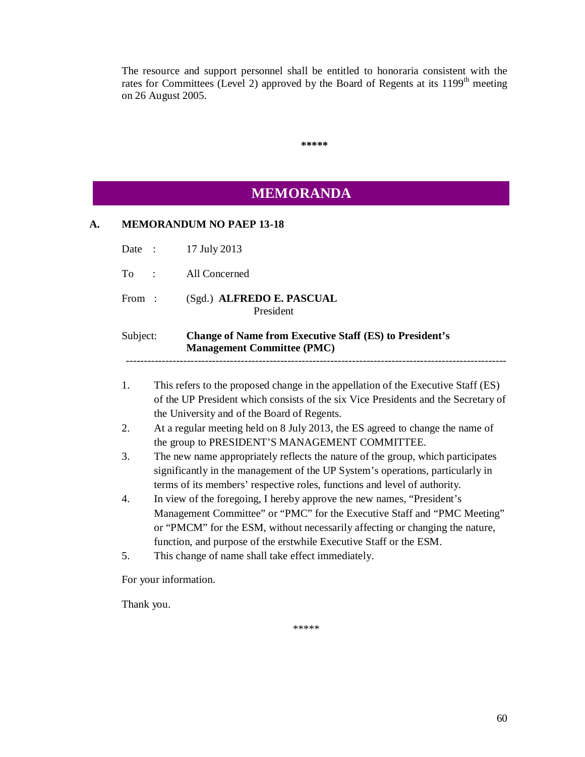The resource and support personnel shall be entitled to honoraria consistent with the rates for Committees (Level 2) approved by the Board of Regents at its 1199th meeting on 26 August 2005.

*****

# MEMORANDA

## A. MEMORANDUM NO PAEP 13-18

Date : 17 July 2013

To : All Concerned

From : (Sgd.) **ALFREDO E. PASCUAL**
President

Subject: **Change of Name from Executive Staff (ES) to President's Management Committee (PMC)**

---

1. This refers to the proposed change in the appellation of the Executive Staff (ES) of the UP President which consists of the six Vice Presidents and the Secretary of the University and of the Board of Regents.
2. At a regular meeting held on 8 July 2013, the ES agreed to change the name of the group to PRESIDENT'S MANAGEMENT COMMITTEE.
3. The new name appropriately reflects the nature of the group, which participates significantly in the management of the UP System's operations, particularly in terms of its members' respective roles, functions and level of authority.
4. In view of the foregoing, I hereby approve the new names, "President's Management Committee" or "PMC" for the Executive Staff and "PMC Meeting" or "PMCM" for the ESM, without necessarily affecting or changing the nature, function, and purpose of the erstwhile Executive Staff or the ESM.
5. This change of name shall take effect immediately.

For your information.

Thank you.

*****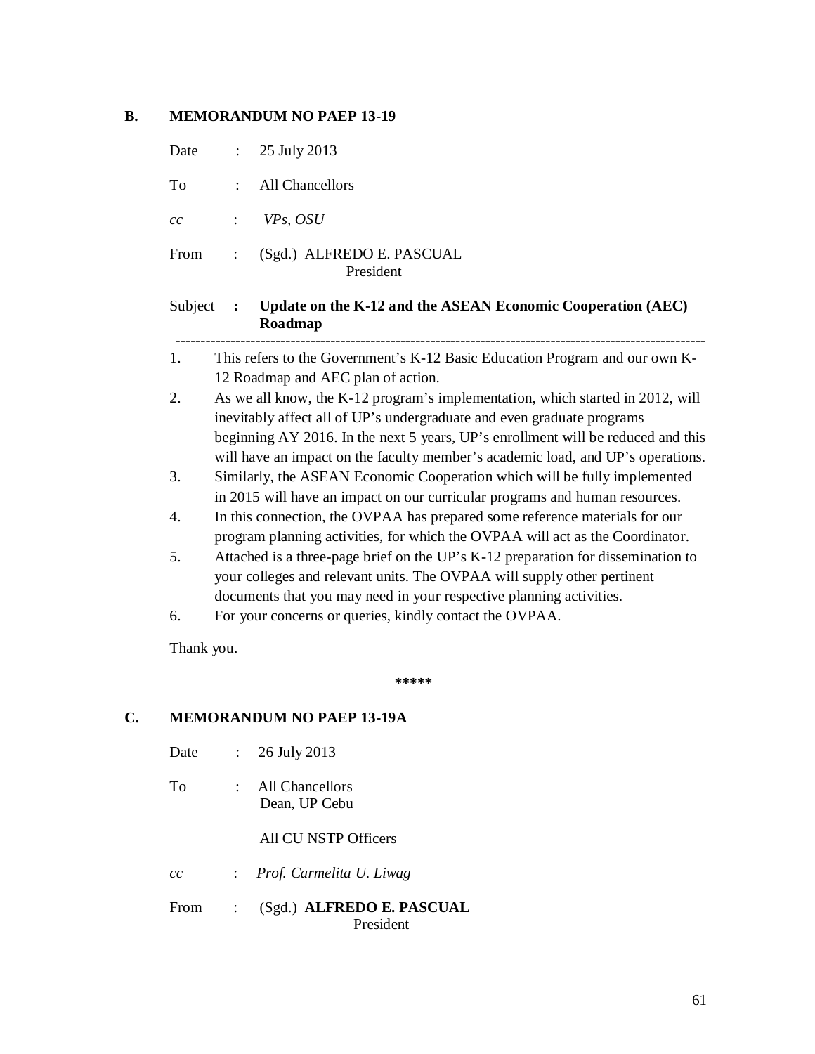## B. MEMORANDUM NO PAEP 13-19

Date : 25 July 2013

To : All Chancellors

*cc* : *VPs, OSU*

From : (Sgd.) ALFREDO E. PASCUAL
President

Subject : **Update on the K-12 and the ASEAN Economic Cooperation (AEC) Roadmap**

---

1. This refers to the Government's K-12 Basic Education Program and our own K-12 Roadmap and AEC plan of action.
2. As we all know, the K-12 program's implementation, which started in 2012, will inevitably affect all of UP's undergraduate and even graduate programs beginning AY 2016. In the next 5 years, UP's enrollment will be reduced and this will have an impact on the faculty member's academic load, and UP's operations.
3. Similarly, the ASEAN Economic Cooperation which will be fully implemented in 2015 will have an impact on our curricular programs and human resources.
4. In this connection, the OVPAA has prepared some reference materials for our program planning activities, for which the OVPAA will act as the Coordinator.
5. Attached is a three-page brief on the UP's K-12 preparation for dissemination to your colleges and relevant units. The OVPAA will supply other pertinent documents that you may need in your respective planning activities.
6. For your concerns or queries, kindly contact the OVPAA.

Thank you.

**\*\*\*\*\***

## C. MEMORANDUM NO PAEP 13-19A

Date : 26 July 2013

To : All Chancellors
Dean, UP Cebu

All CU NSTP Officers

*cc* : *Prof. Carmelita U. Liwag*

From : (Sgd.) **ALFREDO E. PASCUAL**
President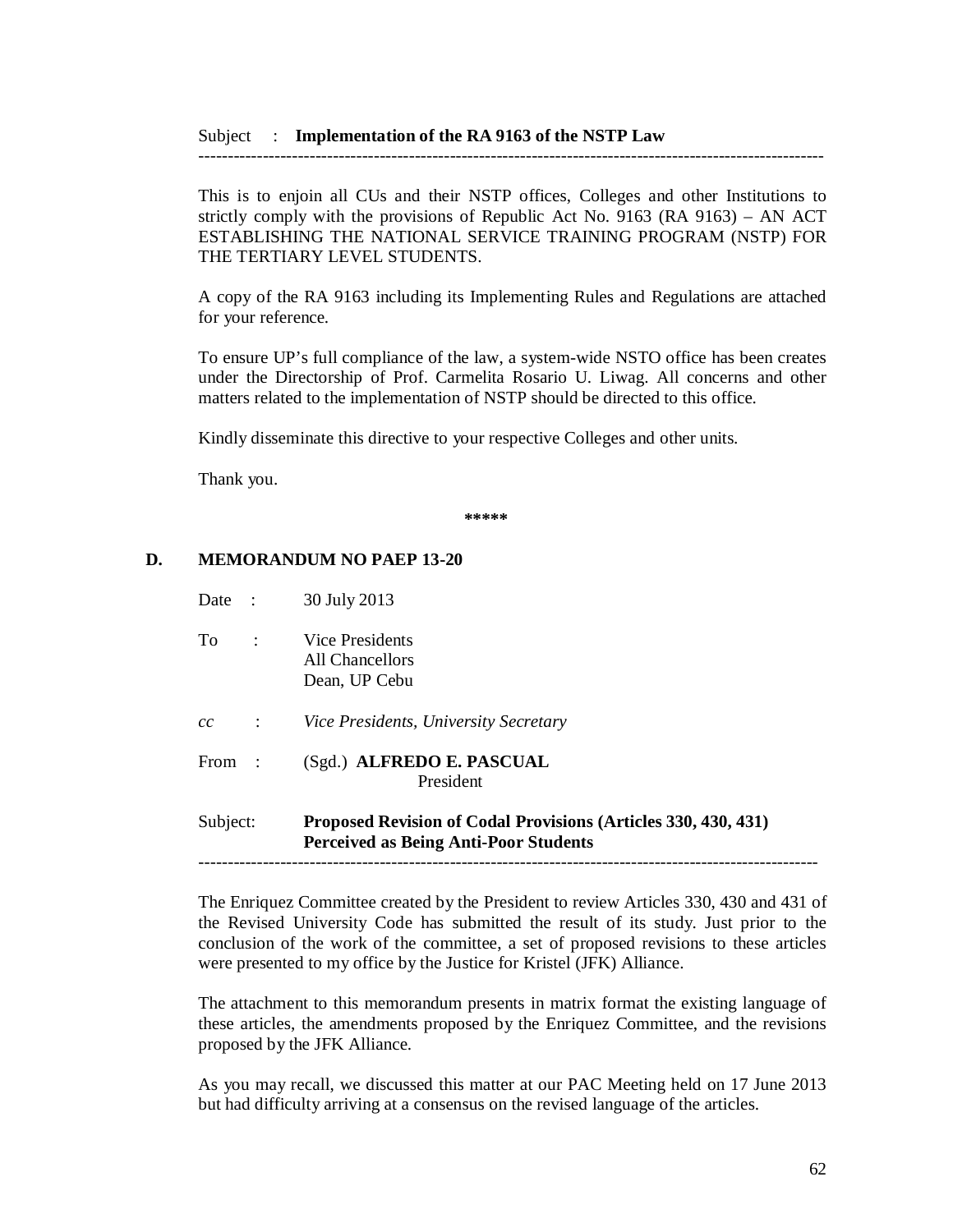Subject : **Implementation of the RA 9163 of the NSTP Law**

---

This is to enjoin all CUs and their NSTP offices, Colleges and other Institutions to strictly comply with the provisions of Republic Act No. 9163 (RA 9163) – AN ACT ESTABLISHING THE NATIONAL SERVICE TRAINING PROGRAM (NSTP) FOR THE TERTIARY LEVEL STUDENTS.

A copy of the RA 9163 including its Implementing Rules and Regulations are attached for your reference.

To ensure UP's full compliance of the law, a system-wide NSTO office has been creates under the Directorship of Prof. Carmelita Rosario U. Liwag. All concerns and other matters related to the implementation of NSTP should be directed to this office.

Kindly disseminate this directive to your respective Colleges and other units.

Thank you.

**\*\*\*\*\***

## D. MEMORANDUM NO PAEP 13-20

Date : 30 July 2013

To : Vice Presidents
All Chancellors
Dean, UP Cebu

*cc : Vice Presidents, University Secretary*

From : (Sgd.) **ALFREDO E. PASCUAL**
President

Subject: **Proposed Revision of Codal Provisions (Articles 330, 430, 431) Perceived as Being Anti-Poor Students**

---

The Enriquez Committee created by the President to review Articles 330, 430 and 431 of the Revised University Code has submitted the result of its study. Just prior to the conclusion of the work of the committee, a set of proposed revisions to these articles were presented to my office by the Justice for Kristel (JFK) Alliance.

The attachment to this memorandum presents in matrix format the existing language of these articles, the amendments proposed by the Enriquez Committee, and the revisions proposed by the JFK Alliance.

As you may recall, we discussed this matter at our PAC Meeting held on 17 June 2013 but had difficulty arriving at a consensus on the revised language of the articles.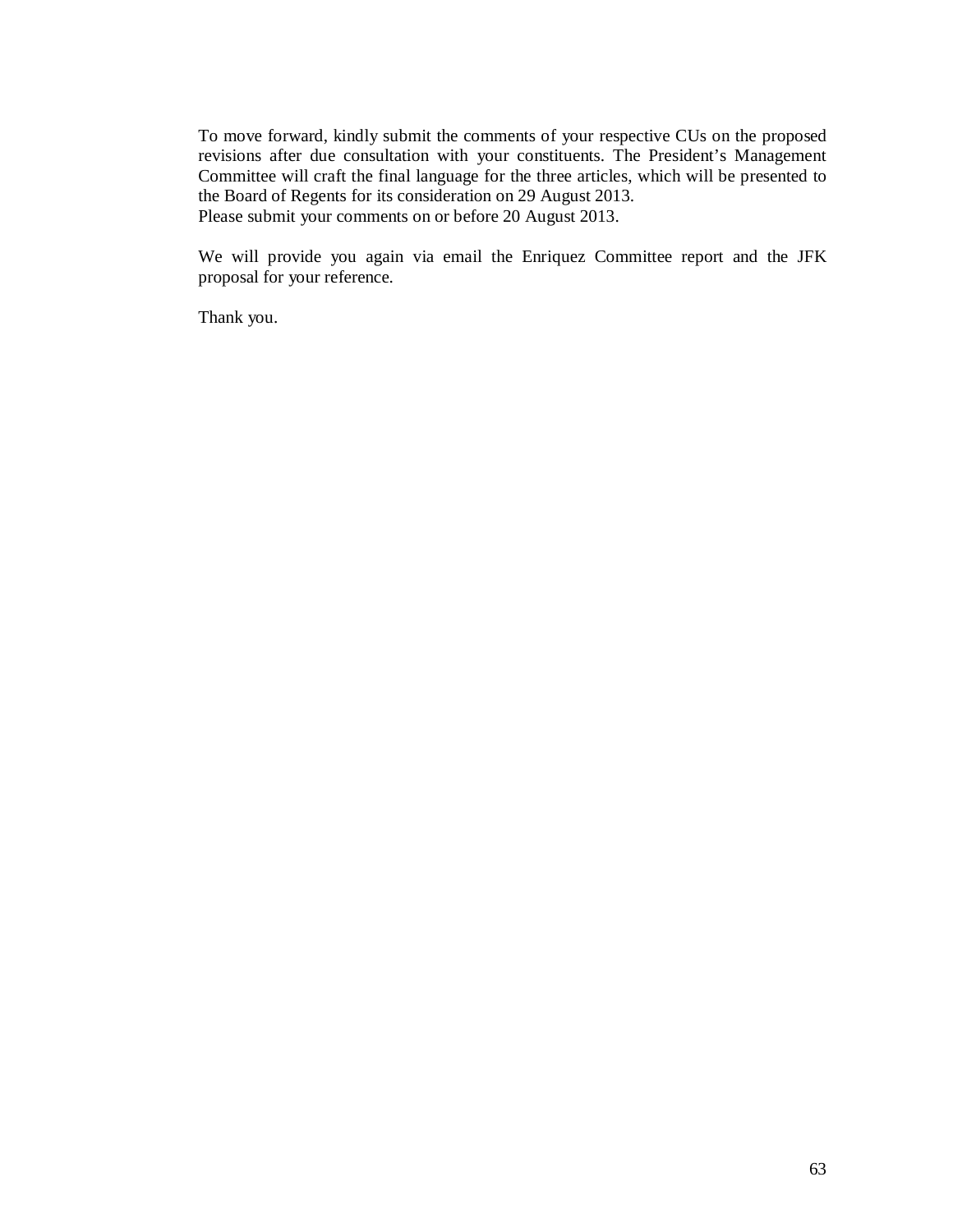To move forward, kindly submit the comments of your respective CUs on the proposed revisions after due consultation with your constituents. The President's Management Committee will craft the final language for the three articles, which will be presented to the Board of Regents for its consideration on 29 August 2013.
Please submit your comments on or before 20 August 2013.

We will provide you again via email the Enriquez Committee report and the JFK proposal for your reference.

Thank you.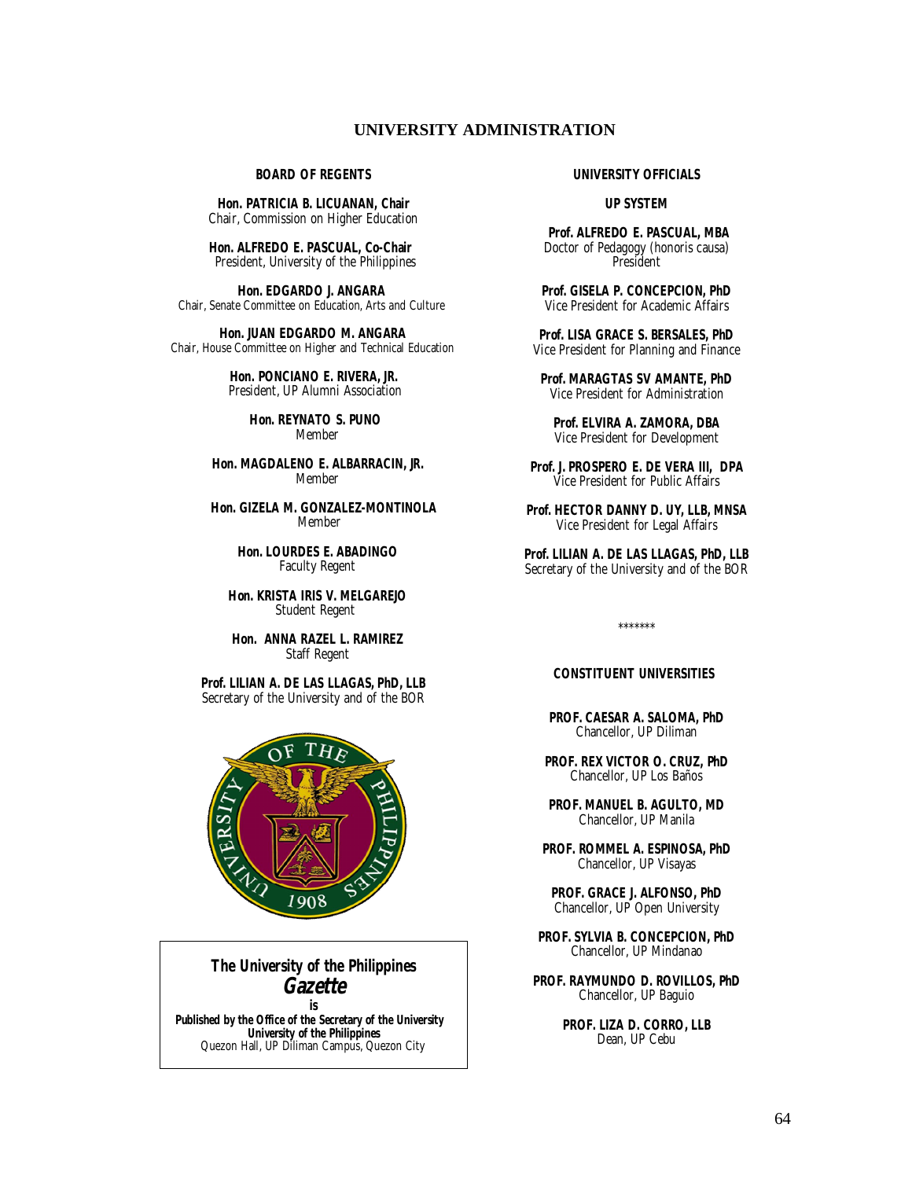# UNIVERSITY ADMINISTRATION

## BOARD OF REGENTS

**Hon. PATRICIA B. LICUANAN, Chair**
Chair, Commission on Higher Education

**Hon. ALFREDO E. PASCUAL, Co-Chair**
President, University of the Philippines

**Hon. EDGARDO J. ANGARA**
Chair, Senate Committee on Education, Arts and Culture

**Hon. JUAN EDGARDO M. ANGARA**
Chair, House Committee on Higher and Technical Education

**Hon. PONCIANO E. RIVERA, JR.**
President, UP Alumni Association

**Hon. REYNATO S. PUNO**
Member

**Hon. MAGDALENO E. ALBARRACIN, JR.**
Member

**Hon. GIZELA M. GONZALEZ-MONTINOLA**
Member

**Hon. LOURDES E. ABADINGO**
Faculty Regent

**Hon. KRISTA IRIS V. MELGAREJO**
Student Regent

**Hon. ANNA RAZEL L. RAMIREZ**
Staff Regent

**Prof. LILIAN A. DE LAS LLAGAS, PhD, LLB**
Secretary of the University and of the BOR

**The University of the Philippines**
***Gazette***
**is**
**Published by the Office of the Secretary of the University**
**University of the Philippines**
Quezon Hall, UP Diliman Campus, Quezon City

## UNIVERSITY OFFICIALS

### UP SYSTEM

**Prof. ALFREDO E. PASCUAL, MBA**
Doctor of Pedagogy (honoris causa)
President

**Prof. GISELA P. CONCEPCION, PhD**
Vice President for Academic Affairs

**Prof. LISA GRACE S. BERSALES, PhD**
Vice President for Planning and Finance

**Prof. MARAGTAS SV AMANTE, PhD**
Vice President for Administration

**Prof. ELVIRA A. ZAMORA, DBA**
Vice President for Development

**Prof. J. PROSPERO E. DE VERA III, DPA**
Vice President for Public Affairs

**Prof. HECTOR DANNY D. UY, LLB, MNSA**
Vice President for Legal Affairs

**Prof. LILIAN A. DE LAS LLAGAS, PhD, LLB**
Secretary of the University and of the BOR

*******

### CONSTITUENT UNIVERSITIES

**PROF. CAESAR A. SALOMA, PhD**
Chancellor, UP Diliman

**PROF. REX VICTOR O. CRUZ, PhD**
Chancellor, UP Los Baños

**PROF. MANUEL B. AGULTO, MD**
Chancellor, UP Manila

**PROF. ROMMEL A. ESPINOSA, PhD**
Chancellor, UP Visayas

**PROF. GRACE J. ALFONSO, PhD**
Chancellor, UP Open University

**PROF. SYLVIA B. CONCEPCION, PhD**
Chancellor, UP Mindanao

**PROF. RAYMUNDO D. ROVILLOS, PhD**
Chancellor, UP Baguio

**PROF. LIZA D. CORRO, LLB**
Dean, UP Cebu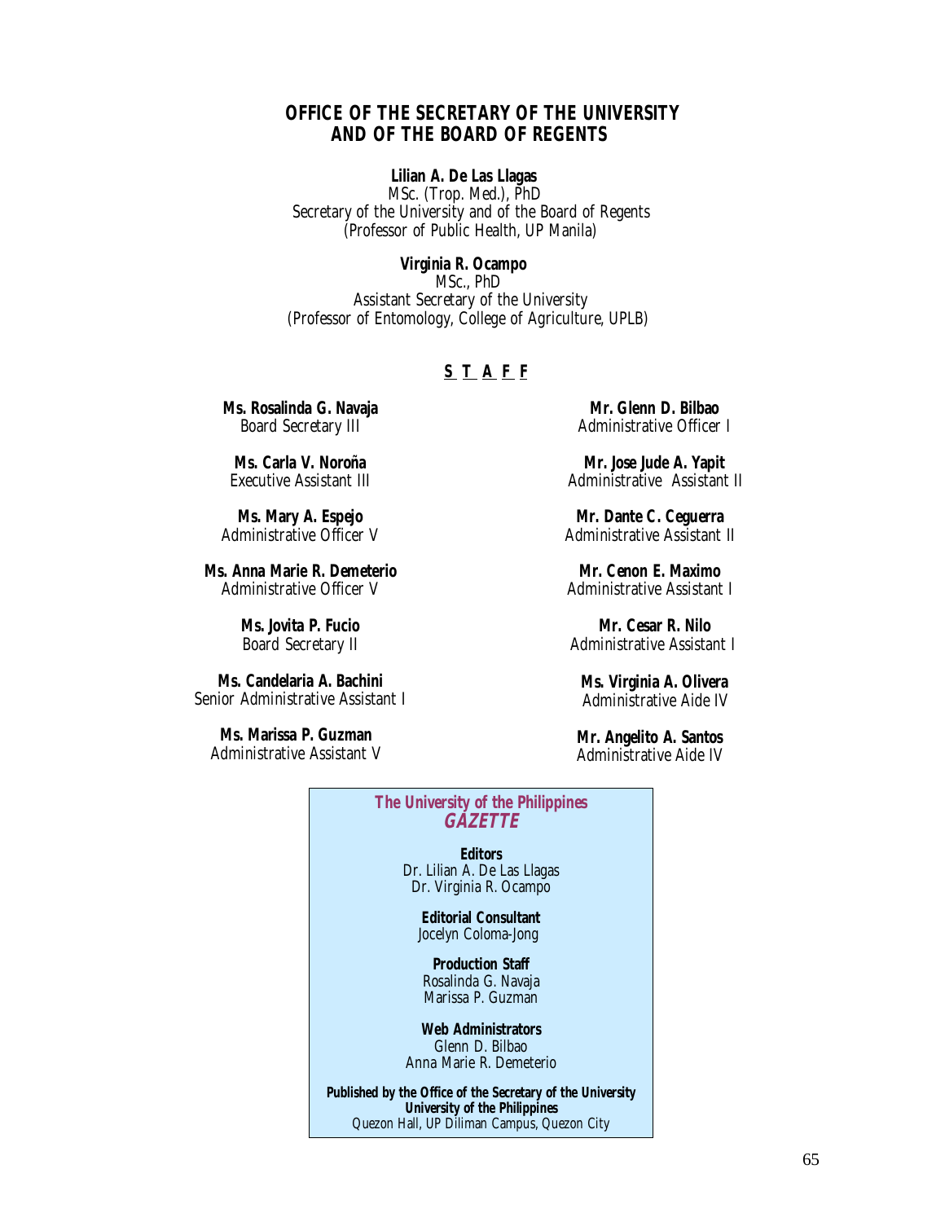## OFFICE OF THE SECRETARY OF THE UNIVERSITY AND OF THE BOARD OF REGENTS

**Lilian A. De Las Llagas**
MSc. (Trop. Med.), PhD
Secretary of the University and of the Board of Regents
(Professor of Public Health, UP Manila)

**Virginia R. Ocampo**
MSc., PhD
Assistant Secretary of the University
(Professor of Entomology, College of Agriculture, UPLB)

### S T A F F

**Ms. Rosalinda G. Navaja**
Board Secretary III

**Ms. Carla V. Noroña**
Executive Assistant III

**Ms. Mary A. Espejo**
Administrative Officer V

**Ms. Anna Marie R. Demeterio**
Administrative Officer V

**Ms. Jovita P. Fucio**
Board Secretary II

**Ms. Candelaria A. Bachini**
Senior Administrative Assistant I

**Ms. Marissa P. Guzman**
Administrative Assistant V

**Mr. Glenn D. Bilbao**
Administrative Officer I

**Mr. Jose Jude A. Yapit**
Administrative Assistant II

**Mr. Dante C. Ceguerra**
Administrative Assistant II

**Mr. Cenon E. Maximo**
Administrative Assistant I

**Mr. Cesar R. Nilo**
Administrative Assistant I

**Ms. Virginia A. Olivera**
Administrative Aide IV

**Mr. Angelito A. Santos**
Administrative Aide IV

**The University of the Philippines**
***GAZETTE***

**Editors**
Dr. Lilian A. De Las Llagas
Dr. Virginia R. Ocampo

**Editorial Consultant**
Jocelyn Coloma-Jong

**Production Staff**
Rosalinda G. Navaja
Marissa P. Guzman

**Web Administrators**
Glenn D. Bilbao
Anna Marie R. Demeterio

**Published by the Office of the Secretary of the University**
**University of the Philippines**
Quezon Hall, UP Diliman Campus, Quezon City